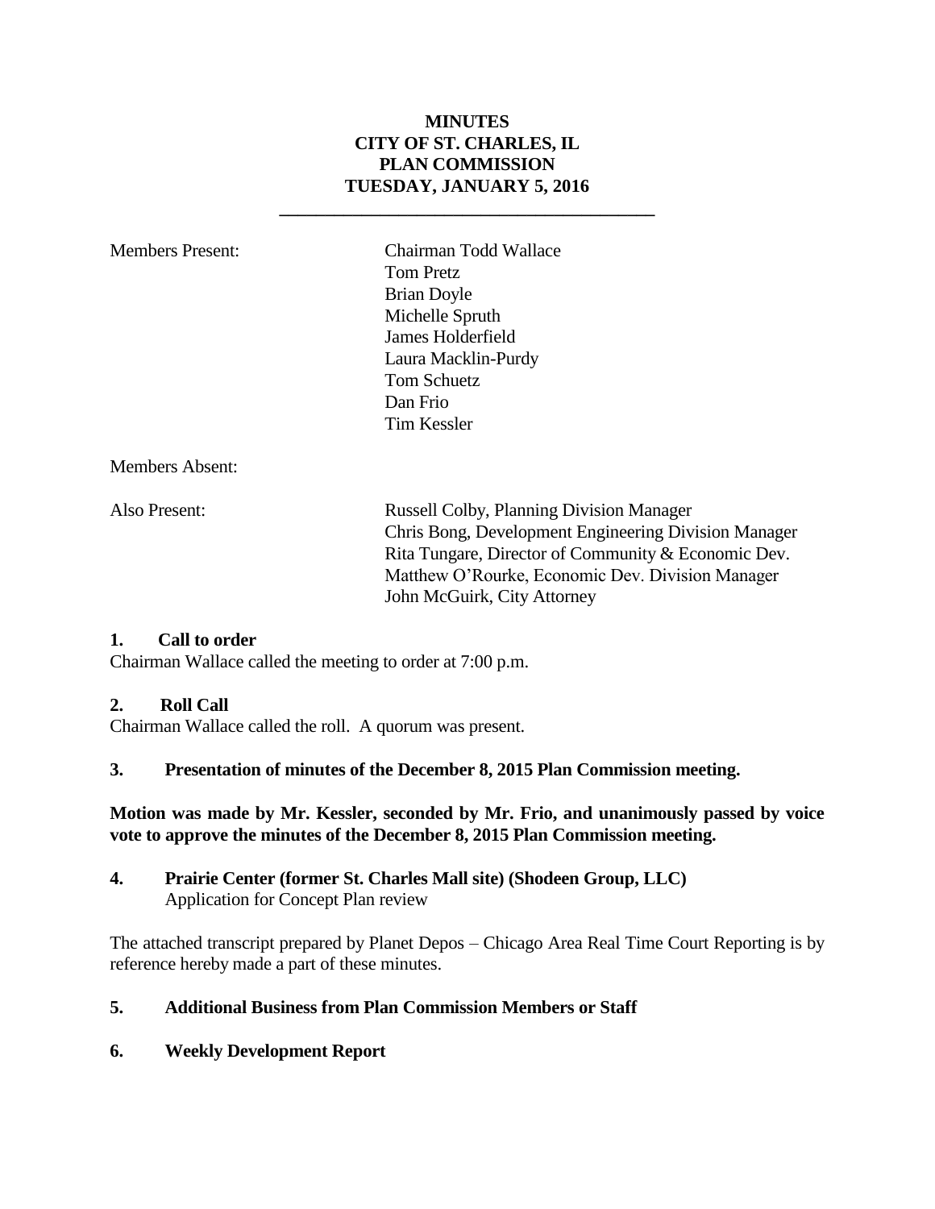**MINUTES**
**CITY OF ST. CHARLES, IL**
**PLAN COMMISSION**
**TUESDAY, JANUARY 5, 2016**

---

Members Present: Chairman Todd Wallace
Tom Pretz
Brian Doyle
Michelle Spruth
James Holderfield
Laura Macklin-Purdy
Tom Schuetz
Dan Frio
Tim Kessler

Members Absent:

Also Present: Russell Colby, Planning Division Manager
Chris Bong, Development Engineering Division Manager
Rita Tungare, Director of Community & Economic Dev.
Matthew O'Rourke, Economic Dev. Division Manager
John McGuirk, City Attorney

**1. Call to order**

Chairman Wallace called the meeting to order at 7:00 p.m.

**2. Roll Call**

Chairman Wallace called the roll. A quorum was present.

**3. Presentation of minutes of the December 8, 2015 Plan Commission meeting.**

**Motion was made by Mr. Kessler, seconded by Mr. Frio, and unanimously passed by voice vote to approve the minutes of the December 8, 2015 Plan Commission meeting.**

**4. Prairie Center (former St. Charles Mall site) (Shodeen Group, LLC)**
Application for Concept Plan review

The attached transcript prepared by Planet Depos – Chicago Area Real Time Court Reporting is by reference hereby made a part of these minutes.

**5. Additional Business from Plan Commission Members or Staff**

**6. Weekly Development Report**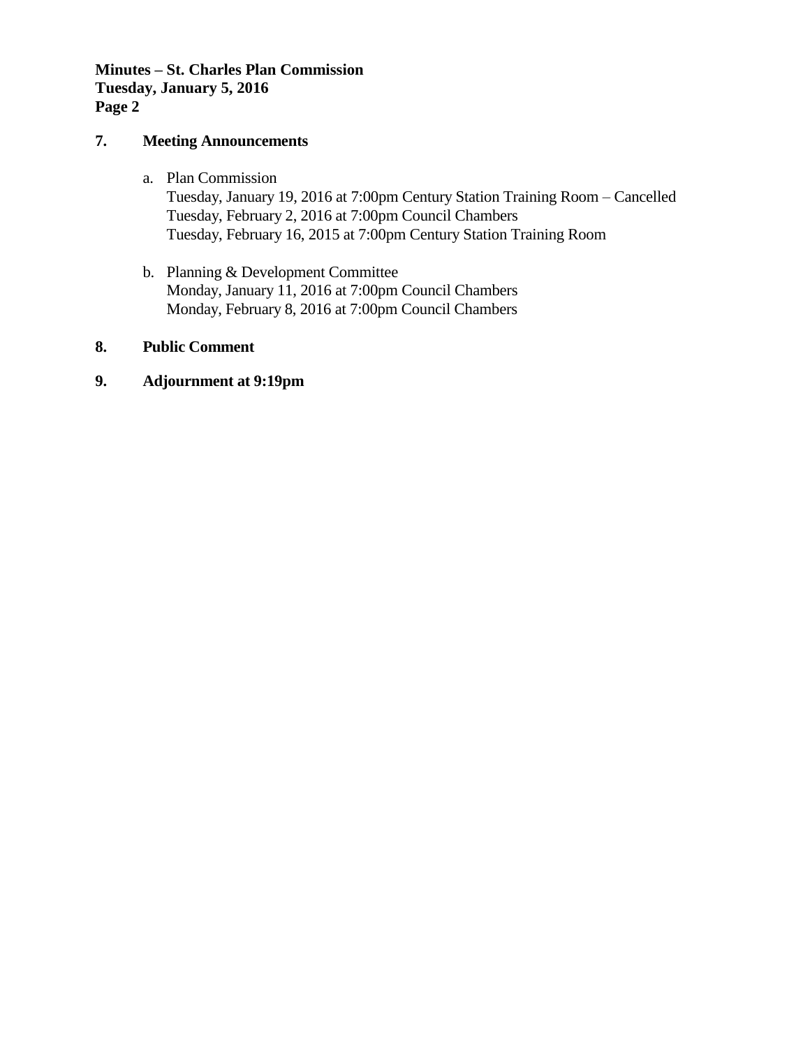**7. Meeting Announcements**

a. Plan Commission
   Tuesday, January 19, 2016 at 7:00pm Century Station Training Room – Cancelled
   Tuesday, February 2, 2016 at 7:00pm Council Chambers
   Tuesday, February 16, 2015 at 7:00pm Century Station Training Room

b. Planning & Development Committee
   Monday, January 11, 2016 at 7:00pm Council Chambers
   Monday, February 8, 2016 at 7:00pm Council Chambers

**8. Public Comment**

**9. Adjournment at 9:19pm**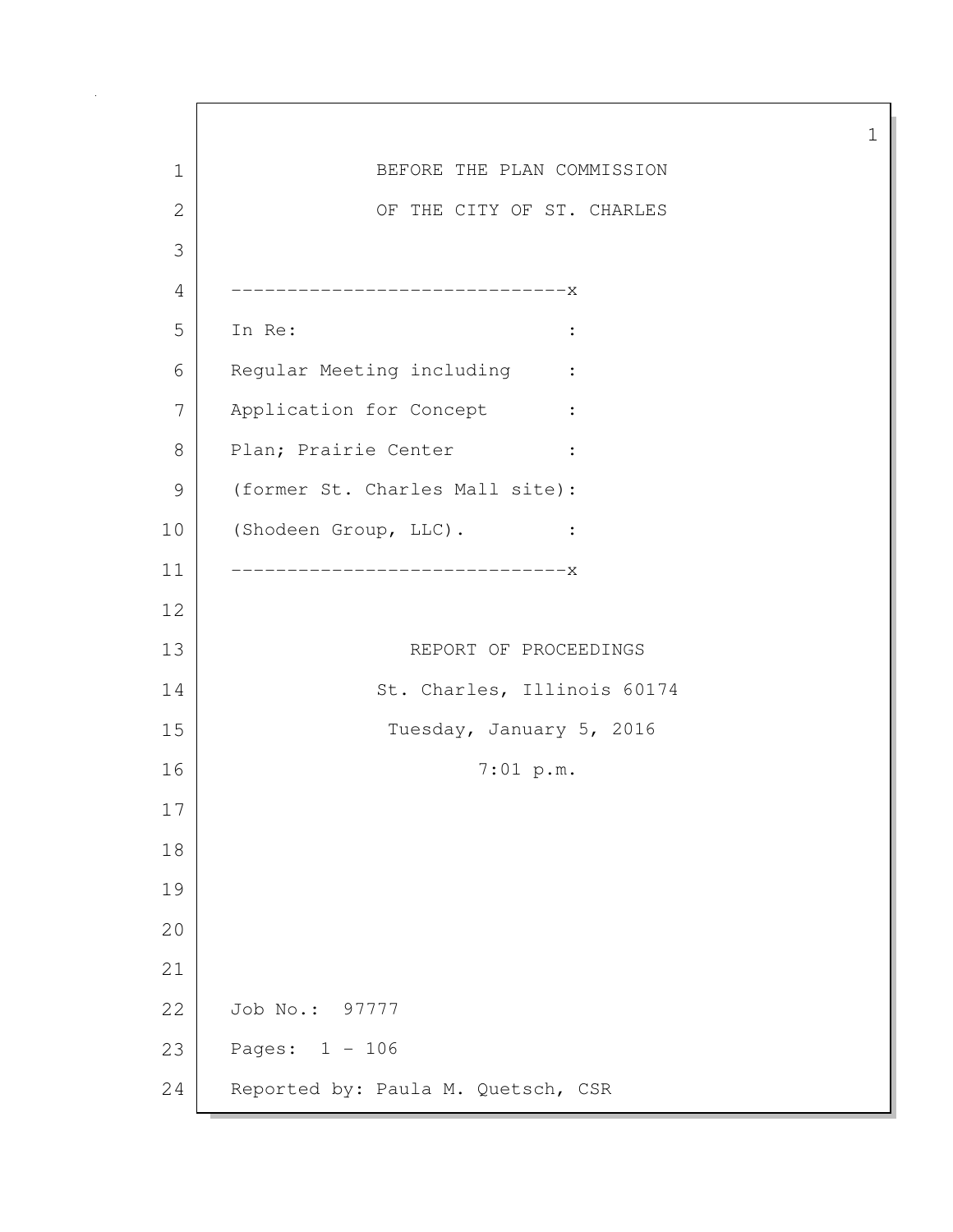BEFORE THE PLAN COMMISSION

OF THE CITY OF ST. CHARLES

------------------------------x

In Re: :

Regular Meeting including :

Application for Concept :

Plan; Prairie Center :

(former St. Charles Mall site):

(Shodeen Group, LLC). :

------------------------------x

REPORT OF PROCEEDINGS

St. Charles, Illinois 60174

Tuesday, January 5, 2016

7:01 p.m.

Job No.: 97777

Pages: 1 - 106

Reported by: Paula M. Quetsch, CSR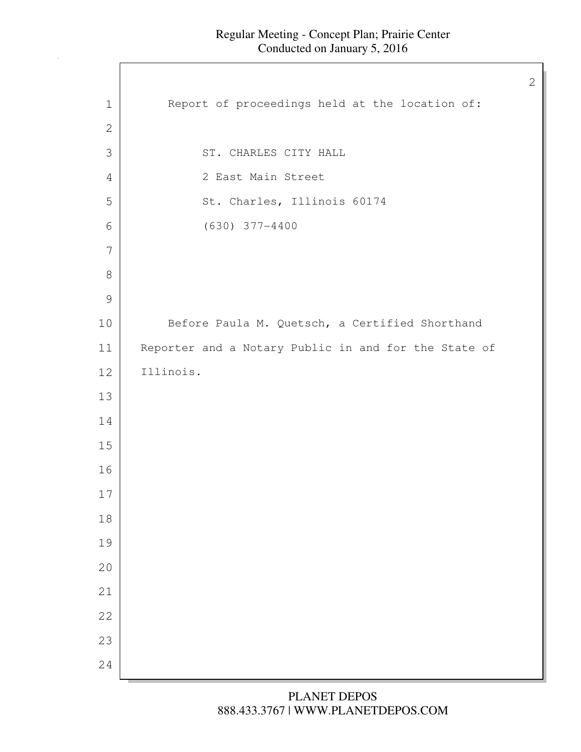Report of proceedings held at the location of:

ST. CHARLES CITY HALL
2 East Main Street
St. Charles, Illinois 60174
(630) 377-4400

Before Paula M. Quetsch, a Certified Shorthand Reporter and a Notary Public in and for the State of Illinois.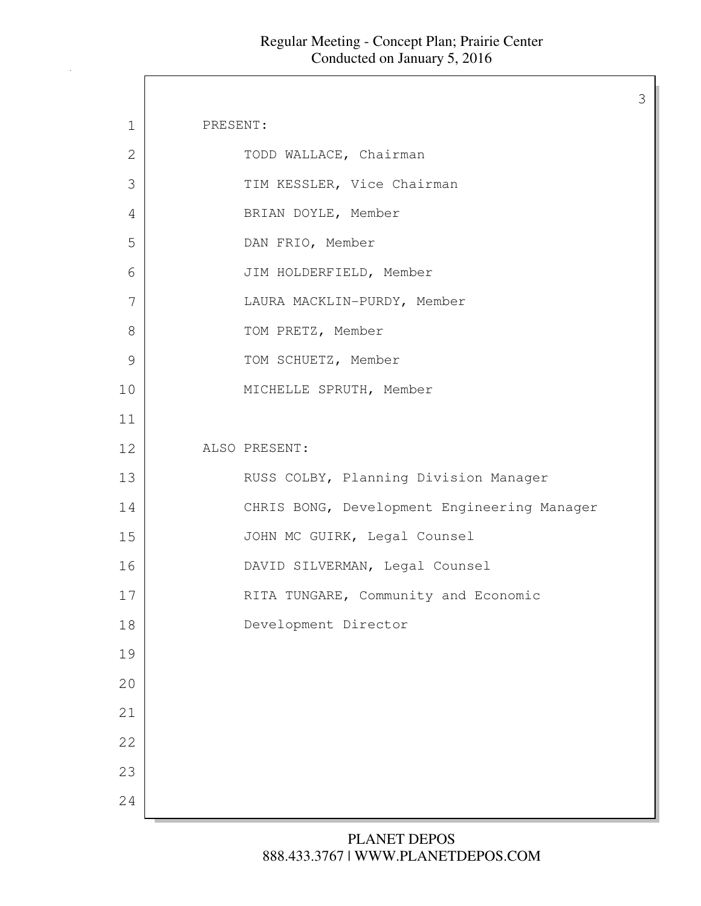PRESENT:

TODD WALLACE, Chairman
TIM KESSLER, Vice Chairman
BRIAN DOYLE, Member
DAN FRIO, Member
JIM HOLDERFIELD, Member
LAURA MACKLIN-PURDY, Member
TOM PRETZ, Member
TOM SCHUETZ, Member
MICHELLE SPRUTH, Member

ALSO PRESENT:

RUSS COLBY, Planning Division Manager
CHRIS BONG, Development Engineering Manager
JOHN MC GUIRK, Legal Counsel
DAVID SILVERMAN, Legal Counsel
RITA TUNGARE, Community and Economic Development Director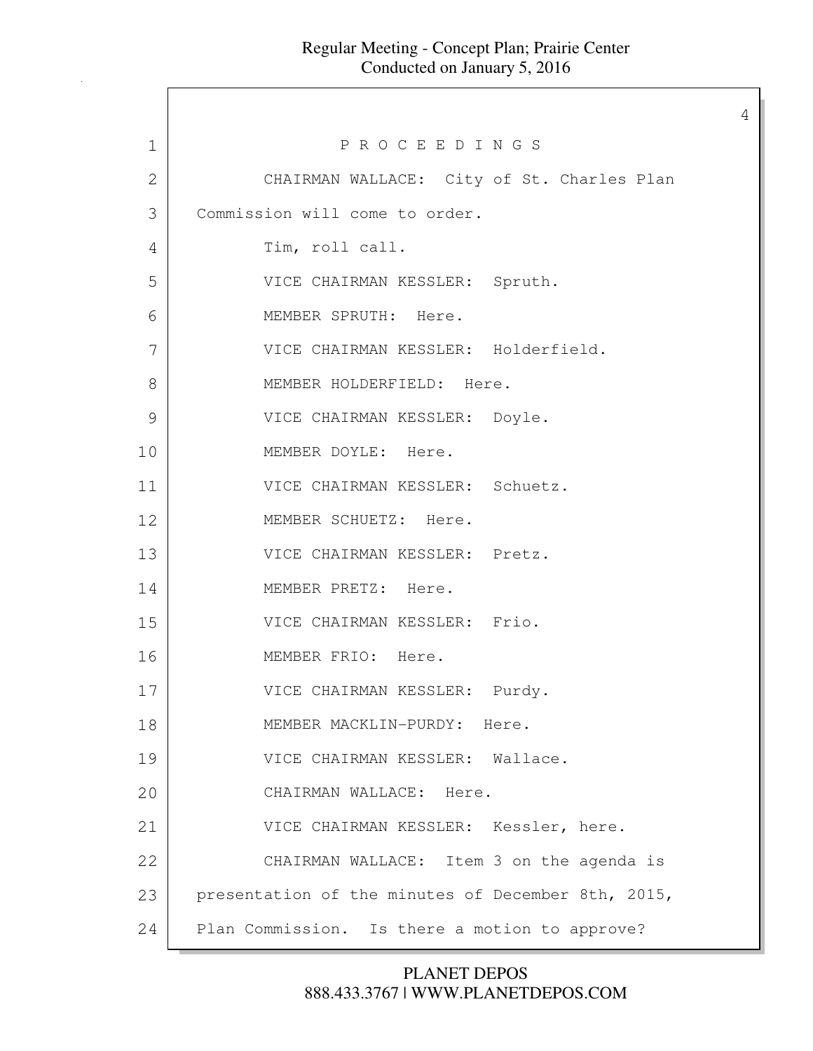P R O C E E D I N G S

CHAIRMAN WALLACE: City of St. Charles Plan Commission will come to order.

Tim, roll call.

VICE CHAIRMAN KESSLER: Spruth.

MEMBER SPRUTH: Here.

VICE CHAIRMAN KESSLER: Holderfield.

MEMBER HOLDERFIELD: Here.

VICE CHAIRMAN KESSLER: Doyle.

MEMBER DOYLE: Here.

VICE CHAIRMAN KESSLER: Schuetz.

MEMBER SCHUETZ: Here.

VICE CHAIRMAN KESSLER: Pretz.

MEMBER PRETZ: Here.

VICE CHAIRMAN KESSLER: Frio.

MEMBER FRIO: Here.

VICE CHAIRMAN KESSLER: Purdy.

MEMBER MACKLIN-PURDY: Here.

VICE CHAIRMAN KESSLER: Wallace.

CHAIRMAN WALLACE: Here.

VICE CHAIRMAN KESSLER: Kessler, here.

CHAIRMAN WALLACE: Item 3 on the agenda is presentation of the minutes of December 8th, 2015, Plan Commission. Is there a motion to approve?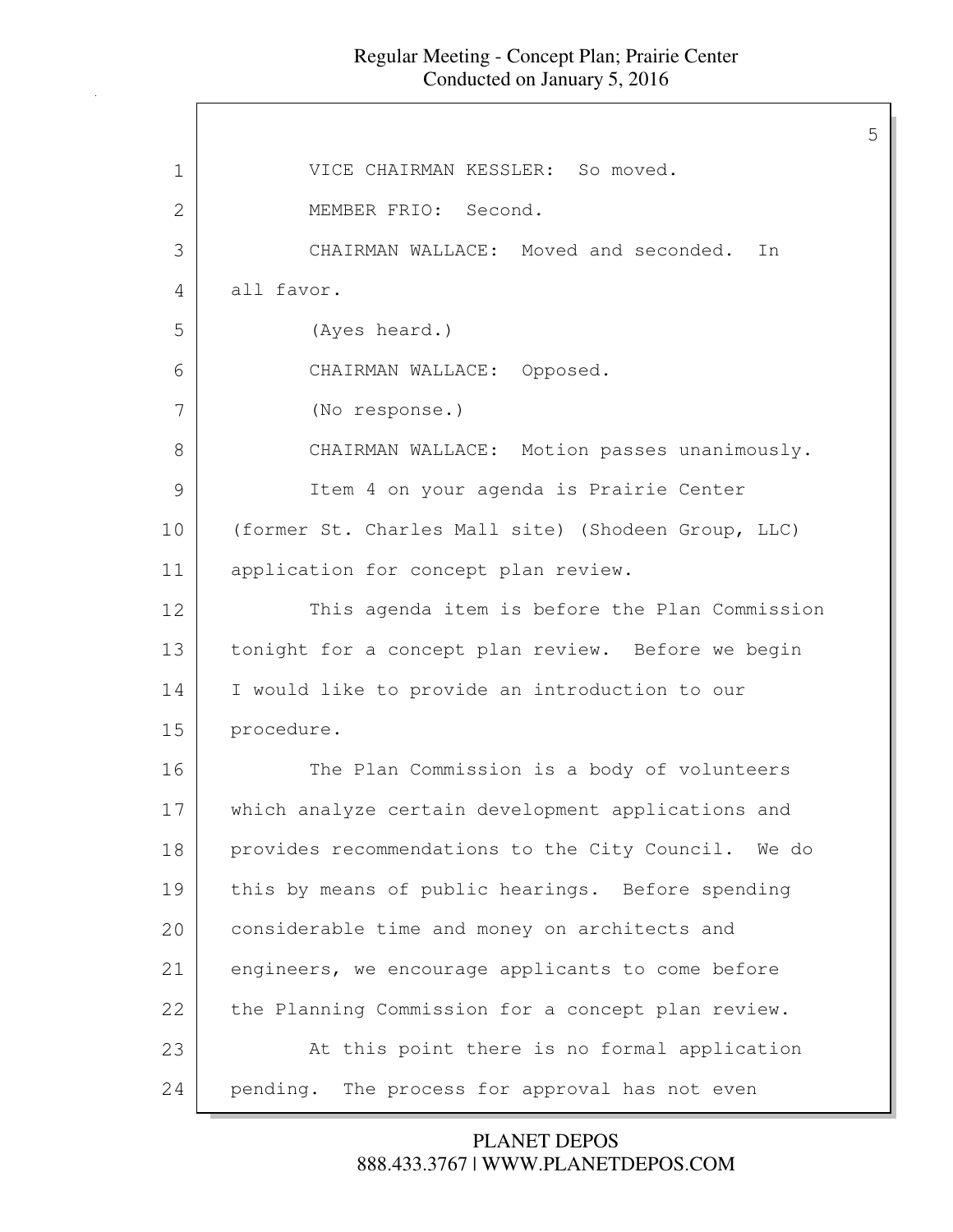VICE CHAIRMAN KESSLER: So moved.

MEMBER FRIO: Second.

CHAIRMAN WALLACE: Moved and seconded. In all favor.

(Ayes heard.)

CHAIRMAN WALLACE: Opposed.

(No response.)

CHAIRMAN WALLACE: Motion passes unanimously.

Item 4 on your agenda is Prairie Center (former St. Charles Mall site) (Shodeen Group, LLC) application for concept plan review.

This agenda item is before the Plan Commission tonight for a concept plan review. Before we begin I would like to provide an introduction to our procedure.

The Plan Commission is a body of volunteers which analyze certain development applications and provides recommendations to the City Council. We do this by means of public hearings. Before spending considerable time and money on architects and engineers, we encourage applicants to come before the Planning Commission for a concept plan review.

At this point there is no formal application pending. The process for approval has not even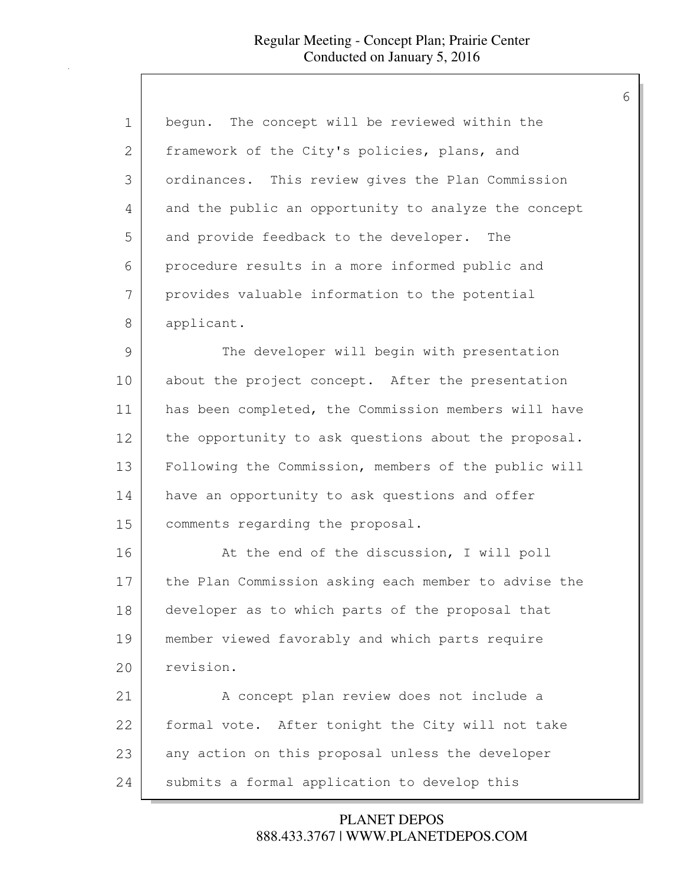begun. The concept will be reviewed within the framework of the City's policies, plans, and ordinances. This review gives the Plan Commission and the public an opportunity to analyze the concept and provide feedback to the developer. The procedure results in a more informed public and provides valuable information to the potential applicant.

The developer will begin with presentation about the project concept. After the presentation has been completed, the Commission members will have the opportunity to ask questions about the proposal. Following the Commission, members of the public will have an opportunity to ask questions and offer comments regarding the proposal.

At the end of the discussion, I will poll the Plan Commission asking each member to advise the developer as to which parts of the proposal that member viewed favorably and which parts require revision.

A concept plan review does not include a formal vote. After tonight the City will not take any action on this proposal unless the developer submits a formal application to develop this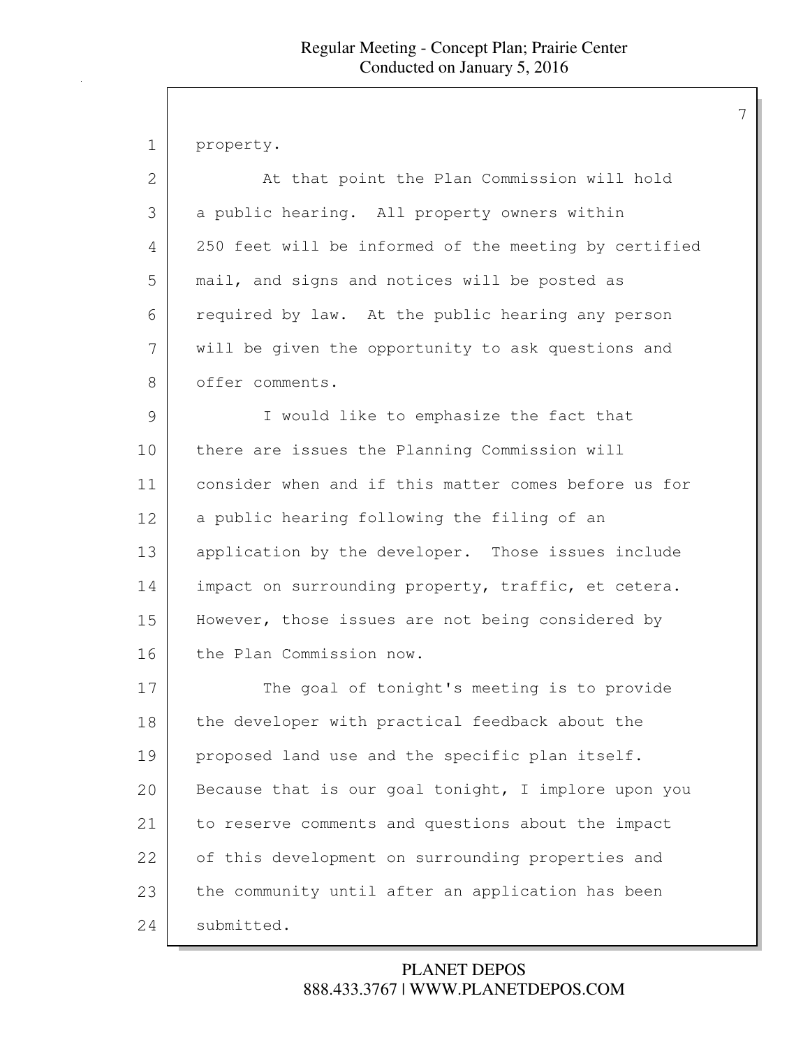property.

At that point the Plan Commission will hold a public hearing. All property owners within 250 feet will be informed of the meeting by certified mail, and signs and notices will be posted as required by law. At the public hearing any person will be given the opportunity to ask questions and offer comments.

I would like to emphasize the fact that there are issues the Planning Commission will consider when and if this matter comes before us for a public hearing following the filing of an application by the developer. Those issues include impact on surrounding property, traffic, et cetera. However, those issues are not being considered by the Plan Commission now.

The goal of tonight's meeting is to provide the developer with practical feedback about the proposed land use and the specific plan itself. Because that is our goal tonight, I implore upon you to reserve comments and questions about the impact of this development on surrounding properties and the community until after an application has been submitted.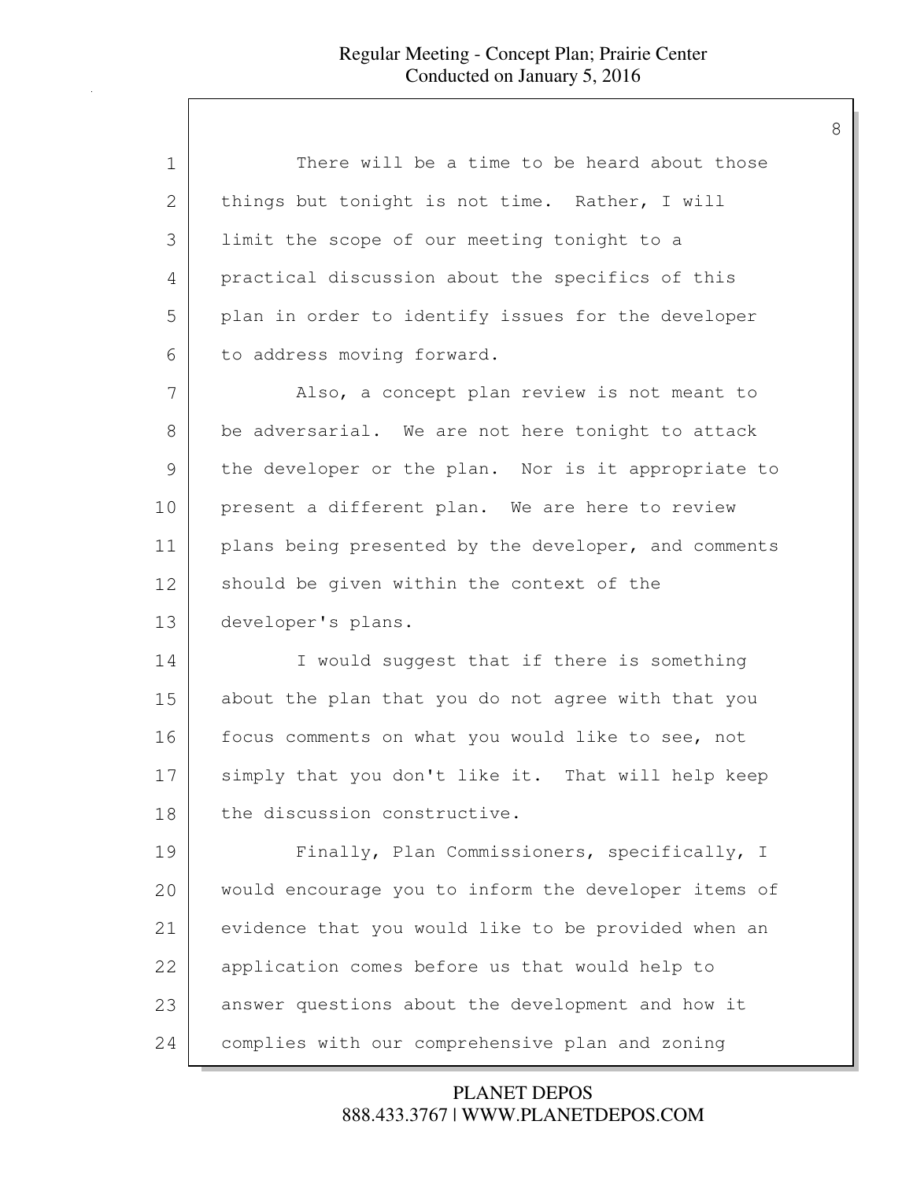There will be a time to be heard about those things but tonight is not time. Rather, I will limit the scope of our meeting tonight to a practical discussion about the specifics of this plan in order to identify issues for the developer to address moving forward.

Also, a concept plan review is not meant to be adversarial. We are not here tonight to attack the developer or the plan. Nor is it appropriate to present a different plan. We are here to review plans being presented by the developer, and comments should be given within the context of the developer's plans.

I would suggest that if there is something about the plan that you do not agree with that you focus comments on what you would like to see, not simply that you don't like it. That will help keep the discussion constructive.

Finally, Plan Commissioners, specifically, I would encourage you to inform the developer items of evidence that you would like to be provided when an application comes before us that would help to answer questions about the development and how it complies with our comprehensive plan and zoning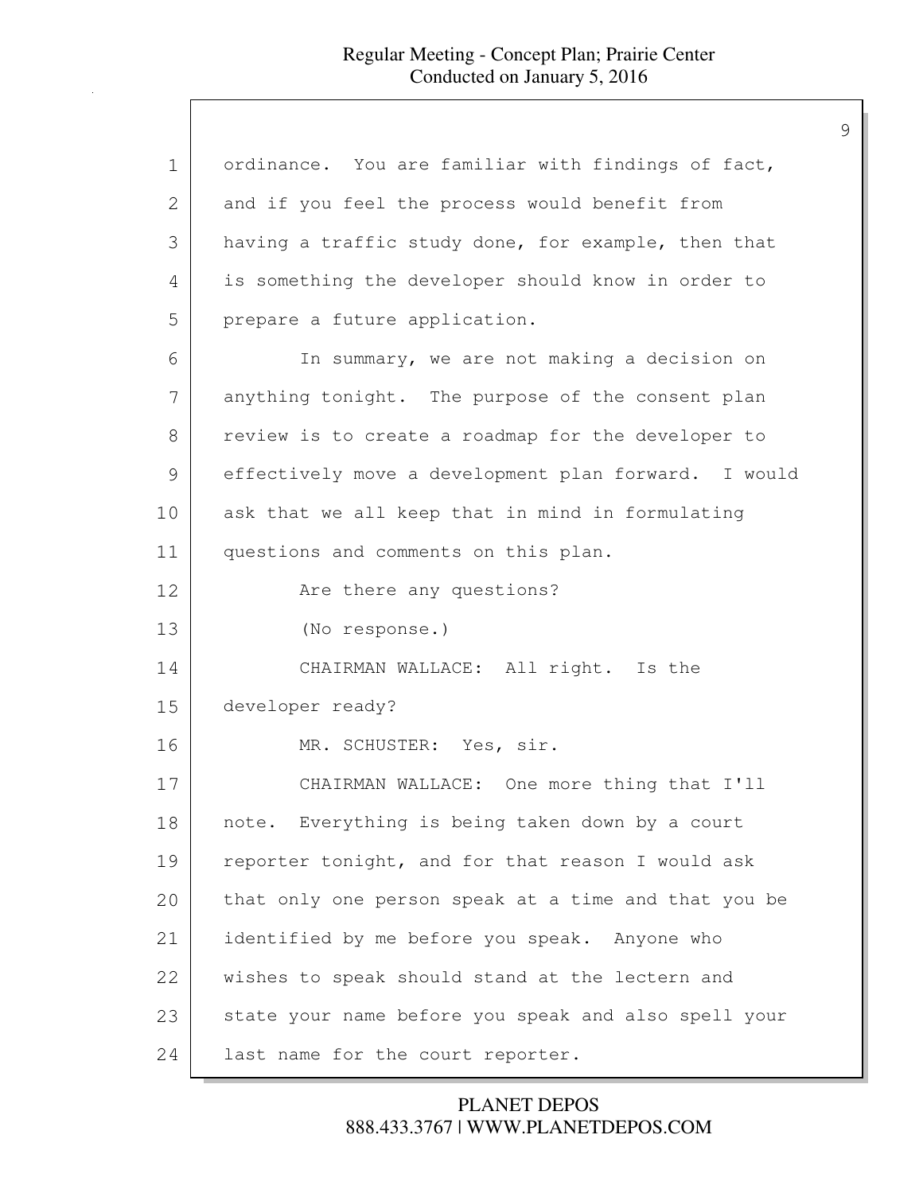ordinance. You are familiar with findings of fact, and if you feel the process would benefit from having a traffic study done, for example, then that is something the developer should know in order to prepare a future application.

In summary, we are not making a decision on anything tonight. The purpose of the consent plan review is to create a roadmap for the developer to effectively move a development plan forward. I would ask that we all keep that in mind in formulating questions and comments on this plan.

Are there any questions?

(No response.)

CHAIRMAN WALLACE: All right. Is the developer ready?

MR. SCHUSTER: Yes, sir.

CHAIRMAN WALLACE: One more thing that I'll note. Everything is being taken down by a court reporter tonight, and for that reason I would ask that only one person speak at a time and that you be identified by me before you speak. Anyone who wishes to speak should stand at the lectern and state your name before you speak and also spell your last name for the court reporter.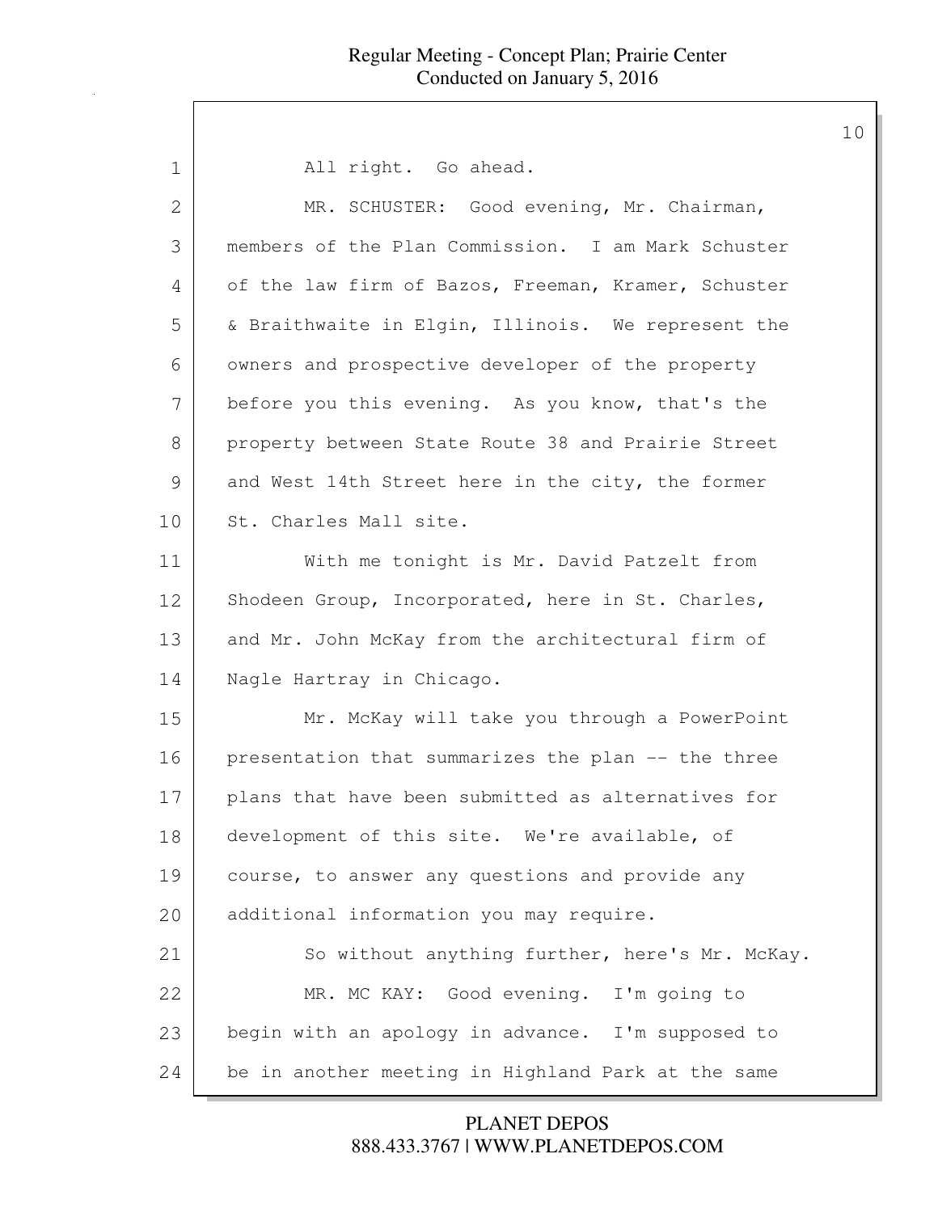All right. Go ahead.

MR. SCHUSTER: Good evening, Mr. Chairman, members of the Plan Commission. I am Mark Schuster of the law firm of Bazos, Freeman, Kramer, Schuster & Braithwaite in Elgin, Illinois. We represent the owners and prospective developer of the property before you this evening. As you know, that's the property between State Route 38 and Prairie Street and West 14th Street here in the city, the former St. Charles Mall site.

With me tonight is Mr. David Patzelt from Shodeen Group, Incorporated, here in St. Charles, and Mr. John McKay from the architectural firm of Nagle Hartray in Chicago.

Mr. McKay will take you through a PowerPoint presentation that summarizes the plan -- the three plans that have been submitted as alternatives for development of this site. We're available, of course, to answer any questions and provide any additional information you may require.

So without anything further, here's Mr. McKay.

MR. MC KAY: Good evening. I'm going to begin with an apology in advance. I'm supposed to be in another meeting in Highland Park at the same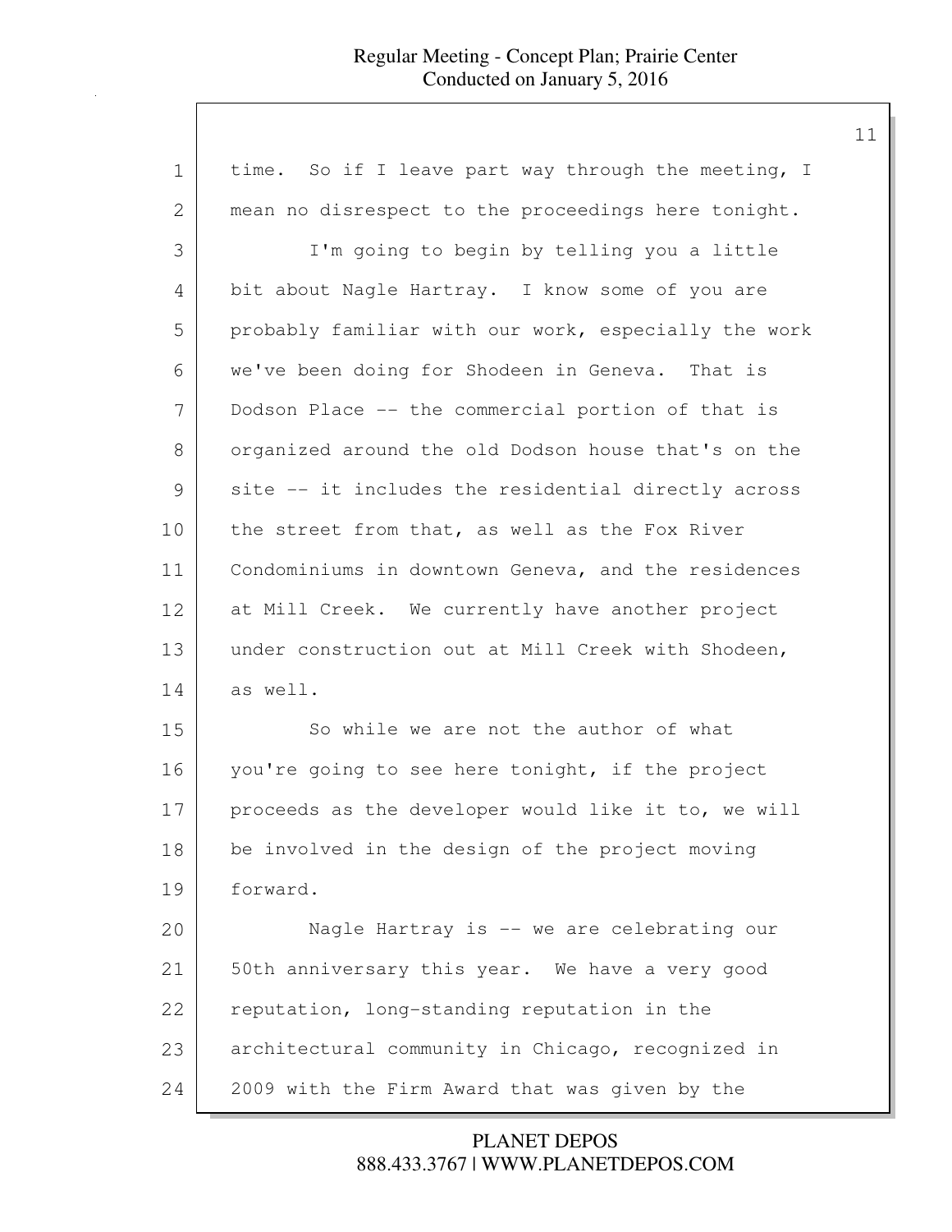time. So if I leave part way through the meeting, I mean no disrespect to the proceedings here tonight.

I'm going to begin by telling you a little bit about Nagle Hartray. I know some of you are probably familiar with our work, especially the work we've been doing for Shodeen in Geneva. That is Dodson Place -- the commercial portion of that is organized around the old Dodson house that's on the site -- it includes the residential directly across the street from that, as well as the Fox River Condominiums in downtown Geneva, and the residences at Mill Creek. We currently have another project under construction out at Mill Creek with Shodeen, as well.

So while we are not the author of what you're going to see here tonight, if the project proceeds as the developer would like it to, we will be involved in the design of the project moving forward.

Nagle Hartray is -- we are celebrating our 50th anniversary this year. We have a very good reputation, long-standing reputation in the architectural community in Chicago, recognized in 2009 with the Firm Award that was given by the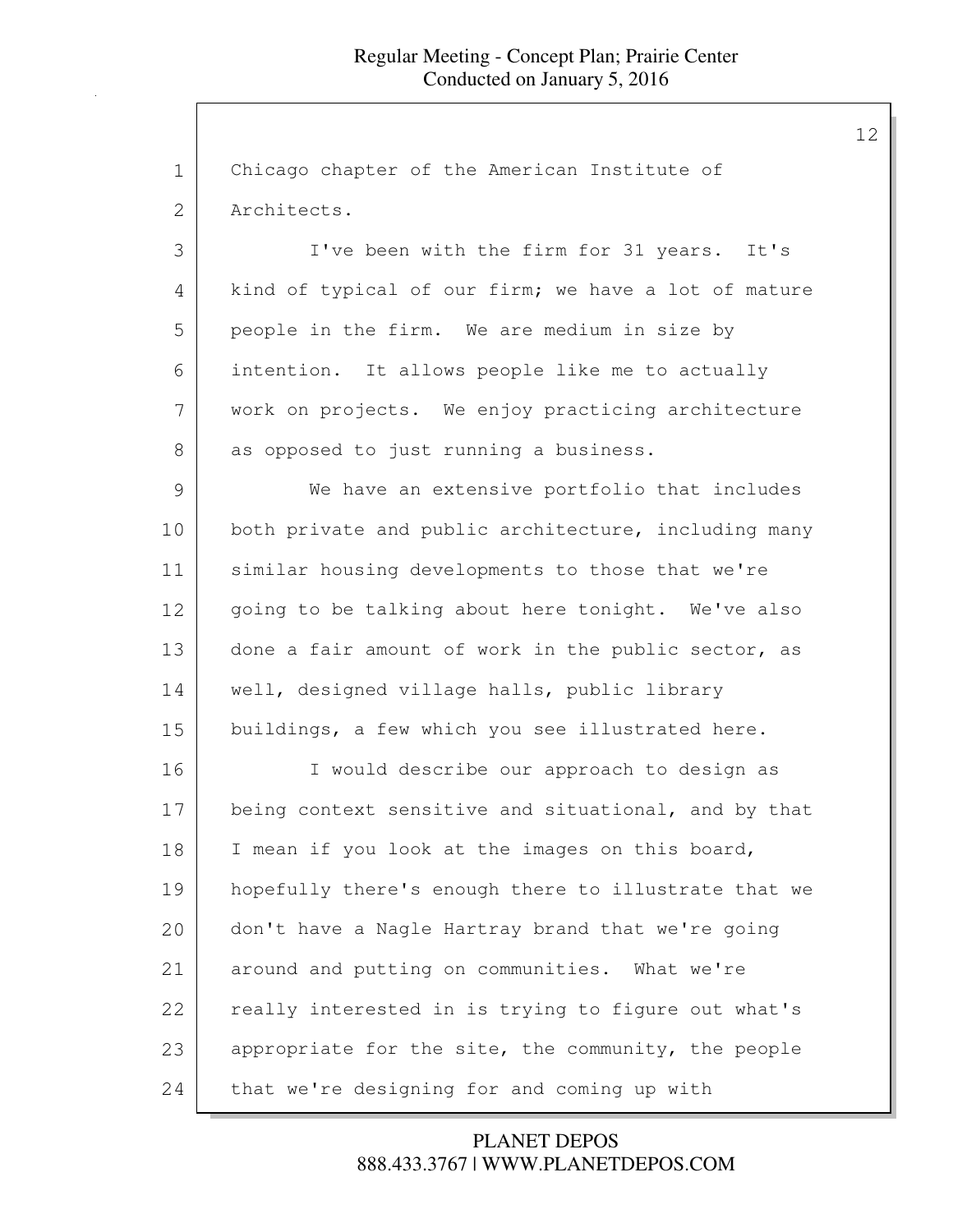Chicago chapter of the American Institute of Architects.

I've been with the firm for 31 years. It's kind of typical of our firm; we have a lot of mature people in the firm. We are medium in size by intention. It allows people like me to actually work on projects. We enjoy practicing architecture as opposed to just running a business.

We have an extensive portfolio that includes both private and public architecture, including many similar housing developments to those that we're going to be talking about here tonight. We've also done a fair amount of work in the public sector, as well, designed village halls, public library buildings, a few which you see illustrated here.

I would describe our approach to design as being context sensitive and situational, and by that I mean if you look at the images on this board, hopefully there's enough there to illustrate that we don't have a Nagle Hartray brand that we're going around and putting on communities. What we're really interested in is trying to figure out what's appropriate for the site, the community, the people that we're designing for and coming up with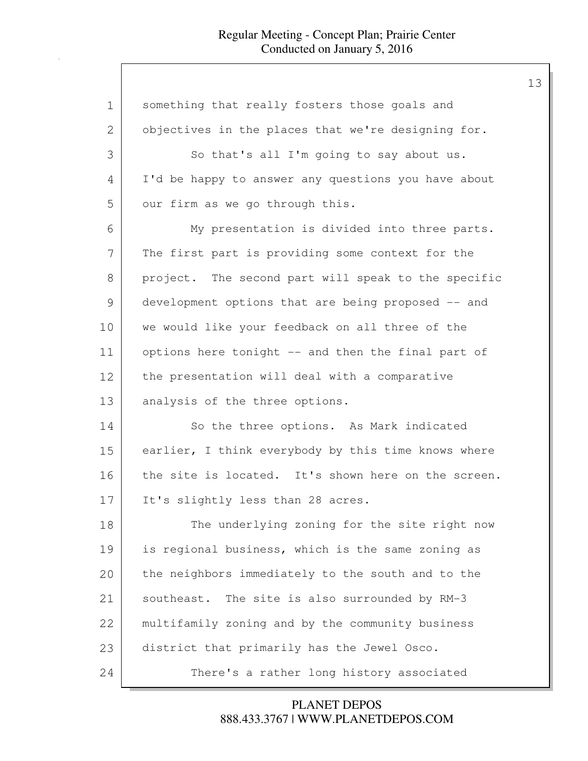something that really fosters those goals and objectives in the places that we're designing for.

So that's all I'm going to say about us. I'd be happy to answer any questions you have about our firm as we go through this.

My presentation is divided into three parts. The first part is providing some context for the project. The second part will speak to the specific development options that are being proposed -- and we would like your feedback on all three of the options here tonight -- and then the final part of the presentation will deal with a comparative analysis of the three options.

So the three options. As Mark indicated earlier, I think everybody by this time knows where the site is located. It's shown here on the screen. It's slightly less than 28 acres.

The underlying zoning for the site right now is regional business, which is the same zoning as the neighbors immediately to the south and to the southeast. The site is also surrounded by RM-3 multifamily zoning and by the community business district that primarily has the Jewel Osco.

There's a rather long history associated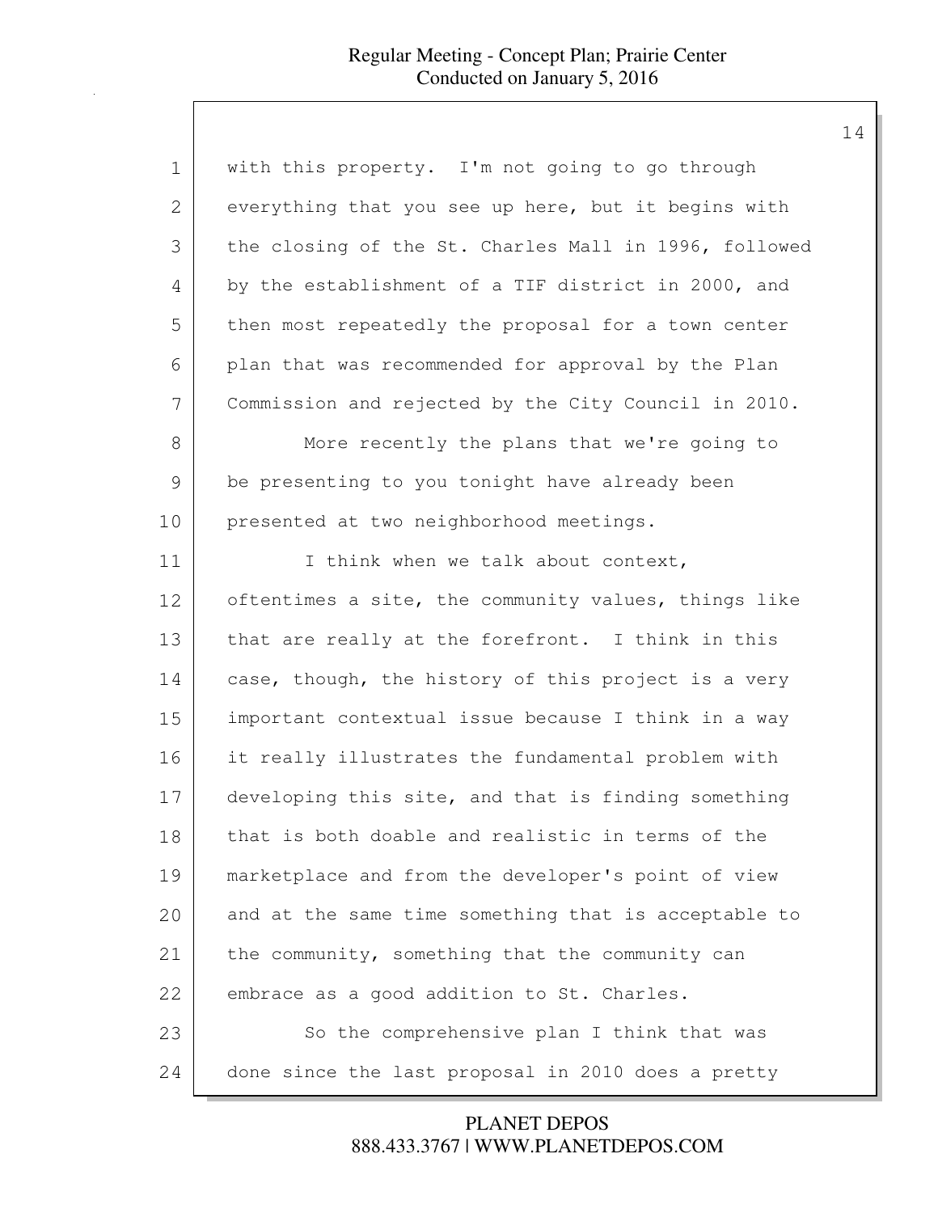with this property. I'm not going to go through everything that you see up here, but it begins with the closing of the St. Charles Mall in 1996, followed by the establishment of a TIF district in 2000, and then most repeatedly the proposal for a town center plan that was recommended for approval by the Plan Commission and rejected by the City Council in 2010.

More recently the plans that we're going to be presenting to you tonight have already been presented at two neighborhood meetings.

I think when we talk about context, oftentimes a site, the community values, things like that are really at the forefront. I think in this case, though, the history of this project is a very important contextual issue because I think in a way it really illustrates the fundamental problem with developing this site, and that is finding something that is both doable and realistic in terms of the marketplace and from the developer's point of view and at the same time something that is acceptable to the community, something that the community can embrace as a good addition to St. Charles.

So the comprehensive plan I think that was done since the last proposal in 2010 does a pretty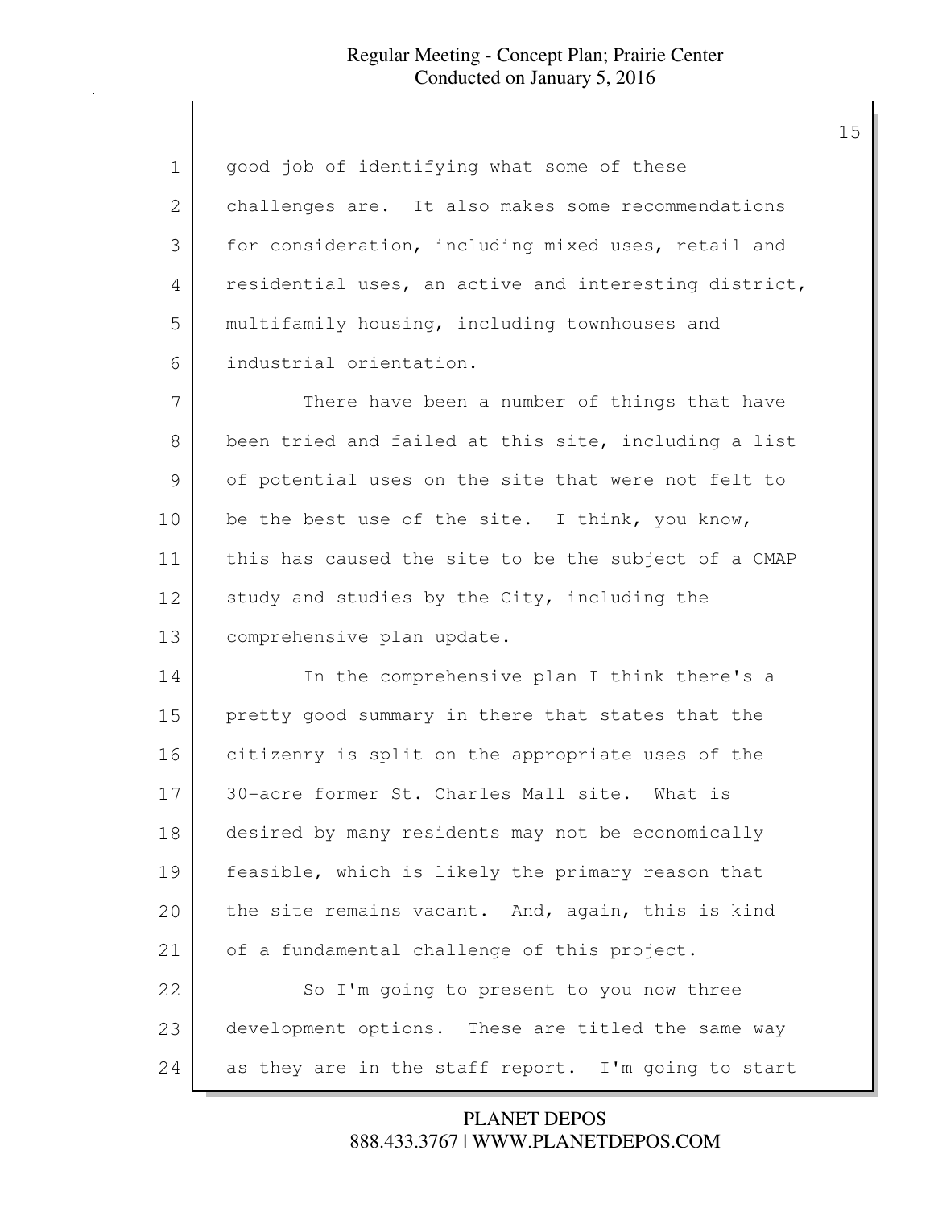good job of identifying what some of these challenges are. It also makes some recommendations for consideration, including mixed uses, retail and residential uses, an active and interesting district, multifamily housing, including townhouses and industrial orientation.

There have been a number of things that have been tried and failed at this site, including a list of potential uses on the site that were not felt to be the best use of the site. I think, you know, this has caused the site to be the subject of a CMAP study and studies by the City, including the comprehensive plan update.

In the comprehensive plan I think there's a pretty good summary in there that states that the citizenry is split on the appropriate uses of the 30-acre former St. Charles Mall site. What is desired by many residents may not be economically feasible, which is likely the primary reason that the site remains vacant. And, again, this is kind of a fundamental challenge of this project.

So I'm going to present to you now three development options. These are titled the same way as they are in the staff report. I'm going to start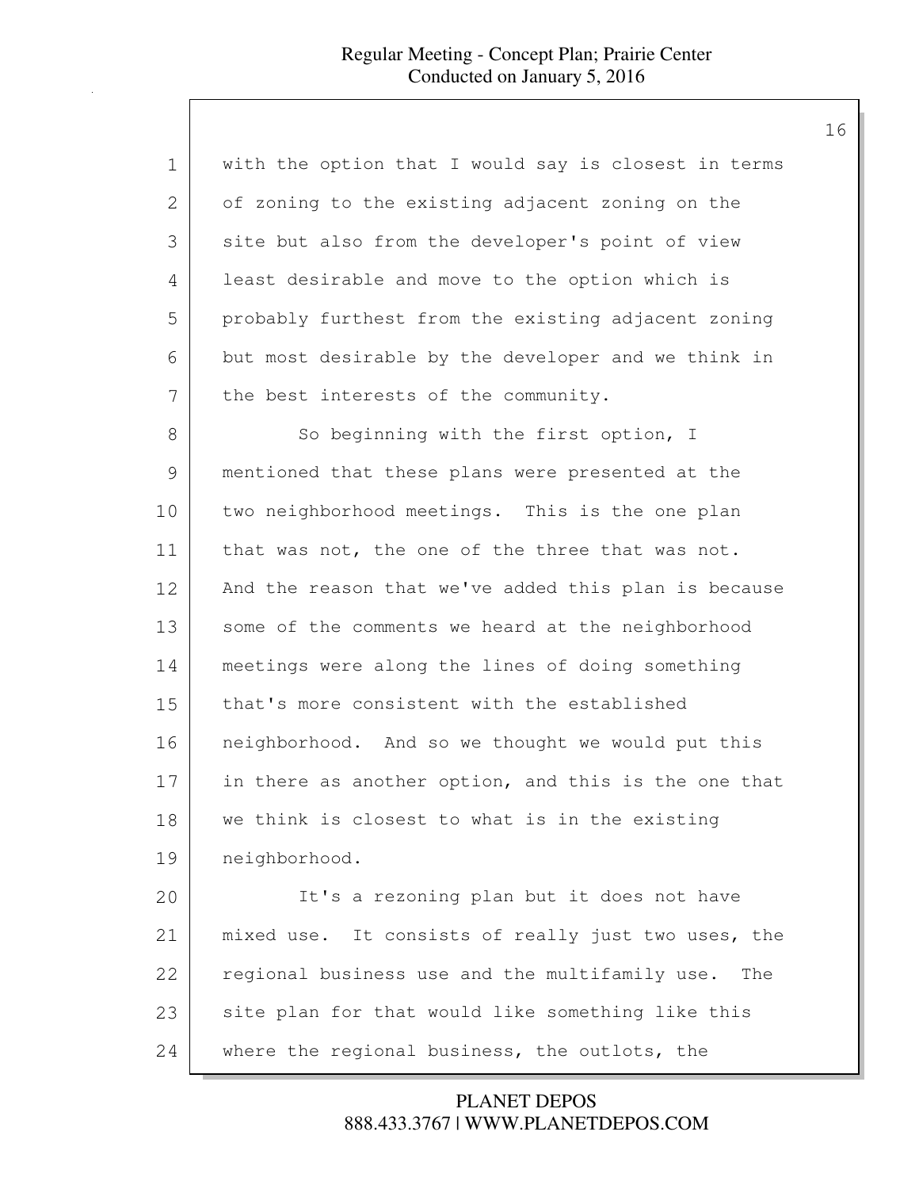with the option that I would say is closest in terms of zoning to the existing adjacent zoning on the site but also from the developer's point of view least desirable and move to the option which is probably furthest from the existing adjacent zoning but most desirable by the developer and we think in the best interests of the community.

So beginning with the first option, I mentioned that these plans were presented at the two neighborhood meetings. This is the one plan that was not, the one of the three that was not. And the reason that we've added this plan is because some of the comments we heard at the neighborhood meetings were along the lines of doing something that's more consistent with the established neighborhood. And so we thought we would put this in there as another option, and this is the one that we think is closest to what is in the existing neighborhood.

It's a rezoning plan but it does not have mixed use. It consists of really just two uses, the regional business use and the multifamily use. The site plan for that would like something like this where the regional business, the outlots, the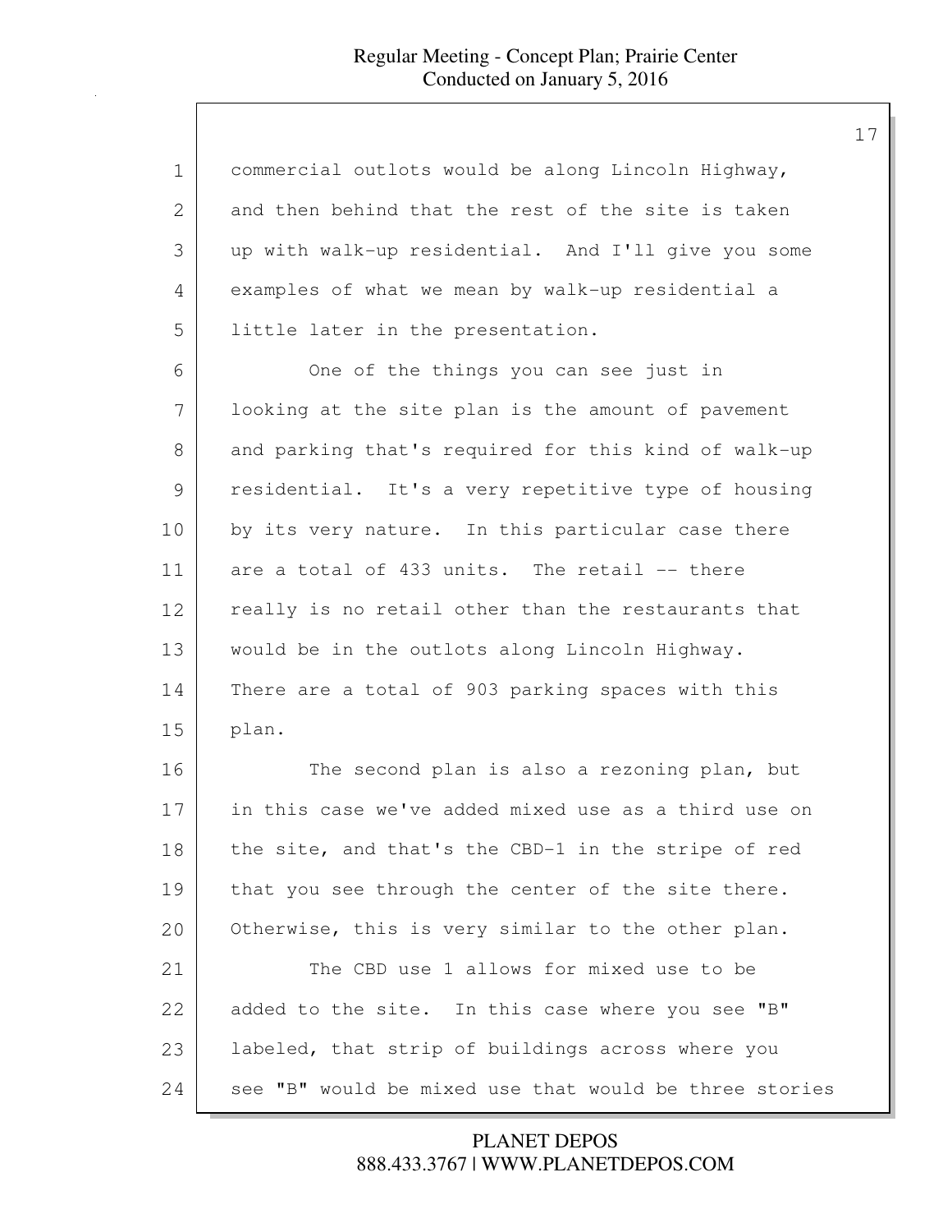commercial outlots would be along Lincoln Highway, and then behind that the rest of the site is taken up with walk-up residential. And I'll give you some examples of what we mean by walk-up residential a little later in the presentation.

One of the things you can see just in looking at the site plan is the amount of pavement and parking that's required for this kind of walk-up residential. It's a very repetitive type of housing by its very nature. In this particular case there are a total of 433 units. The retail -- there really is no retail other than the restaurants that would be in the outlots along Lincoln Highway. There are a total of 903 parking spaces with this plan.

The second plan is also a rezoning plan, but in this case we've added mixed use as a third use on the site, and that's the CBD-1 in the stripe of red that you see through the center of the site there. Otherwise, this is very similar to the other plan.

The CBD use 1 allows for mixed use to be added to the site. In this case where you see "B" labeled, that strip of buildings across where you see "B" would be mixed use that would be three stories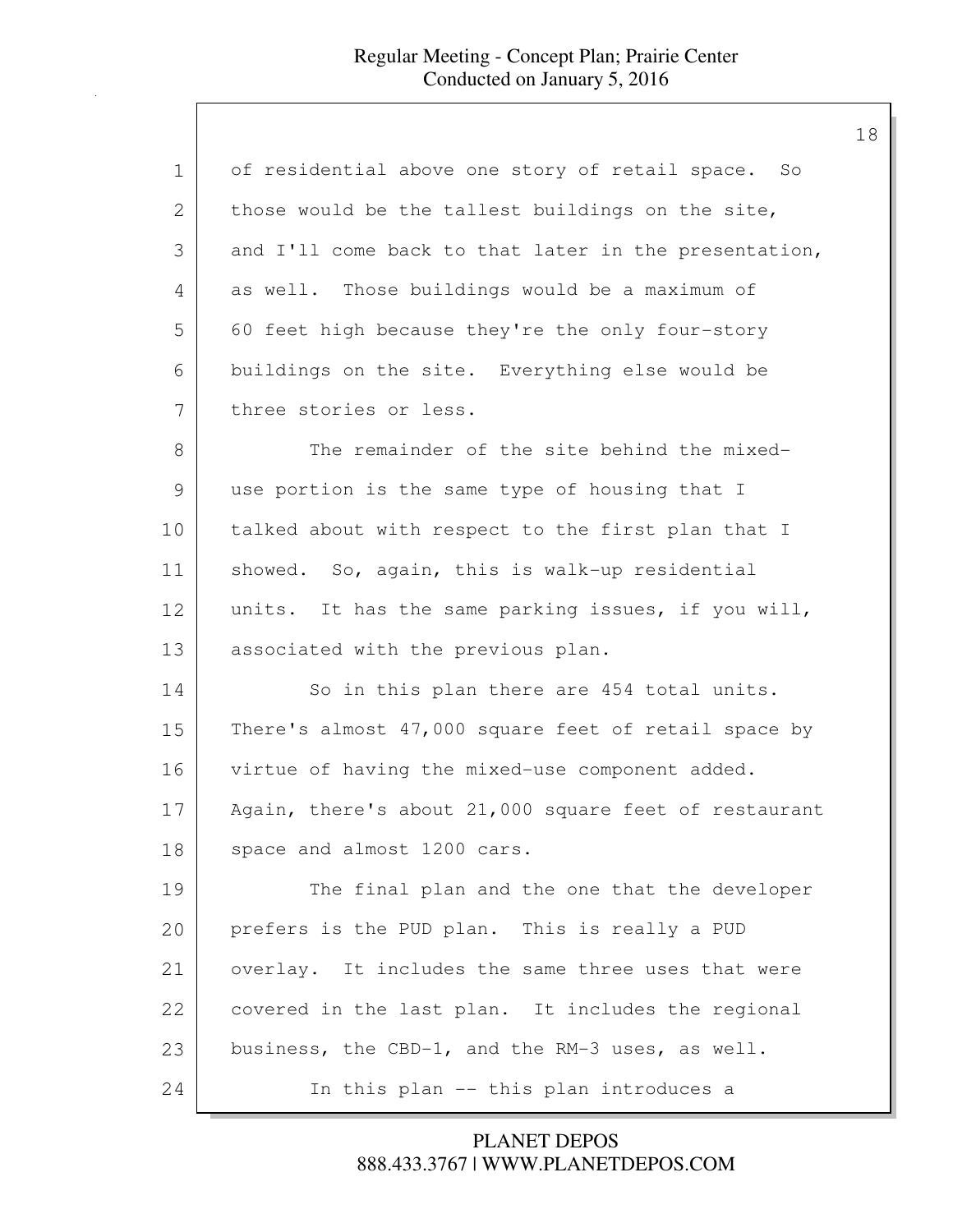of residential above one story of retail space. So those would be the tallest buildings on the site, and I'll come back to that later in the presentation, as well. Those buildings would be a maximum of 60 feet high because they're the only four-story buildings on the site. Everything else would be three stories or less.

The remainder of the site behind the mixed-use portion is the same type of housing that I talked about with respect to the first plan that I showed. So, again, this is walk-up residential units. It has the same parking issues, if you will, associated with the previous plan.

So in this plan there are 454 total units. There's almost 47,000 square feet of retail space by virtue of having the mixed-use component added. Again, there's about 21,000 square feet of restaurant space and almost 1200 cars.

The final plan and the one that the developer prefers is the PUD plan. This is really a PUD overlay. It includes the same three uses that were covered in the last plan. It includes the regional business, the CBD-1, and the RM-3 uses, as well.

In this plan -- this plan introduces a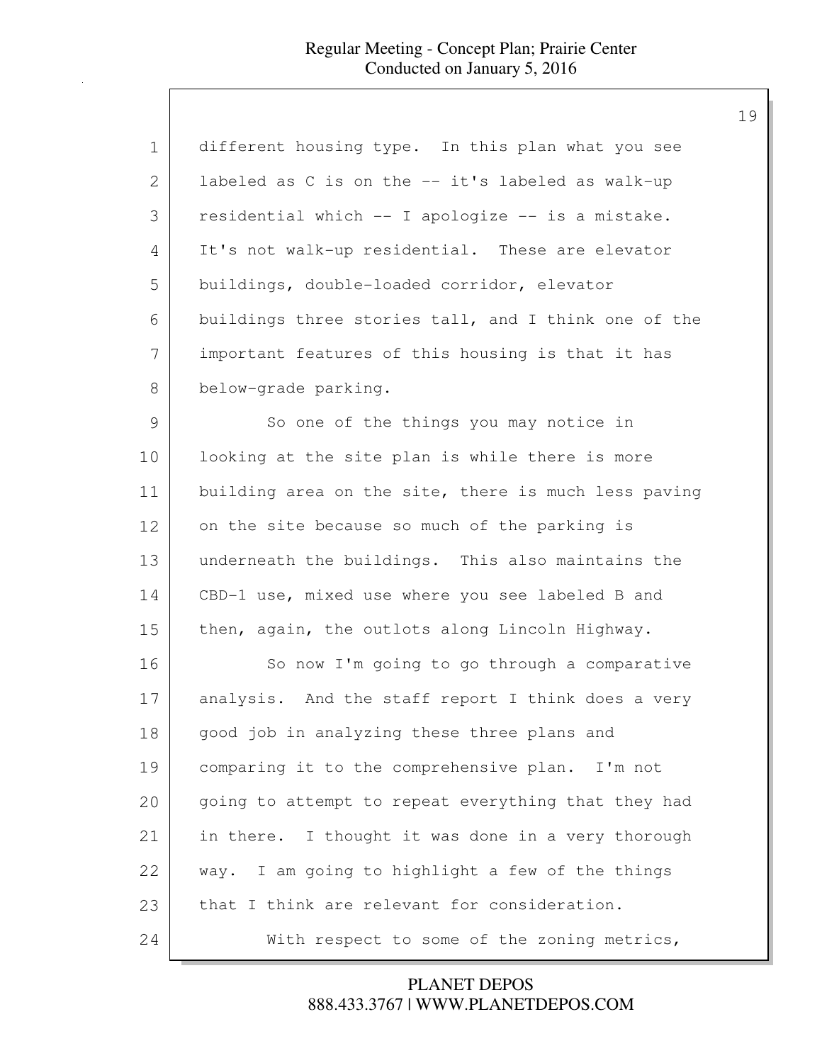different housing type. In this plan what you see labeled as C is on the -- it's labeled as walk-up residential which -- I apologize -- is a mistake. It's not walk-up residential. These are elevator buildings, double-loaded corridor, elevator buildings three stories tall, and I think one of the important features of this housing is that it has below-grade parking.

So one of the things you may notice in looking at the site plan is while there is more building area on the site, there is much less paving on the site because so much of the parking is underneath the buildings. This also maintains the CBD-1 use, mixed use where you see labeled B and then, again, the outlots along Lincoln Highway.

So now I'm going to go through a comparative analysis. And the staff report I think does a very good job in analyzing these three plans and comparing it to the comprehensive plan. I'm not going to attempt to repeat everything that they had in there. I thought it was done in a very thorough way. I am going to highlight a few of the things that I think are relevant for consideration.

With respect to some of the zoning metrics,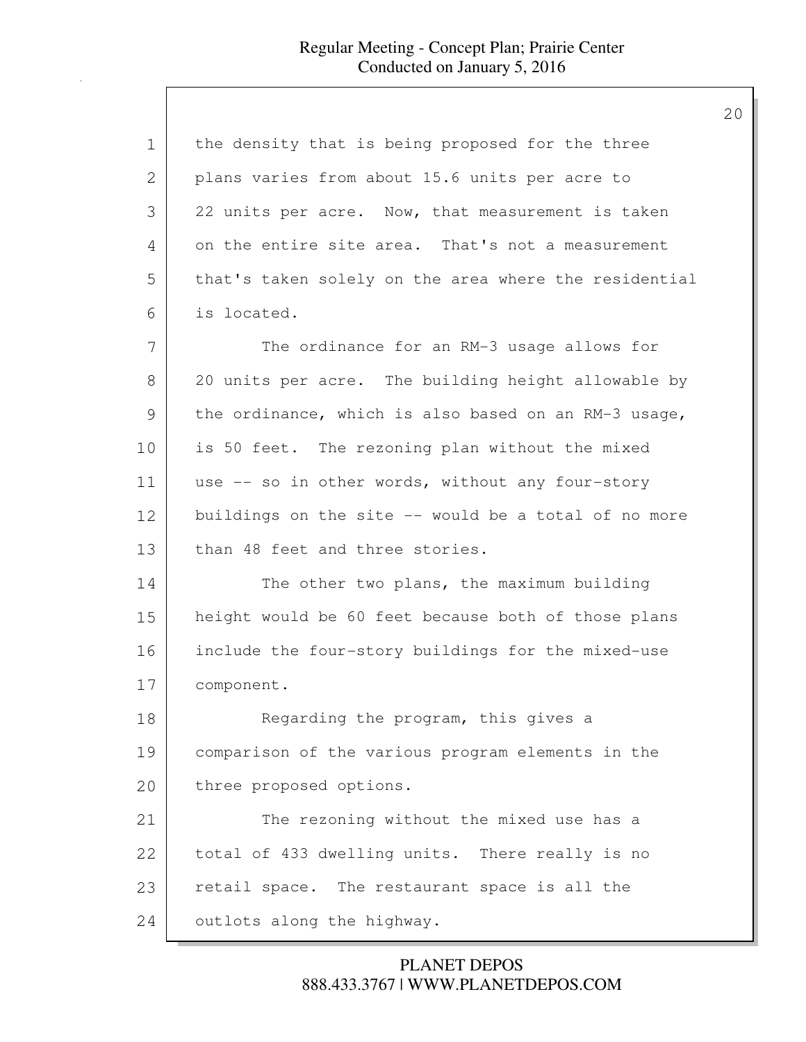the density that is being proposed for the three plans varies from about 15.6 units per acre to 22 units per acre. Now, that measurement is taken on the entire site area. That's not a measurement that's taken solely on the area where the residential is located.

The ordinance for an RM-3 usage allows for 20 units per acre. The building height allowable by the ordinance, which is also based on an RM-3 usage, is 50 feet. The rezoning plan without the mixed use -- so in other words, without any four-story buildings on the site -- would be a total of no more than 48 feet and three stories.

The other two plans, the maximum building height would be 60 feet because both of those plans include the four-story buildings for the mixed-use component.

Regarding the program, this gives a comparison of the various program elements in the three proposed options.

The rezoning without the mixed use has a total of 433 dwelling units. There really is no retail space. The restaurant space is all the outlots along the highway.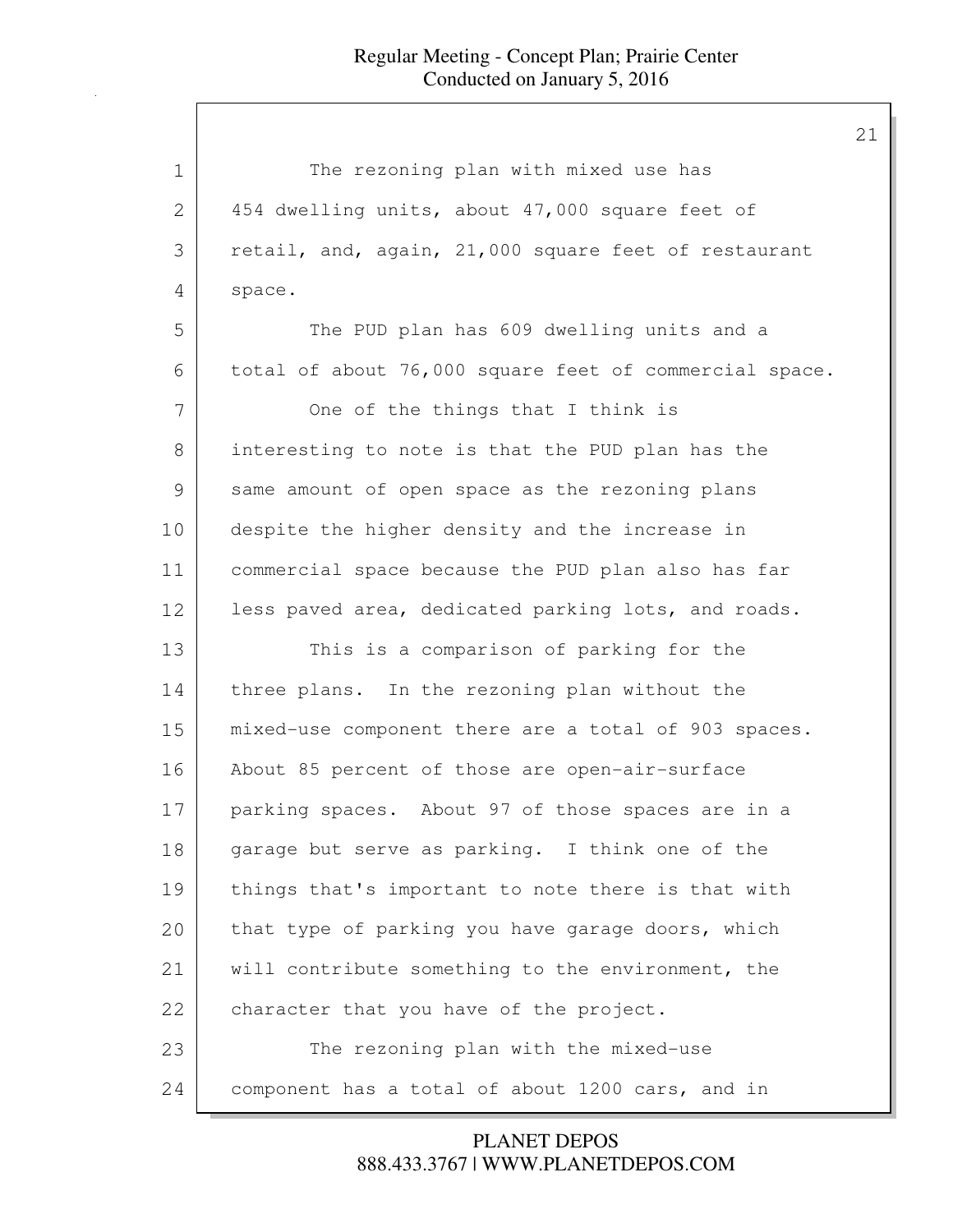The rezoning plan with mixed use has 454 dwelling units, about 47,000 square feet of retail, and, again, 21,000 square feet of restaurant space.

The PUD plan has 609 dwelling units and a total of about 76,000 square feet of commercial space.

One of the things that I think is interesting to note is that the PUD plan has the same amount of open space as the rezoning plans despite the higher density and the increase in commercial space because the PUD plan also has far less paved area, dedicated parking lots, and roads.

This is a comparison of parking for the three plans. In the rezoning plan without the mixed-use component there are a total of 903 spaces. About 85 percent of those are open-air-surface parking spaces. About 97 of those spaces are in a garage but serve as parking. I think one of the things that's important to note there is that with that type of parking you have garage doors, which will contribute something to the environment, the character that you have of the project.

The rezoning plan with the mixed-use component has a total of about 1200 cars, and in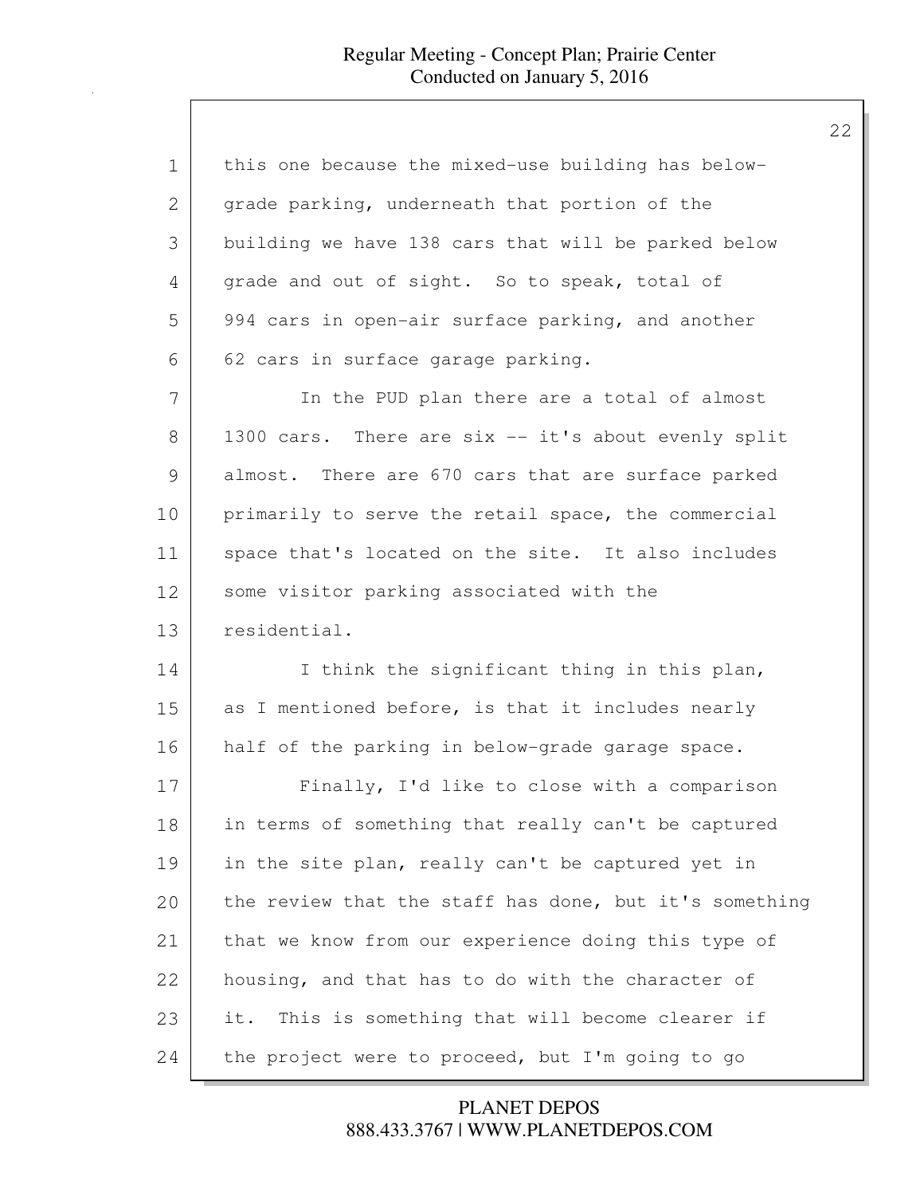this one because the mixed-use building has below-grade parking, underneath that portion of the building we have 138 cars that will be parked below grade and out of sight. So to speak, total of 994 cars in open-air surface parking, and another 62 cars in surface garage parking.

In the PUD plan there are a total of almost 1300 cars. There are six -- it's about evenly split almost. There are 670 cars that are surface parked primarily to serve the retail space, the commercial space that's located on the site. It also includes some visitor parking associated with the residential.

I think the significant thing in this plan, as I mentioned before, is that it includes nearly half of the parking in below-grade garage space.

Finally, I'd like to close with a comparison in terms of something that really can't be captured in the site plan, really can't be captured yet in the review that the staff has done, but it's something that we know from our experience doing this type of housing, and that has to do with the character of it. This is something that will become clearer if the project were to proceed, but I'm going to go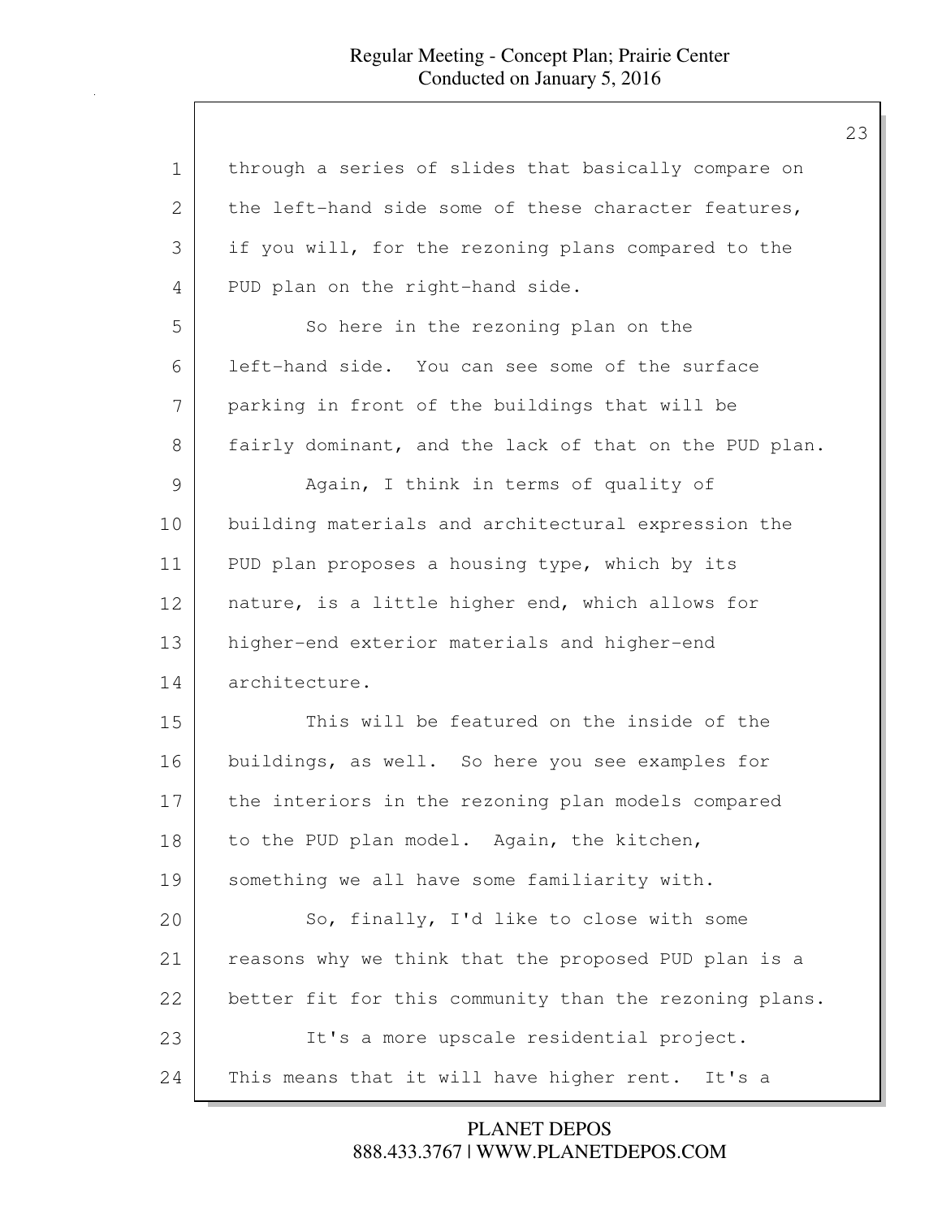through a series of slides that basically compare on the left-hand side some of these character features, if you will, for the rezoning plans compared to the PUD plan on the right-hand side.

So here in the rezoning plan on the left-hand side. You can see some of the surface parking in front of the buildings that will be fairly dominant, and the lack of that on the PUD plan.

Again, I think in terms of quality of building materials and architectural expression the PUD plan proposes a housing type, which by its nature, is a little higher end, which allows for higher-end exterior materials and higher-end architecture.

This will be featured on the inside of the buildings, as well. So here you see examples for the interiors in the rezoning plan models compared to the PUD plan model. Again, the kitchen, something we all have some familiarity with.

So, finally, I'd like to close with some reasons why we think that the proposed PUD plan is a better fit for this community than the rezoning plans.

It's a more upscale residential project. This means that it will have higher rent. It's a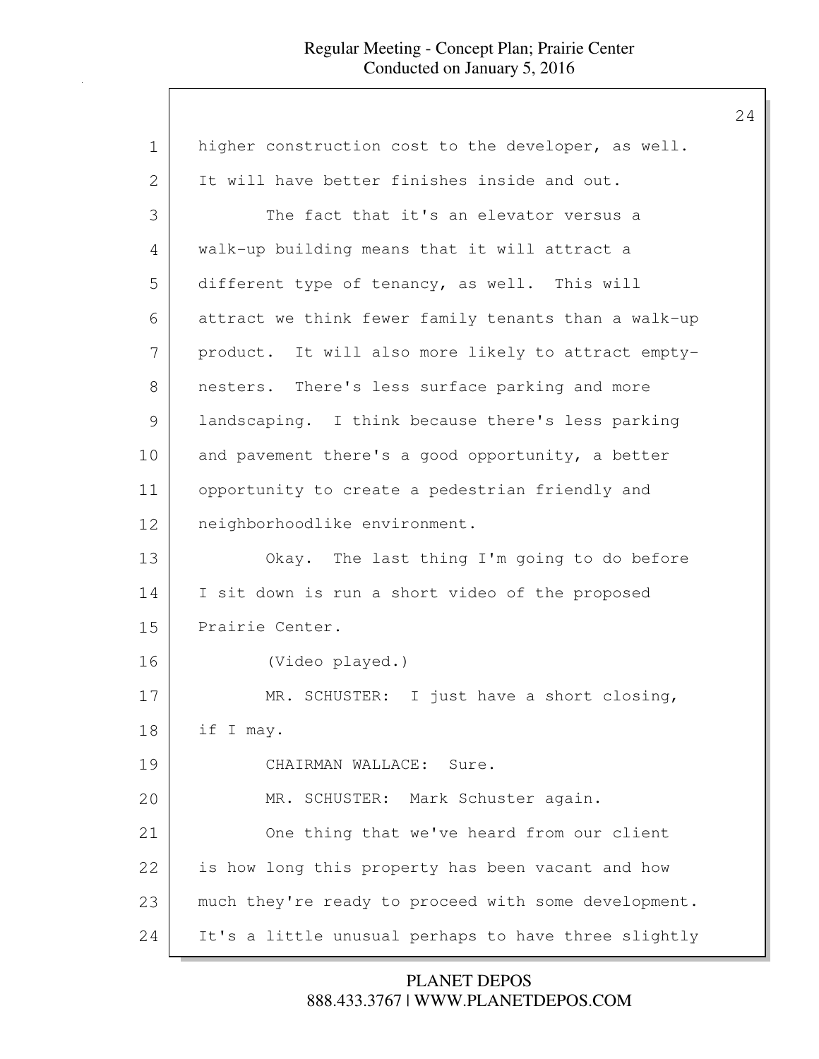higher construction cost to the developer, as well. It will have better finishes inside and out.

The fact that it's an elevator versus a walk-up building means that it will attract a different type of tenancy, as well. This will attract we think fewer family tenants than a walk-up product. It will also more likely to attract empty-nesters. There's less surface parking and more landscaping. I think because there's less parking and pavement there's a good opportunity, a better opportunity to create a pedestrian friendly and neighborhoodlike environment.

Okay. The last thing I'm going to do before I sit down is run a short video of the proposed Prairie Center.

(Video played.)

MR. SCHUSTER: I just have a short closing, if I may.

CHAIRMAN WALLACE: Sure.

MR. SCHUSTER: Mark Schuster again.

One thing that we've heard from our client is how long this property has been vacant and how much they're ready to proceed with some development. It's a little unusual perhaps to have three slightly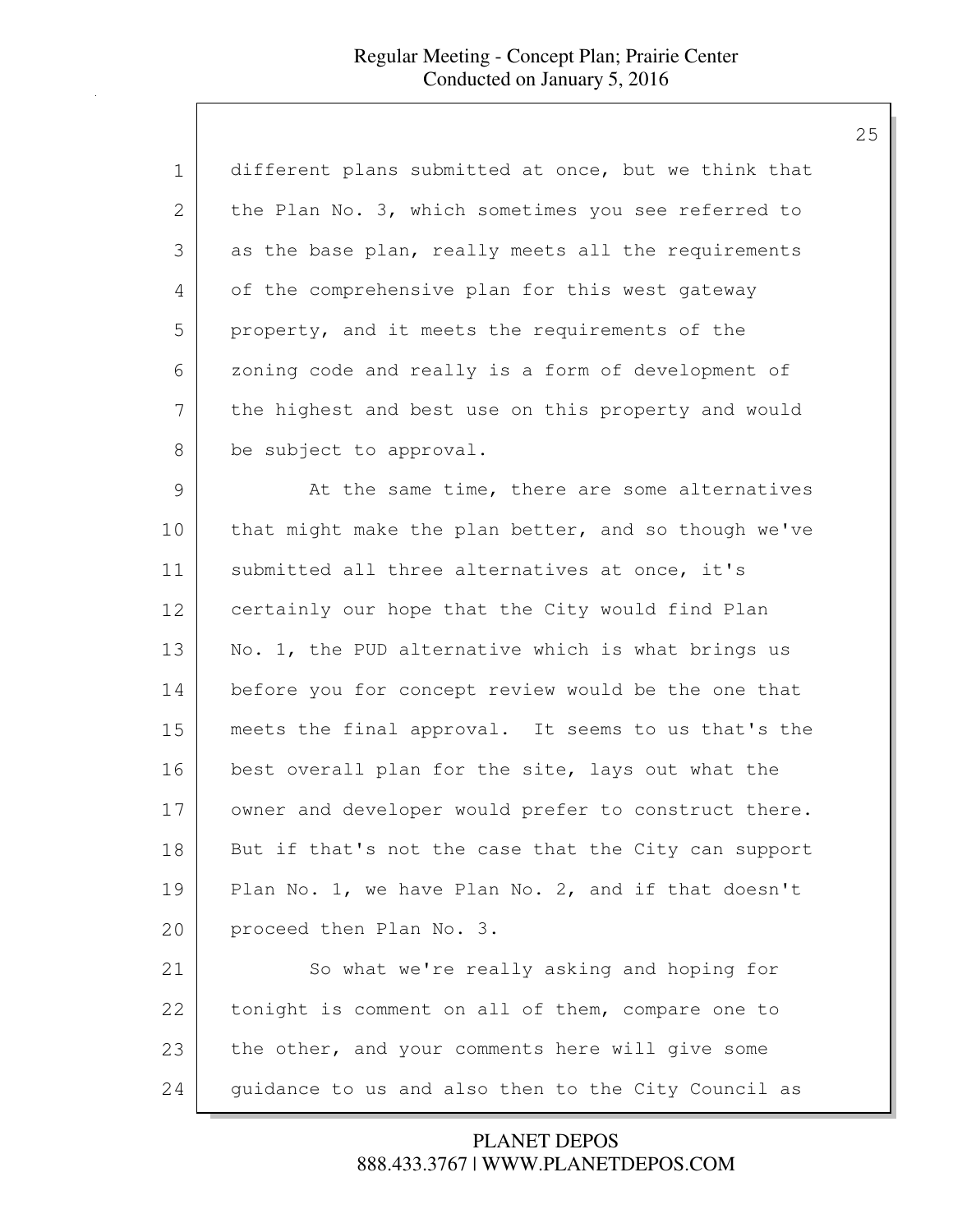different plans submitted at once, but we think that the Plan No. 3, which sometimes you see referred to as the base plan, really meets all the requirements of the comprehensive plan for this west gateway property, and it meets the requirements of the zoning code and really is a form of development of the highest and best use on this property and would be subject to approval.

At the same time, there are some alternatives that might make the plan better, and so though we've submitted all three alternatives at once, it's certainly our hope that the City would find Plan No. 1, the PUD alternative which is what brings us before you for concept review would be the one that meets the final approval. It seems to us that's the best overall plan for the site, lays out what the owner and developer would prefer to construct there. But if that's not the case that the City can support Plan No. 1, we have Plan No. 2, and if that doesn't proceed then Plan No. 3.

So what we're really asking and hoping for tonight is comment on all of them, compare one to the other, and your comments here will give some guidance to us and also then to the City Council as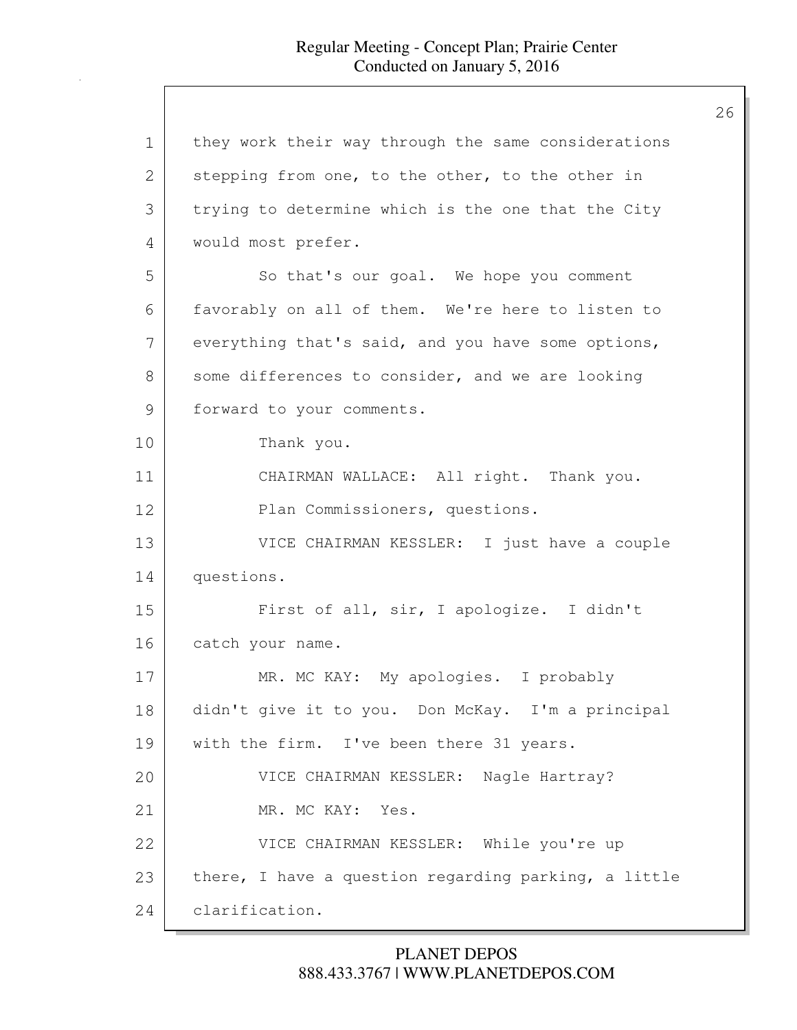they work their way through the same considerations stepping from one, to the other, to the other in trying to determine which is the one that the City would most prefer.

So that's our goal. We hope you comment favorably on all of them. We're here to listen to everything that's said, and you have some options, some differences to consider, and we are looking forward to your comments.

Thank you.

CHAIRMAN WALLACE: All right. Thank you.

Plan Commissioners, questions.

VICE CHAIRMAN KESSLER: I just have a couple questions.

First of all, sir, I apologize. I didn't catch your name.

MR. MC KAY: My apologies. I probably didn't give it to you. Don McKay. I'm a principal with the firm. I've been there 31 years.

VICE CHAIRMAN KESSLER: Nagle Hartray?

MR. MC KAY: Yes.

VICE CHAIRMAN KESSLER: While you're up there, I have a question regarding parking, a little clarification.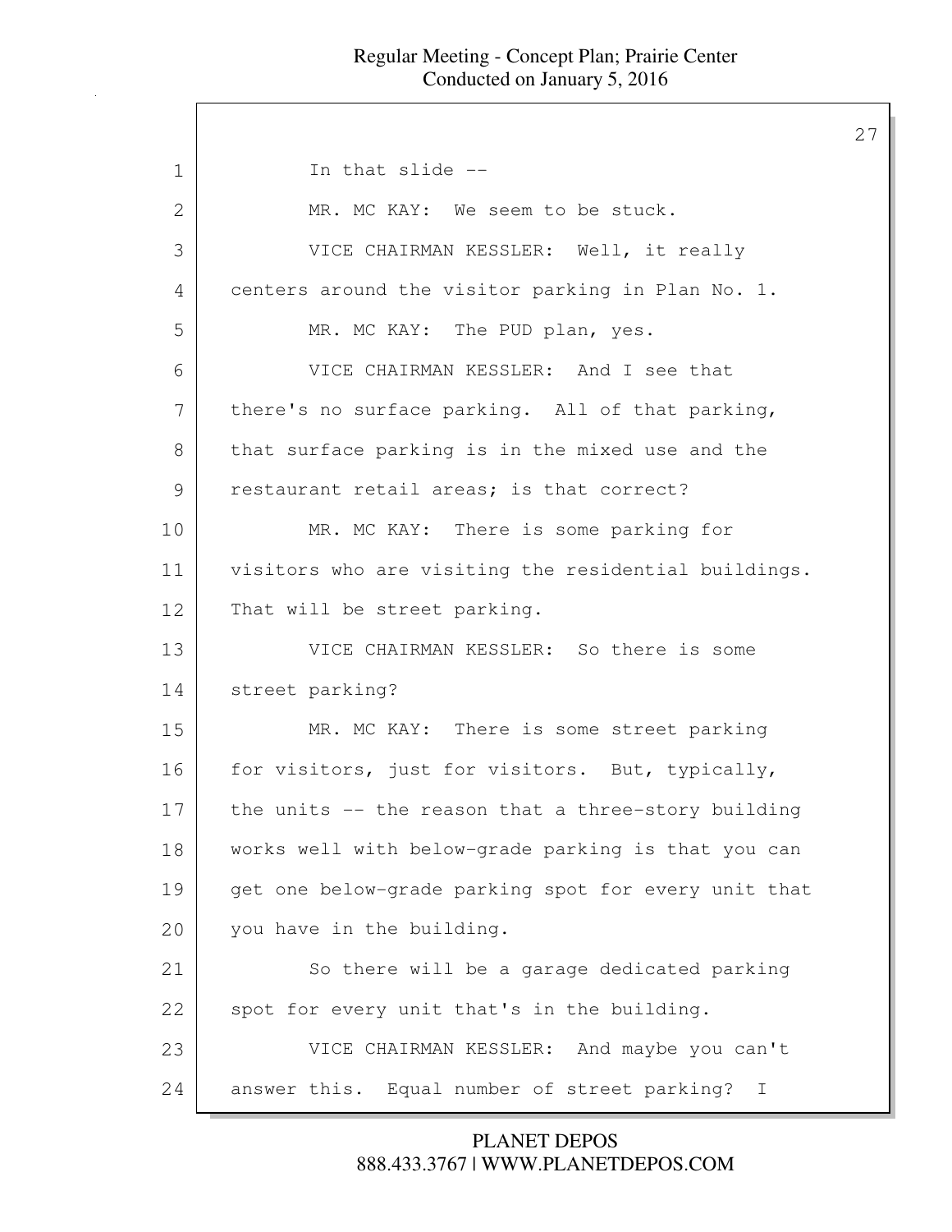1 In that slide --

2 MR. MC KAY: We seem to be stuck.

3 VICE CHAIRMAN KESSLER: Well, it really

4 centers around the visitor parking in Plan No. 1.

5 MR. MC KAY: The PUD plan, yes.

6 VICE CHAIRMAN KESSLER: And I see that

7 there's no surface parking. All of that parking,

8 that surface parking is in the mixed use and the

9 restaurant retail areas; is that correct?

10 MR. MC KAY: There is some parking for

11 visitors who are visiting the residential buildings.

12 That will be street parking.

13 VICE CHAIRMAN KESSLER: So there is some

14 street parking?

15 MR. MC KAY: There is some street parking

16 for visitors, just for visitors. But, typically,

17 the units -- the reason that a three-story building

18 works well with below-grade parking is that you can

19 get one below-grade parking spot for every unit that

20 you have in the building.

21 So there will be a garage dedicated parking

22 spot for every unit that's in the building.

23 VICE CHAIRMAN KESSLER: And maybe you can't

24 answer this. Equal number of street parking? I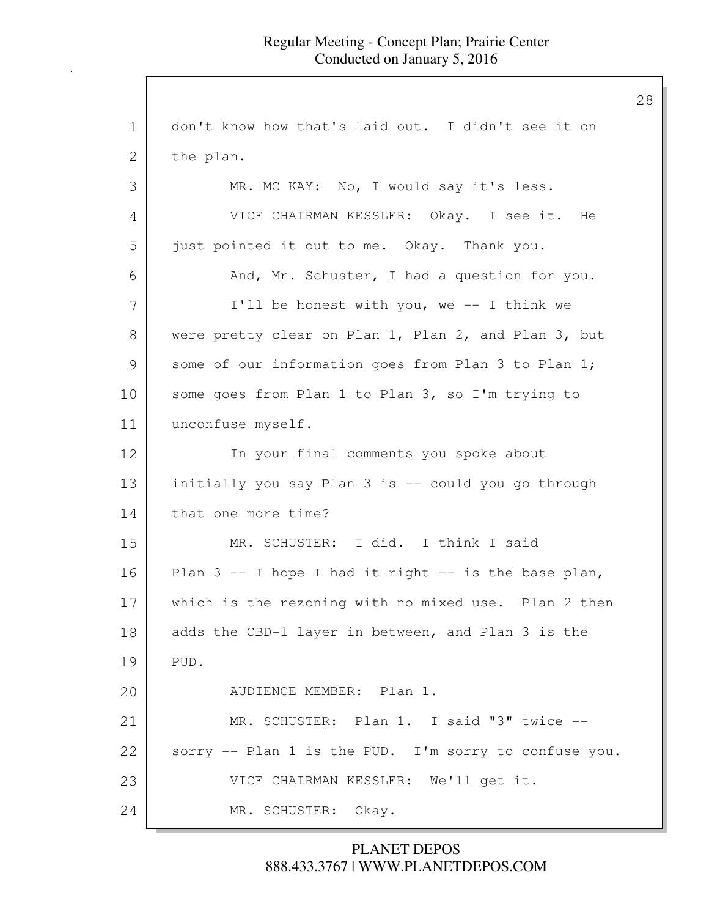don't know how that's laid out. I didn't see it on the plan.

MR. MC KAY: No, I would say it's less.

VICE CHAIRMAN KESSLER: Okay. I see it. He just pointed it out to me. Okay. Thank you.

And, Mr. Schuster, I had a question for you.

I'll be honest with you, we -- I think we were pretty clear on Plan 1, Plan 2, and Plan 3, but some of our information goes from Plan 3 to Plan 1; some goes from Plan 1 to Plan 3, so I'm trying to unconfuse myself.

In your final comments you spoke about initially you say Plan 3 is -- could you go through that one more time?

MR. SCHUSTER: I did. I think I said Plan 3 -- I hope I had it right -- is the base plan, which is the rezoning with no mixed use. Plan 2 then adds the CBD-1 layer in between, and Plan 3 is the PUD.

AUDIENCE MEMBER: Plan 1.

MR. SCHUSTER: Plan 1. I said "3" twice -- sorry -- Plan 1 is the PUD. I'm sorry to confuse you.

VICE CHAIRMAN KESSLER: We'll get it.

MR. SCHUSTER: Okay.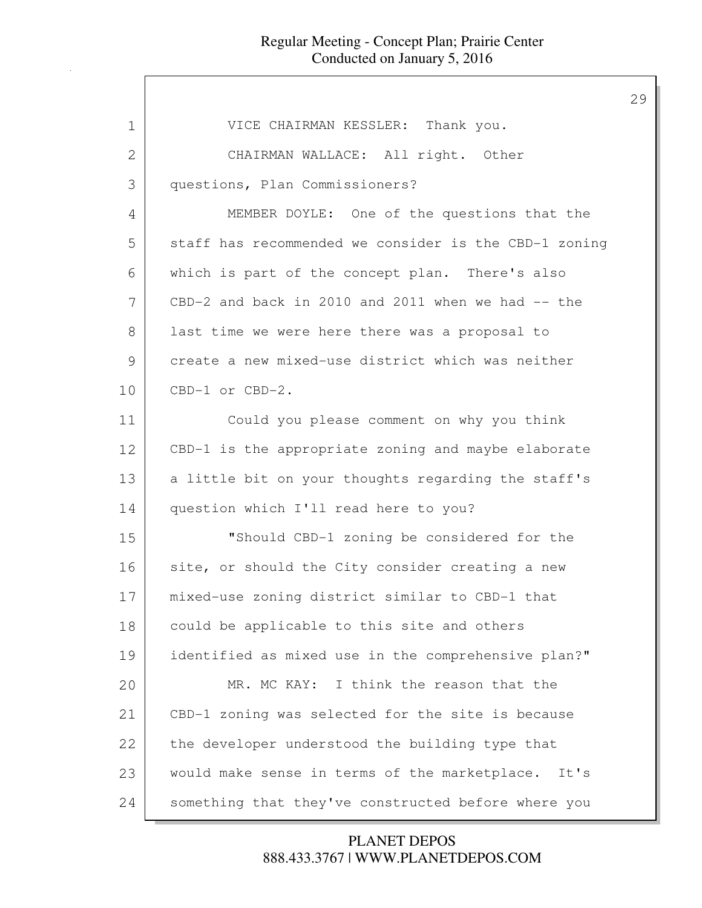VICE CHAIRMAN KESSLER: Thank you.

CHAIRMAN WALLACE: All right. Other questions, Plan Commissioners?

MEMBER DOYLE: One of the questions that the staff has recommended we consider is the CBD-1 zoning which is part of the concept plan. There's also CBD-2 and back in 2010 and 2011 when we had -- the last time we were here there was a proposal to create a new mixed-use district which was neither CBD-1 or CBD-2.

Could you please comment on why you think CBD-1 is the appropriate zoning and maybe elaborate a little bit on your thoughts regarding the staff's question which I'll read here to you?

"Should CBD-1 zoning be considered for the site, or should the City consider creating a new mixed-use zoning district similar to CBD-1 that could be applicable to this site and others identified as mixed use in the comprehensive plan?"

MR. MC KAY: I think the reason that the CBD-1 zoning was selected for the site is because the developer understood the building type that would make sense in terms of the marketplace. It's something that they've constructed before where you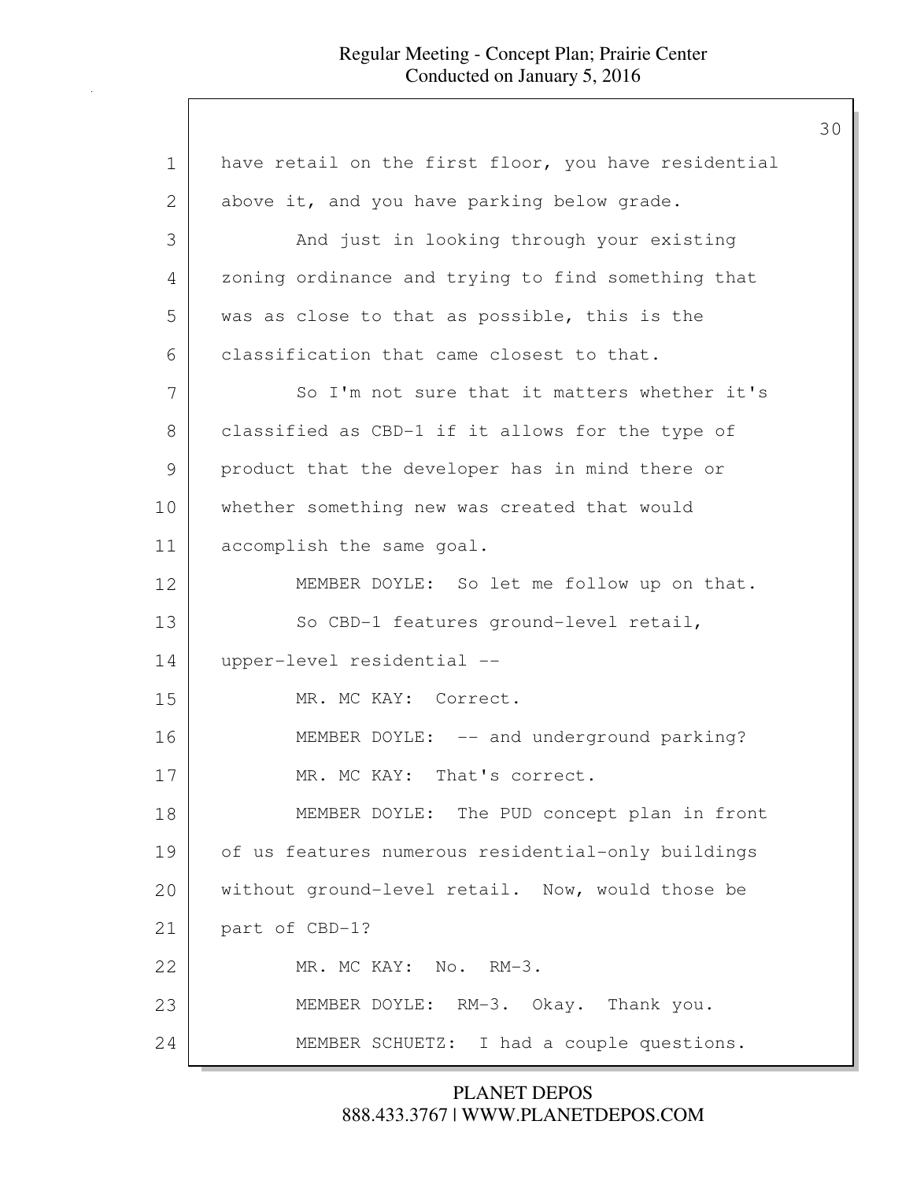have retail on the first floor, you have residential above it, and you have parking below grade.

And just in looking through your existing zoning ordinance and trying to find something that was as close to that as possible, this is the classification that came closest to that.

So I'm not sure that it matters whether it's classified as CBD-1 if it allows for the type of product that the developer has in mind there or whether something new was created that would accomplish the same goal.

MEMBER DOYLE: So let me follow up on that.

So CBD-1 features ground-level retail, upper-level residential --

MR. MC KAY: Correct.

MEMBER DOYLE: -- and underground parking?

MR. MC KAY: That's correct.

MEMBER DOYLE: The PUD concept plan in front of us features numerous residential-only buildings without ground-level retail. Now, would those be part of CBD-1?

MR. MC KAY: No. RM-3.

MEMBER DOYLE: RM-3. Okay. Thank you.

MEMBER SCHUETZ: I had a couple questions.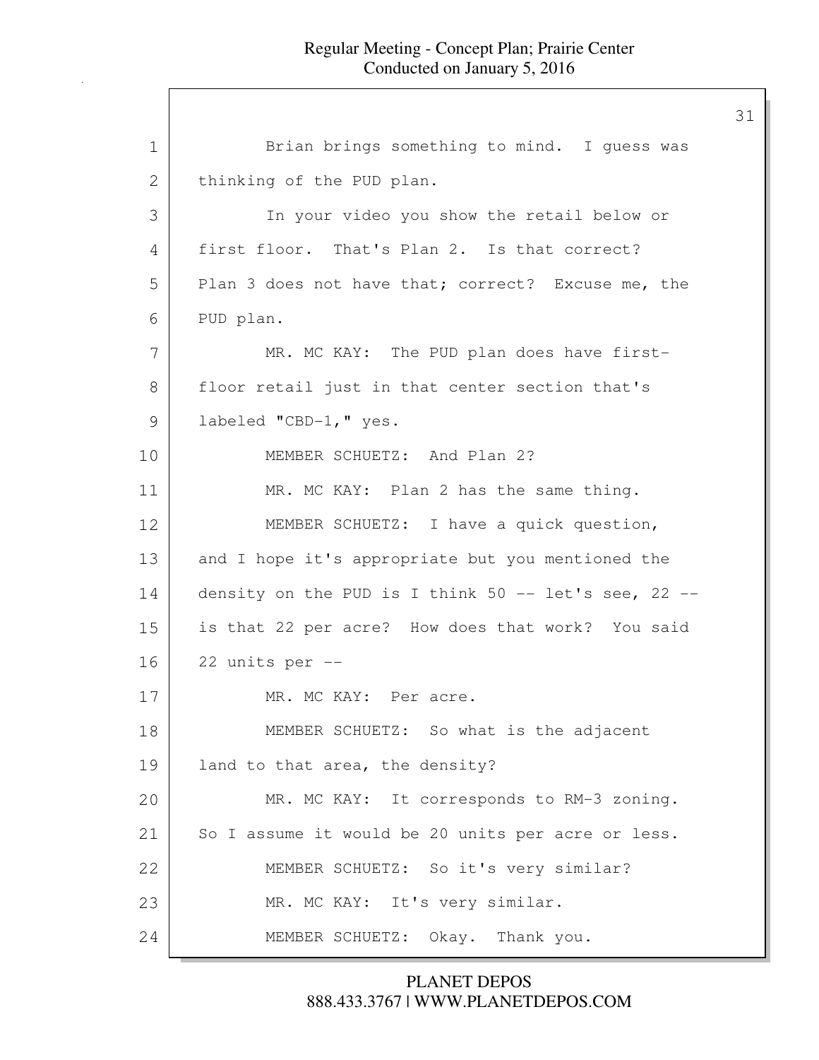Brian brings something to mind. I guess was thinking of the PUD plan.

In your video you show the retail below or first floor. That's Plan 2. Is that correct? Plan 3 does not have that; correct? Excuse me, the PUD plan.

MR. MC KAY: The PUD plan does have first-floor retail just in that center section that's labeled "CBD-1," yes.

MEMBER SCHUETZ: And Plan 2?

MR. MC KAY: Plan 2 has the same thing.

MEMBER SCHUETZ: I have a quick question, and I hope it's appropriate but you mentioned the density on the PUD is I think 50 -- let's see, 22 -- is that 22 per acre? How does that work? You said 22 units per --

MR. MC KAY: Per acre.

MEMBER SCHUETZ: So what is the adjacent land to that area, the density?

MR. MC KAY: It corresponds to RM-3 zoning. So I assume it would be 20 units per acre or less.

MEMBER SCHUETZ: So it's very similar?

MR. MC KAY: It's very similar.

MEMBER SCHUETZ: Okay. Thank you.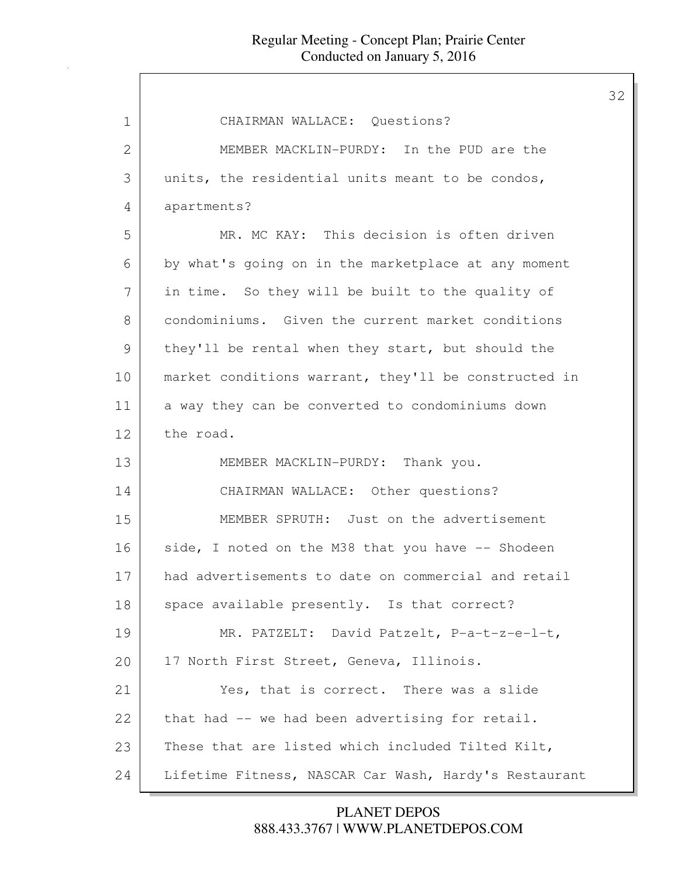CHAIRMAN WALLACE: Questions?

MEMBER MACKLIN-PURDY: In the PUD are the units, the residential units meant to be condos, apartments?

MR. MC KAY: This decision is often driven by what's going on in the marketplace at any moment in time. So they will be built to the quality of condominiums. Given the current market conditions they'll be rental when they start, but should the market conditions warrant, they'll be constructed in a way they can be converted to condominiums down the road.

MEMBER MACKLIN-PURDY: Thank you.

CHAIRMAN WALLACE: Other questions?

MEMBER SPRUTH: Just on the advertisement side, I noted on the M38 that you have -- Shodeen had advertisements to date on commercial and retail space available presently. Is that correct?

MR. PATZELT: David Patzelt, P-a-t-z-e-l-t, 17 North First Street, Geneva, Illinois.

Yes, that is correct. There was a slide that had -- we had been advertising for retail. These that are listed which included Tilted Kilt, Lifetime Fitness, NASCAR Car Wash, Hardy's Restaurant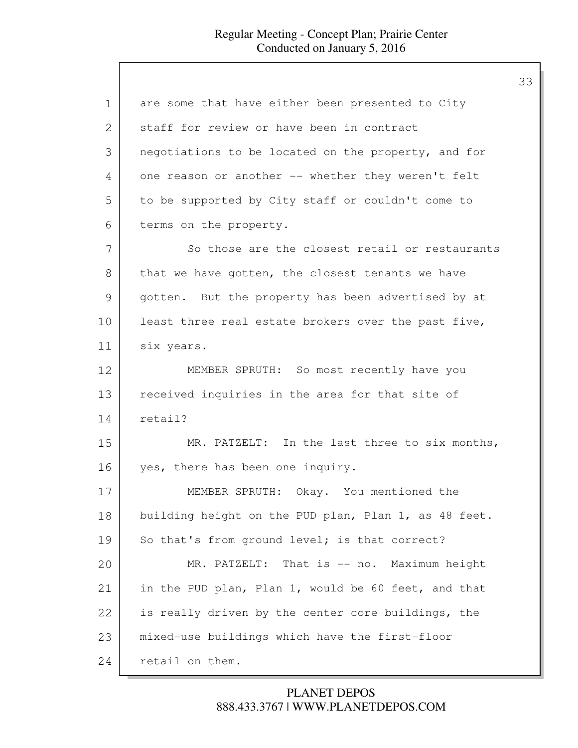are some that have either been presented to City staff for review or have been in contract negotiations to be located on the property, and for one reason or another -- whether they weren't felt to be supported by City staff or couldn't come to terms on the property.

So those are the closest retail or restaurants that we have gotten, the closest tenants we have gotten. But the property has been advertised by at least three real estate brokers over the past five, six years.

MEMBER SPRUTH: So most recently have you received inquiries in the area for that site of retail?

MR. PATZELT: In the last three to six months, yes, there has been one inquiry.

MEMBER SPRUTH: Okay. You mentioned the building height on the PUD plan, Plan 1, as 48 feet. So that's from ground level; is that correct?

MR. PATZELT: That is -- no. Maximum height in the PUD plan, Plan 1, would be 60 feet, and that is really driven by the center core buildings, the mixed-use buildings which have the first-floor retail on them.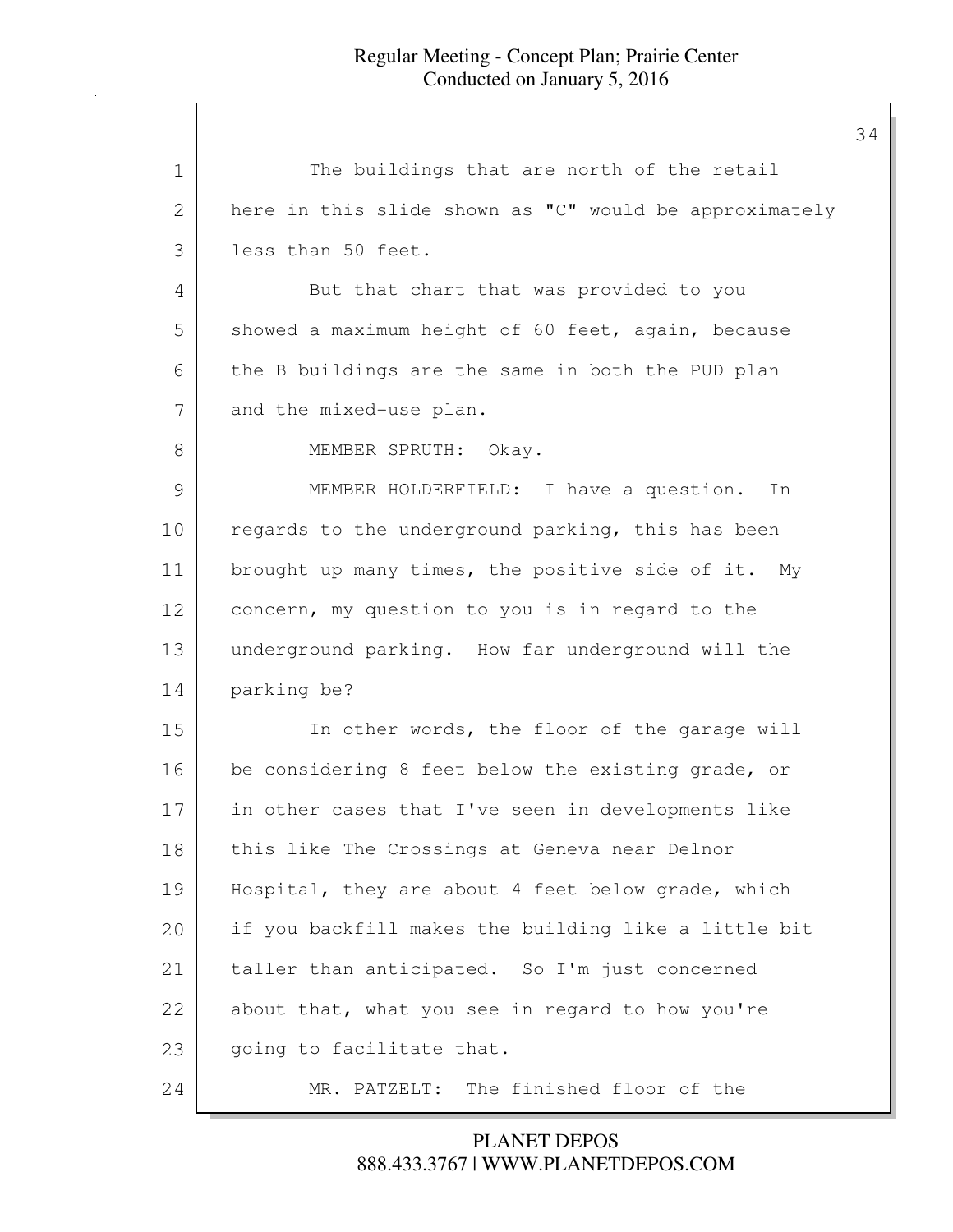The buildings that are north of the retail here in this slide shown as "C" would be approximately less than 50 feet.

But that chart that was provided to you showed a maximum height of 60 feet, again, because the B buildings are the same in both the PUD plan and the mixed-use plan.

MEMBER SPRUTH: Okay.

MEMBER HOLDERFIELD: I have a question. In regards to the underground parking, this has been brought up many times, the positive side of it. My concern, my question to you is in regard to the underground parking. How far underground will the parking be?

In other words, the floor of the garage will be considering 8 feet below the existing grade, or in other cases that I've seen in developments like this like The Crossings at Geneva near Delnor Hospital, they are about 4 feet below grade, which if you backfill makes the building like a little bit taller than anticipated. So I'm just concerned about that, what you see in regard to how you're going to facilitate that.

MR. PATZELT: The finished floor of the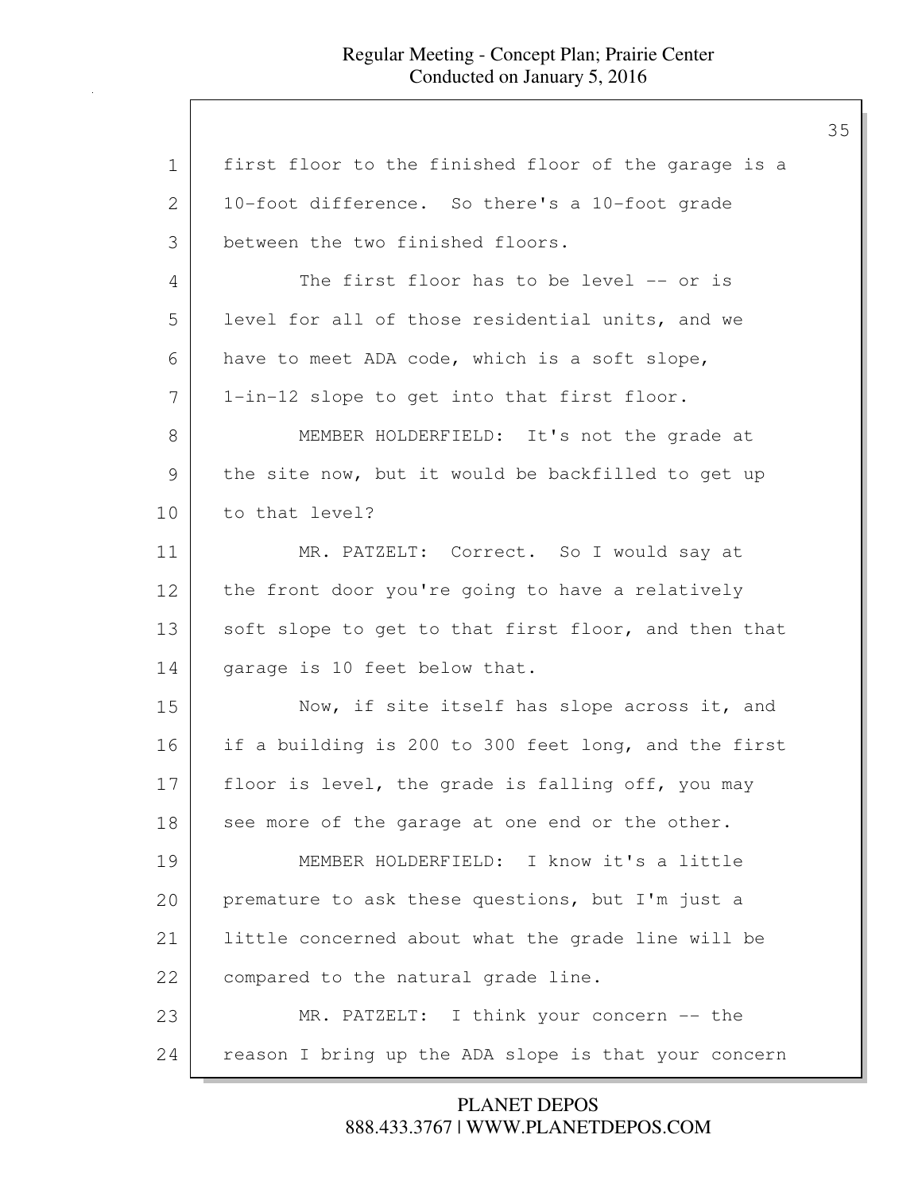first floor to the finished floor of the garage is a 10-foot difference. So there's a 10-foot grade between the two finished floors.

The first floor has to be level -- or is level for all of those residential units, and we have to meet ADA code, which is a soft slope, 1-in-12 slope to get into that first floor.

MEMBER HOLDERFIELD: It's not the grade at the site now, but it would be backfilled to get up to that level?

MR. PATZELT: Correct. So I would say at the front door you're going to have a relatively soft slope to get to that first floor, and then that garage is 10 feet below that.

Now, if site itself has slope across it, and if a building is 200 to 300 feet long, and the first floor is level, the grade is falling off, you may see more of the garage at one end or the other.

MEMBER HOLDERFIELD: I know it's a little premature to ask these questions, but I'm just a little concerned about what the grade line will be compared to the natural grade line.

MR. PATZELT: I think your concern -- the reason I bring up the ADA slope is that your concern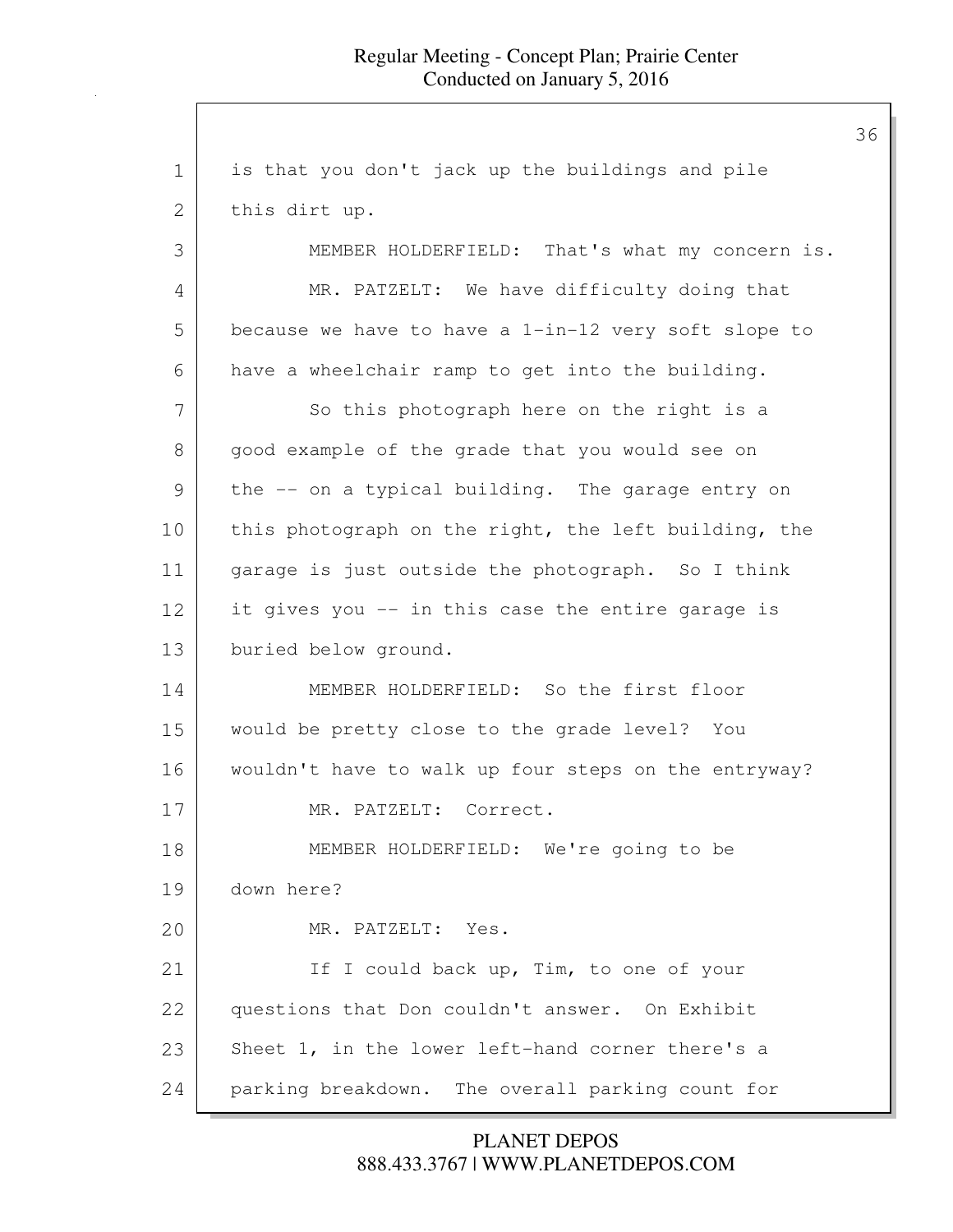is that you don't jack up the buildings and pile this dirt up.

MEMBER HOLDERFIELD: That's what my concern is.

MR. PATZELT: We have difficulty doing that because we have to have a 1-in-12 very soft slope to have a wheelchair ramp to get into the building.

So this photograph here on the right is a good example of the grade that you would see on the -- on a typical building. The garage entry on this photograph on the right, the left building, the garage is just outside the photograph. So I think it gives you -- in this case the entire garage is buried below ground.

MEMBER HOLDERFIELD: So the first floor would be pretty close to the grade level? You wouldn't have to walk up four steps on the entryway?

MR. PATZELT: Correct.

MEMBER HOLDERFIELD: We're going to be down here?

MR. PATZELT: Yes.

If I could back up, Tim, to one of your questions that Don couldn't answer. On Exhibit Sheet 1, in the lower left-hand corner there's a parking breakdown. The overall parking count for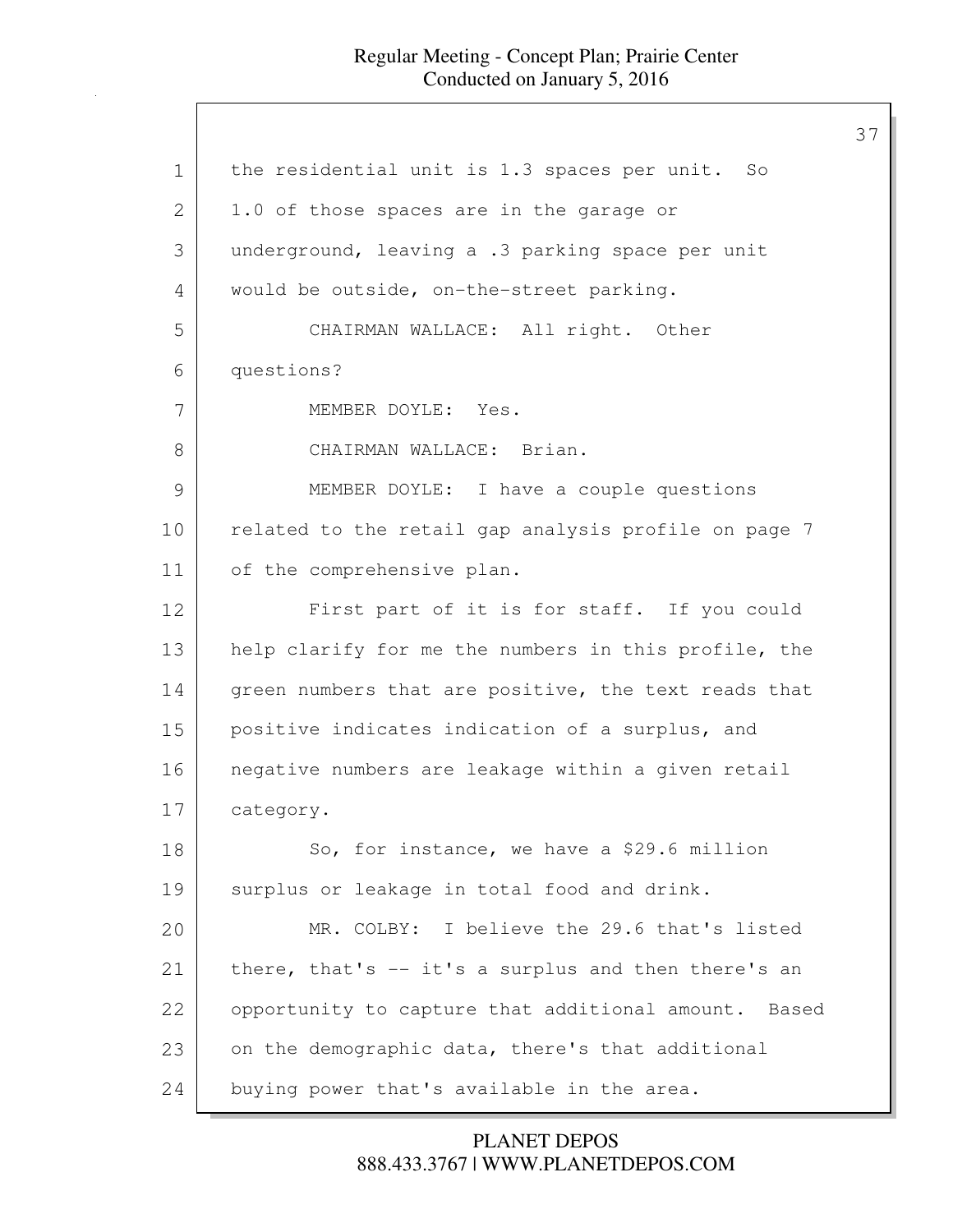the residential unit is 1.3 spaces per unit. So 1.0 of those spaces are in the garage or underground, leaving a .3 parking space per unit would be outside, on-the-street parking.

CHAIRMAN WALLACE: All right. Other questions?

MEMBER DOYLE: Yes.

CHAIRMAN WALLACE: Brian.

MEMBER DOYLE: I have a couple questions related to the retail gap analysis profile on page 7 of the comprehensive plan.

First part of it is for staff. If you could help clarify for me the numbers in this profile, the green numbers that are positive, the text reads that positive indicates indication of a surplus, and negative numbers are leakage within a given retail category.

So, for instance, we have a $29.6 million surplus or leakage in total food and drink.

MR. COLBY: I believe the 29.6 that's listed there, that's -- it's a surplus and then there's an opportunity to capture that additional amount. Based on the demographic data, there's that additional buying power that's available in the area.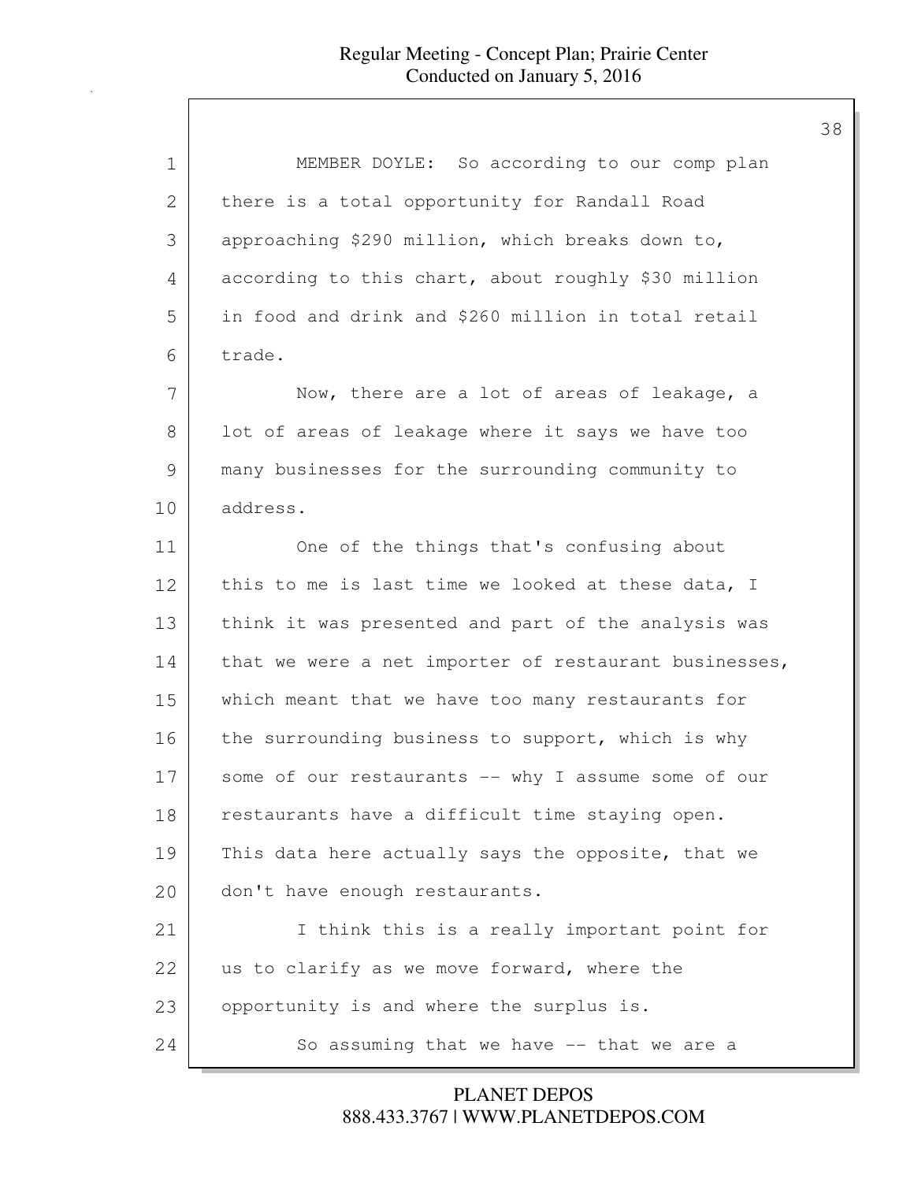MEMBER DOYLE: So according to our comp plan there is a total opportunity for Randall Road approaching $290 million, which breaks down to, according to this chart, about roughly $30 million in food and drink and $260 million in total retail trade.

Now, there are a lot of areas of leakage, a lot of areas of leakage where it says we have too many businesses for the surrounding community to address.

One of the things that's confusing about this to me is last time we looked at these data, I think it was presented and part of the analysis was that we were a net importer of restaurant businesses, which meant that we have too many restaurants for the surrounding business to support, which is why some of our restaurants -- why I assume some of our restaurants have a difficult time staying open. This data here actually says the opposite, that we don't have enough restaurants.

I think this is a really important point for us to clarify as we move forward, where the opportunity is and where the surplus is.

So assuming that we have -- that we are a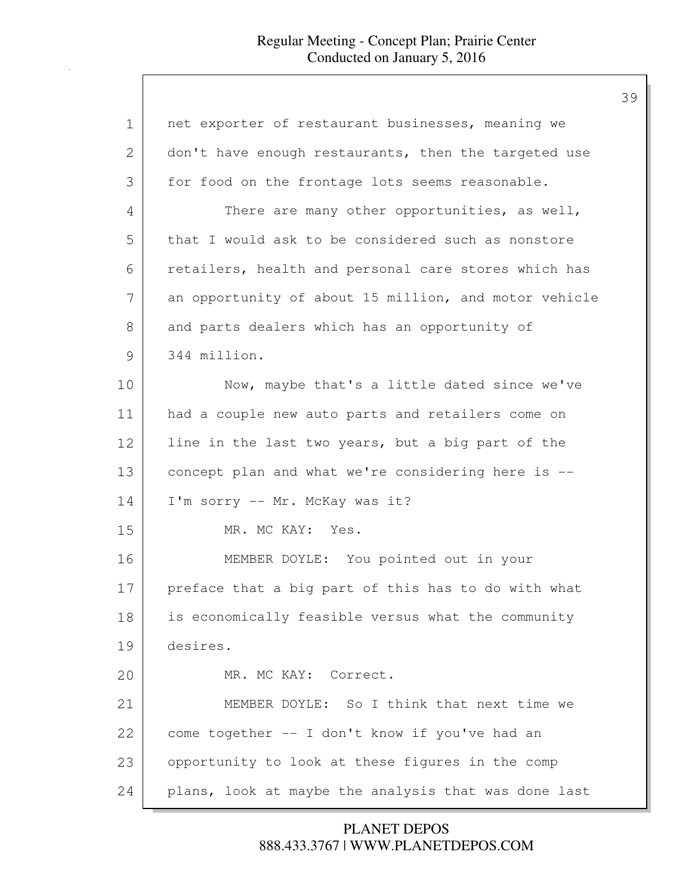net exporter of restaurant businesses, meaning we don't have enough restaurants, then the targeted use for food on the frontage lots seems reasonable.

There are many other opportunities, as well, that I would ask to be considered such as nonstore retailers, health and personal care stores which has an opportunity of about 15 million, and motor vehicle and parts dealers which has an opportunity of 344 million.

Now, maybe that's a little dated since we've had a couple new auto parts and retailers come on line in the last two years, but a big part of the concept plan and what we're considering here is -- I'm sorry -- Mr. McKay was it?

MR. MC KAY: Yes.

MEMBER DOYLE: You pointed out in your preface that a big part of this has to do with what is economically feasible versus what the community desires.

MR. MC KAY: Correct.

MEMBER DOYLE: So I think that next time we come together -- I don't know if you've had an opportunity to look at these figures in the comp plans, look at maybe the analysis that was done last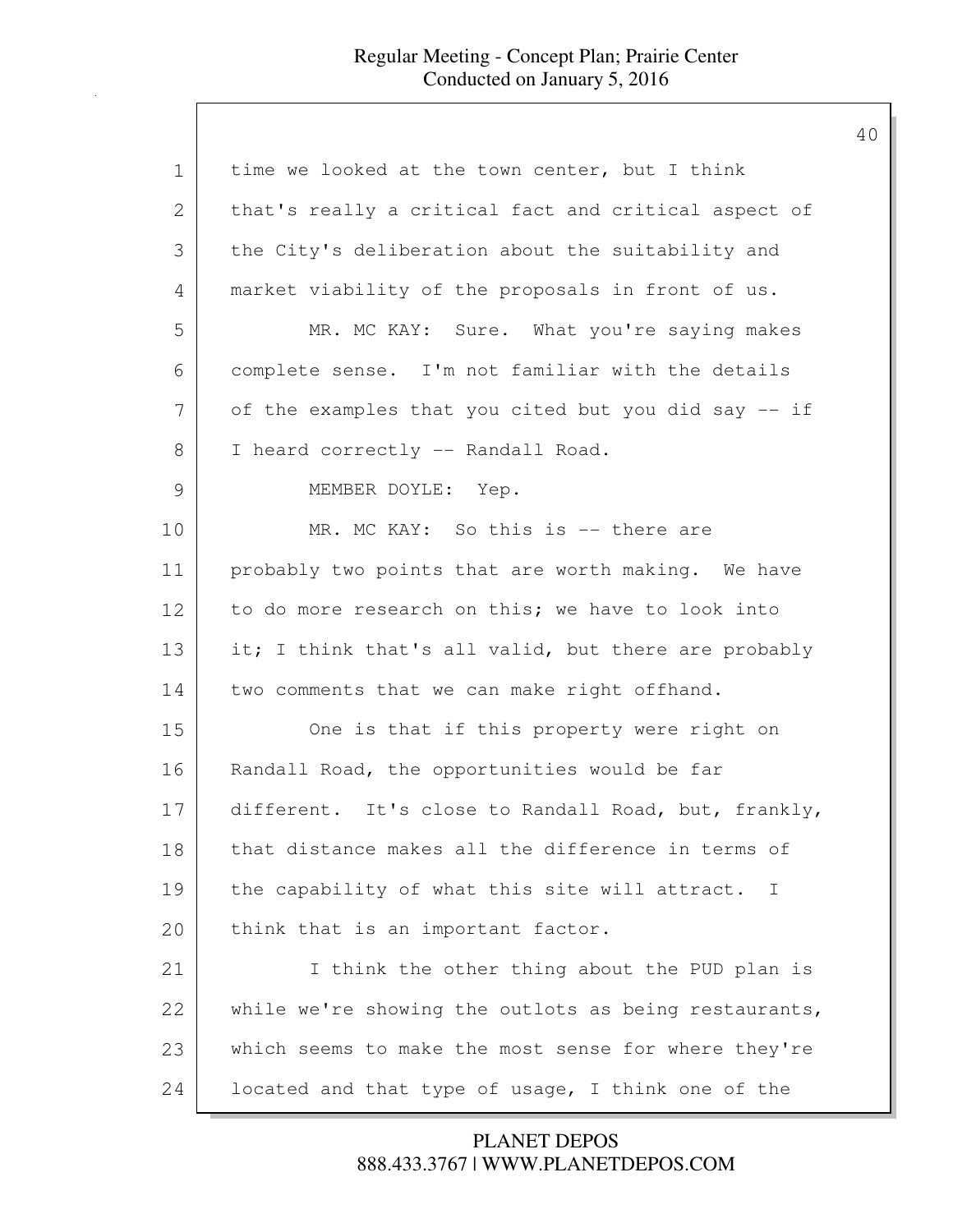time we looked at the town center, but I think that's really a critical fact and critical aspect of the City's deliberation about the suitability and market viability of the proposals in front of us.

MR. MC KAY: Sure. What you're saying makes complete sense. I'm not familiar with the details of the examples that you cited but you did say -- if I heard correctly -- Randall Road.

MEMBER DOYLE: Yep.

MR. MC KAY: So this is -- there are probably two points that are worth making. We have to do more research on this; we have to look into it; I think that's all valid, but there are probably two comments that we can make right offhand.

One is that if this property were right on Randall Road, the opportunities would be far different. It's close to Randall Road, but, frankly, that distance makes all the difference in terms of the capability of what this site will attract. I think that is an important factor.

I think the other thing about the PUD plan is while we're showing the outlots as being restaurants, which seems to make the most sense for where they're located and that type of usage, I think one of the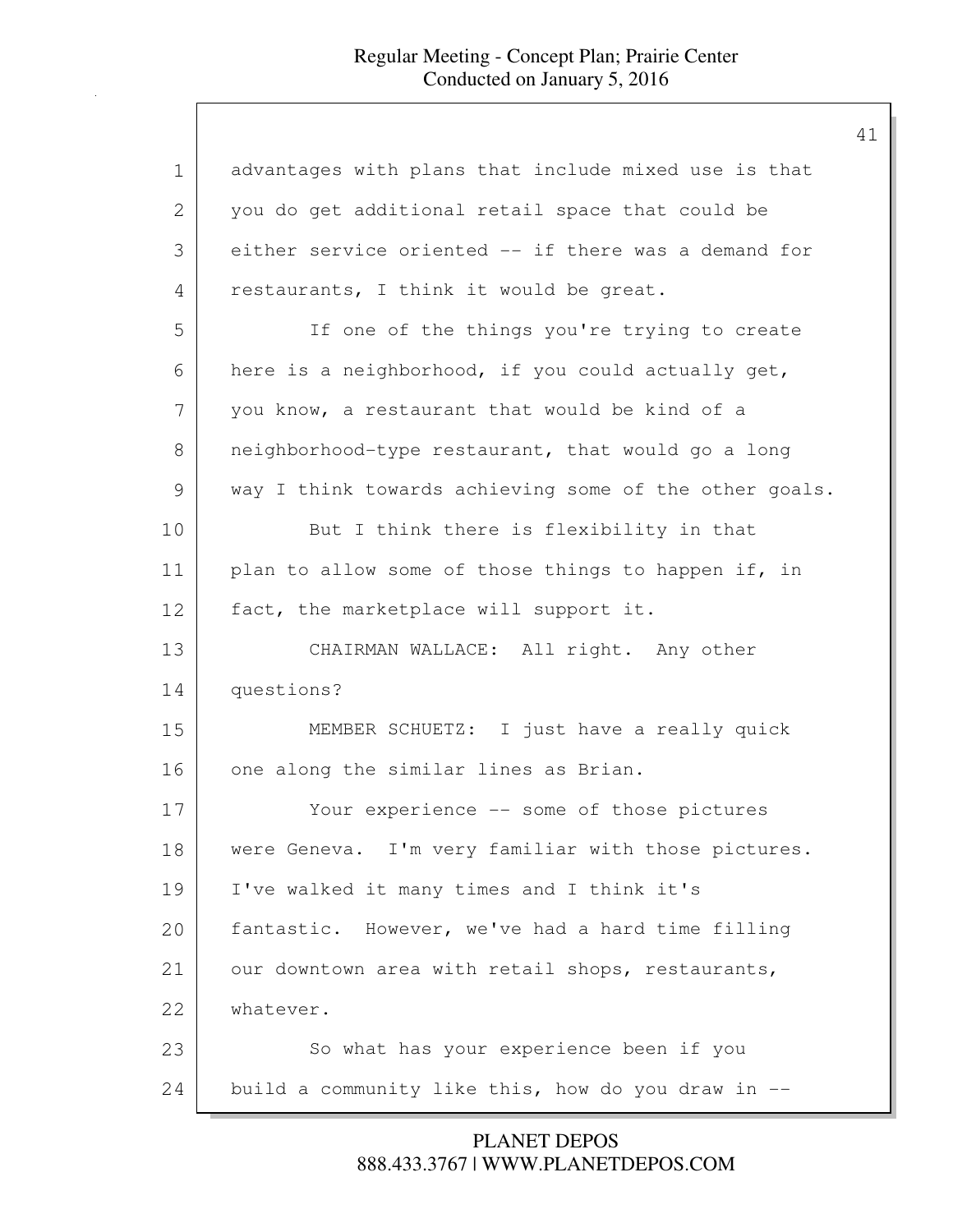advantages with plans that include mixed use is that you do get additional retail space that could be either service oriented -- if there was a demand for restaurants, I think it would be great.

If one of the things you're trying to create here is a neighborhood, if you could actually get, you know, a restaurant that would be kind of a neighborhood-type restaurant, that would go a long way I think towards achieving some of the other goals.

But I think there is flexibility in that plan to allow some of those things to happen if, in fact, the marketplace will support it.

CHAIRMAN WALLACE: All right. Any other questions?

MEMBER SCHUETZ: I just have a really quick one along the similar lines as Brian.

Your experience -- some of those pictures were Geneva. I'm very familiar with those pictures. I've walked it many times and I think it's fantastic. However, we've had a hard time filling our downtown area with retail shops, restaurants, whatever.

So what has your experience been if you build a community like this, how do you draw in --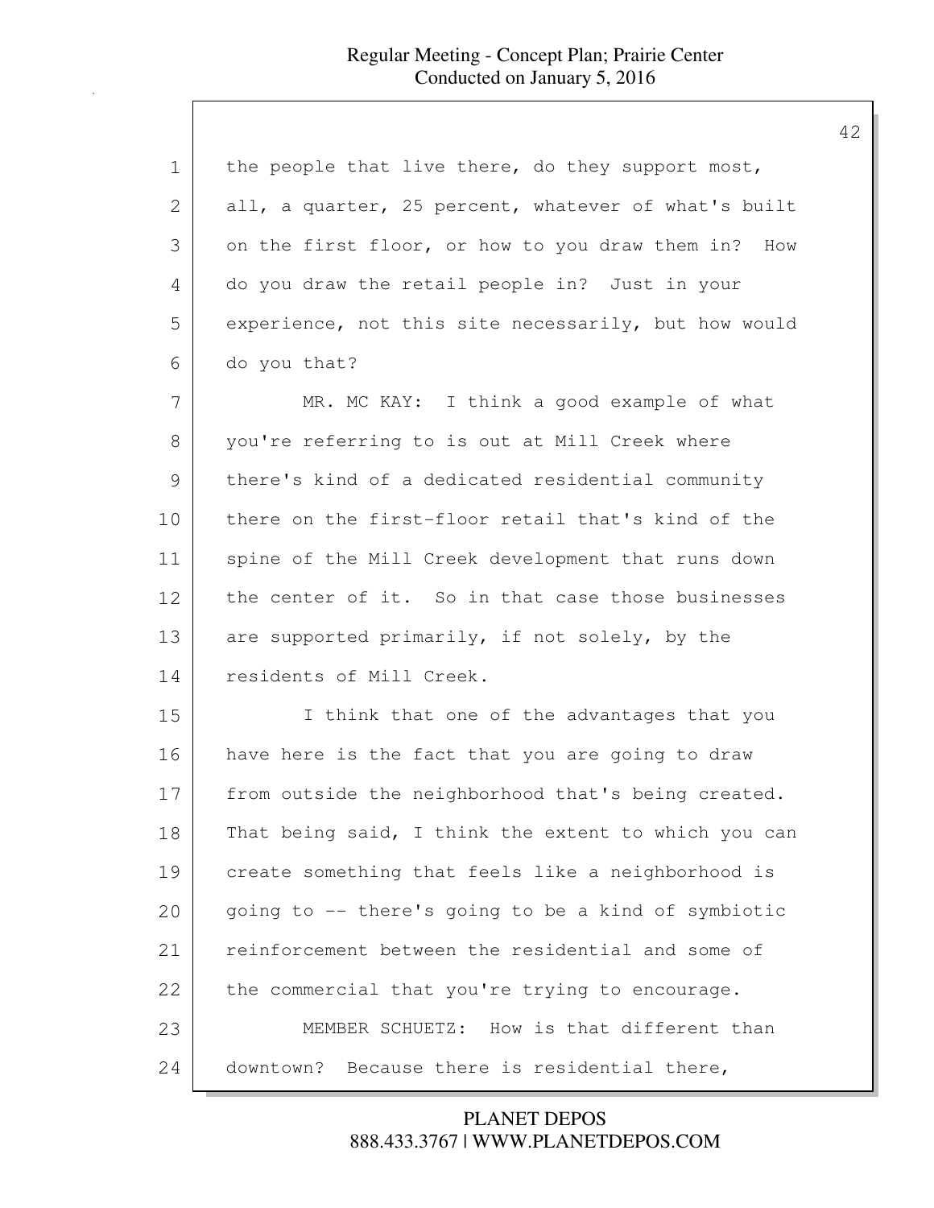the people that live there, do they support most, all, a quarter, 25 percent, whatever of what's built on the first floor, or how to you draw them in? How do you draw the retail people in? Just in your experience, not this site necessarily, but how would do you that?

MR. MC KAY: I think a good example of what you're referring to is out at Mill Creek where there's kind of a dedicated residential community there on the first-floor retail that's kind of the spine of the Mill Creek development that runs down the center of it. So in that case those businesses are supported primarily, if not solely, by the residents of Mill Creek.

I think that one of the advantages that you have here is the fact that you are going to draw from outside the neighborhood that's being created. That being said, I think the extent to which you can create something that feels like a neighborhood is going to -- there's going to be a kind of symbiotic reinforcement between the residential and some of the commercial that you're trying to encourage.

MEMBER SCHUETZ: How is that different than downtown? Because there is residential there,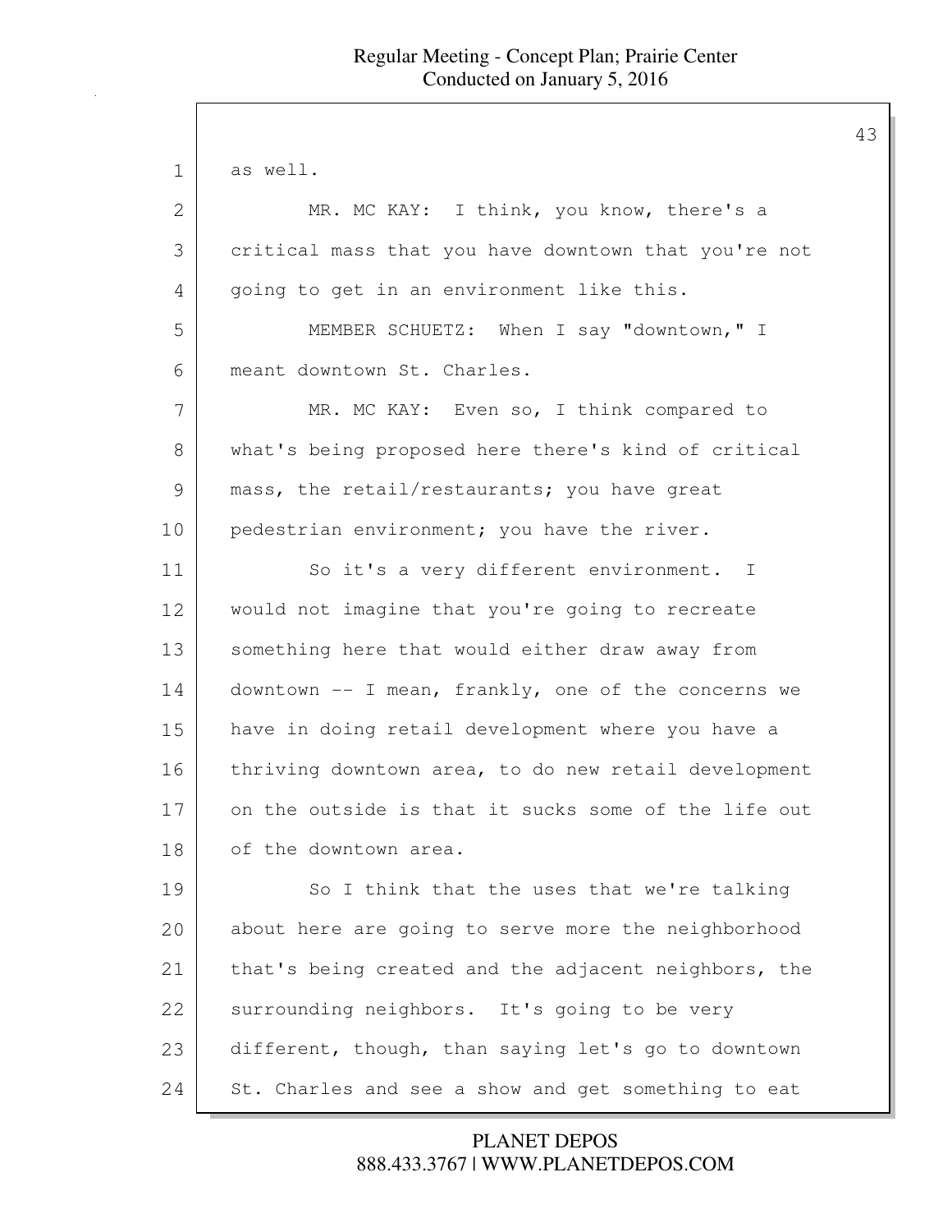as well.

MR. MC KAY: I think, you know, there's a critical mass that you have downtown that you're not going to get in an environment like this.

MEMBER SCHUETZ: When I say "downtown," I meant downtown St. Charles.

MR. MC KAY: Even so, I think compared to what's being proposed here there's kind of critical mass, the retail/restaurants; you have great pedestrian environment; you have the river.

So it's a very different environment. I would not imagine that you're going to recreate something here that would either draw away from downtown -- I mean, frankly, one of the concerns we have in doing retail development where you have a thriving downtown area, to do new retail development on the outside is that it sucks some of the life out of the downtown area.

So I think that the uses that we're talking about here are going to serve more the neighborhood that's being created and the adjacent neighbors, the surrounding neighbors. It's going to be very different, though, than saying let's go to downtown St. Charles and see a show and get something to eat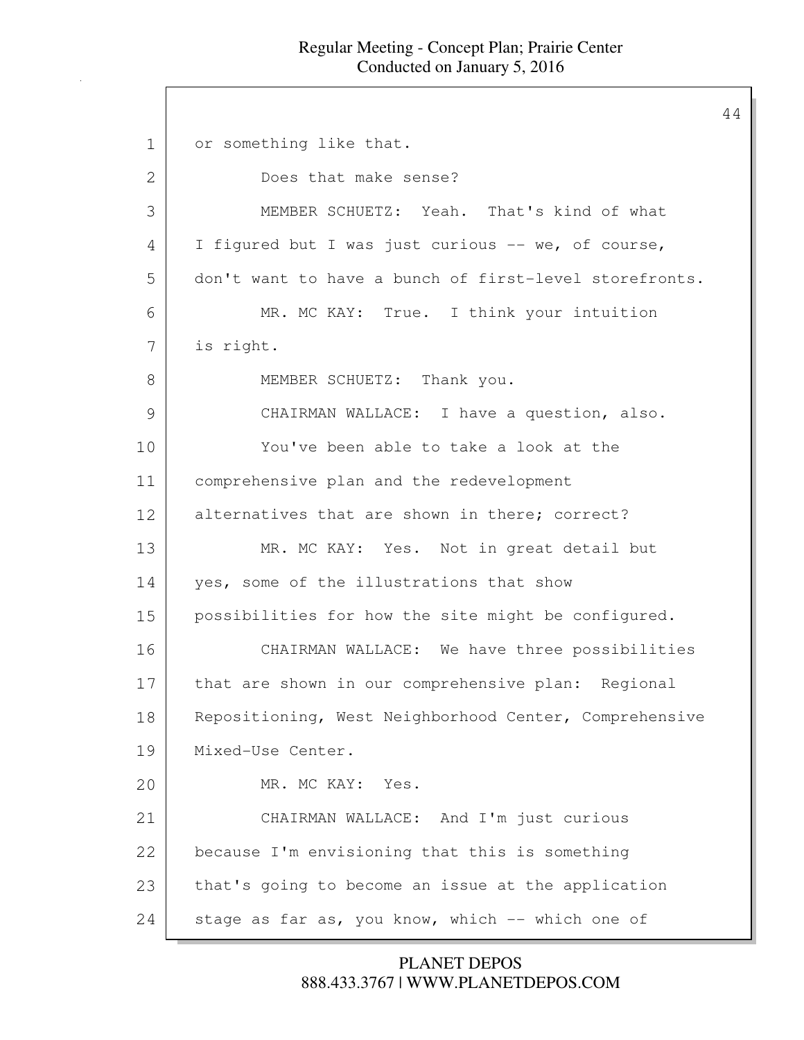or something like that.

Does that make sense?

MEMBER SCHUETZ: Yeah. That's kind of what I figured but I was just curious -- we, of course, don't want to have a bunch of first-level storefronts.

MR. MC KAY: True. I think your intuition is right.

MEMBER SCHUETZ: Thank you.

CHAIRMAN WALLACE: I have a question, also.

You've been able to take a look at the comprehensive plan and the redevelopment alternatives that are shown in there; correct?

MR. MC KAY: Yes. Not in great detail but yes, some of the illustrations that show possibilities for how the site might be configured.

CHAIRMAN WALLACE: We have three possibilities that are shown in our comprehensive plan: Regional Repositioning, West Neighborhood Center, Comprehensive Mixed-Use Center.

MR. MC KAY: Yes.

CHAIRMAN WALLACE: And I'm just curious because I'm envisioning that this is something that's going to become an issue at the application stage as far as, you know, which -- which one of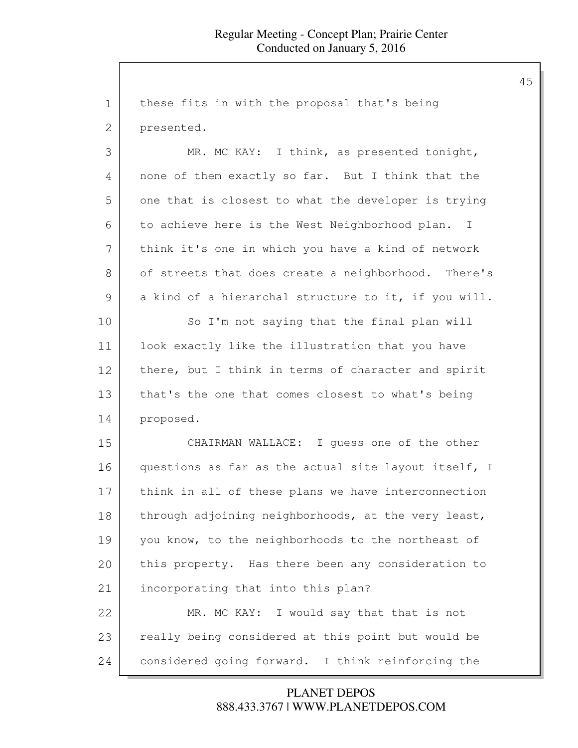these fits in with the proposal that's being presented.

MR. MC KAY: I think, as presented tonight, none of them exactly so far. But I think that the one that is closest to what the developer is trying to achieve here is the West Neighborhood plan. I think it's one in which you have a kind of network of streets that does create a neighborhood. There's a kind of a hierarchal structure to it, if you will.

So I'm not saying that the final plan will look exactly like the illustration that you have there, but I think in terms of character and spirit that's the one that comes closest to what's being proposed.

CHAIRMAN WALLACE: I guess one of the other questions as far as the actual site layout itself, I think in all of these plans we have interconnection through adjoining neighborhoods, at the very least, you know, to the neighborhoods to the northeast of this property. Has there been any consideration to incorporating that into this plan?

MR. MC KAY: I would say that that is not really being considered at this point but would be considered going forward. I think reinforcing the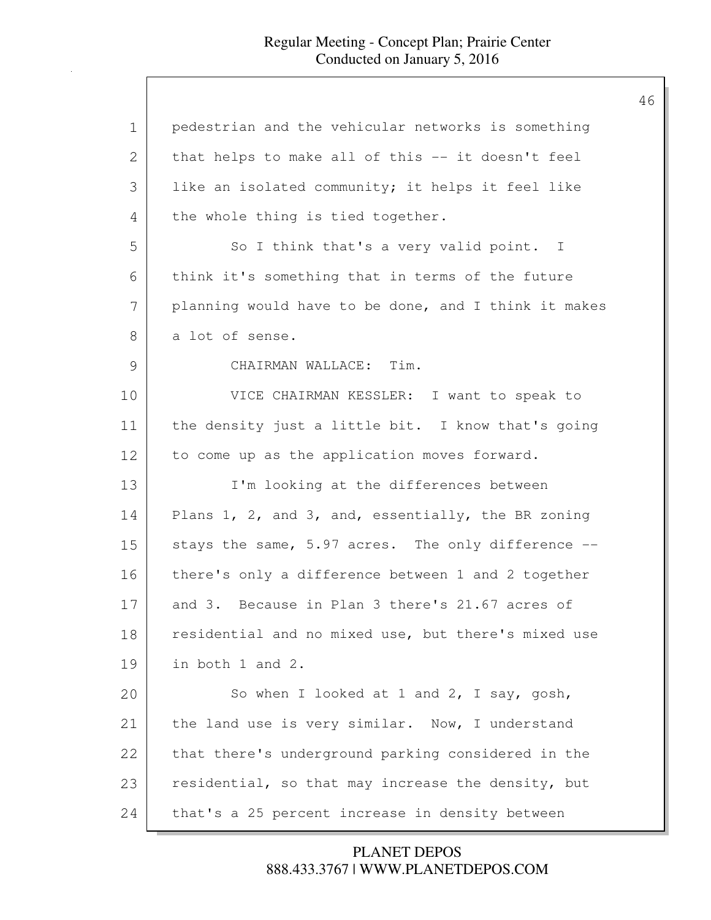pedestrian and the vehicular networks is something that helps to make all of this -- it doesn't feel like an isolated community; it helps it feel like the whole thing is tied together.

So I think that's a very valid point. I think it's something that in terms of the future planning would have to be done, and I think it makes a lot of sense.

CHAIRMAN WALLACE: Tim.

VICE CHAIRMAN KESSLER: I want to speak to the density just a little bit. I know that's going to come up as the application moves forward.

I'm looking at the differences between Plans 1, 2, and 3, and, essentially, the BR zoning stays the same, 5.97 acres. The only difference -- there's only a difference between 1 and 2 together and 3. Because in Plan 3 there's 21.67 acres of residential and no mixed use, but there's mixed use in both 1 and 2.

So when I looked at 1 and 2, I say, gosh, the land use is very similar. Now, I understand that there's underground parking considered in the residential, so that may increase the density, but that's a 25 percent increase in density between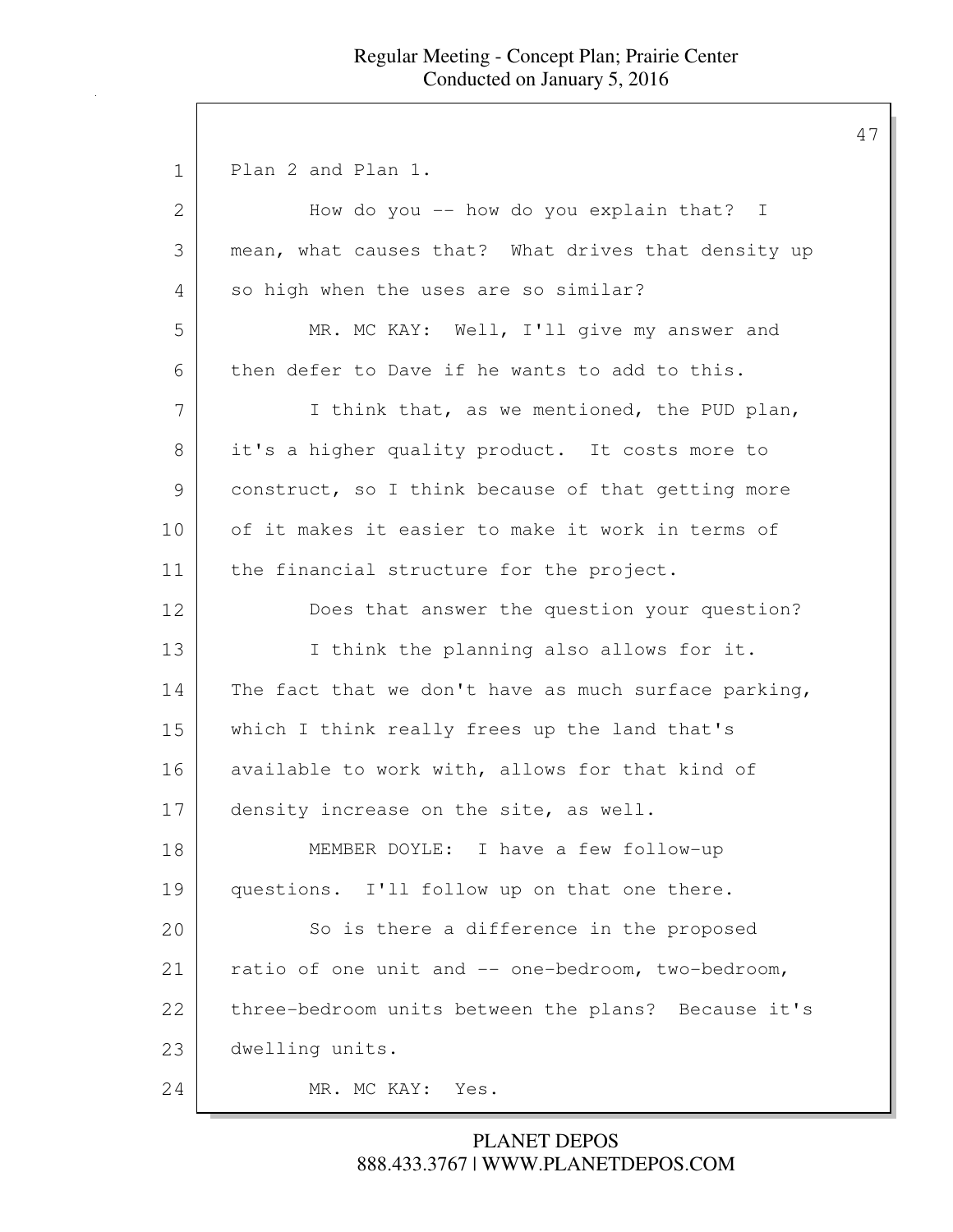Plan 2 and Plan 1.

How do you -- how do you explain that? I mean, what causes that? What drives that density up so high when the uses are so similar?

MR. MC KAY: Well, I'll give my answer and then defer to Dave if he wants to add to this.

I think that, as we mentioned, the PUD plan, it's a higher quality product. It costs more to construct, so I think because of that getting more of it makes it easier to make it work in terms of the financial structure for the project.

Does that answer the question your question?

I think the planning also allows for it. The fact that we don't have as much surface parking, which I think really frees up the land that's available to work with, allows for that kind of density increase on the site, as well.

MEMBER DOYLE: I have a few follow-up questions. I'll follow up on that one there.

So is there a difference in the proposed ratio of one unit and -- one-bedroom, two-bedroom, three-bedroom units between the plans? Because it's dwelling units.

MR. MC KAY: Yes.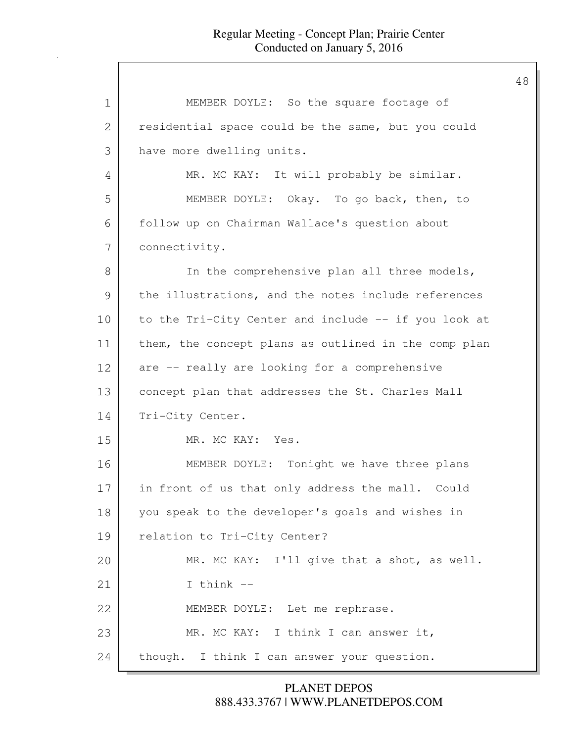MEMBER DOYLE: So the square footage of residential space could be the same, but you could have more dwelling units.

MR. MC KAY: It will probably be similar.

MEMBER DOYLE: Okay. To go back, then, to follow up on Chairman Wallace's question about connectivity.

In the comprehensive plan all three models, the illustrations, and the notes include references to the Tri-City Center and include -- if you look at them, the concept plans as outlined in the comp plan are -- really are looking for a comprehensive concept plan that addresses the St. Charles Mall Tri-City Center.

MR. MC KAY: Yes.

MEMBER DOYLE: Tonight we have three plans in front of us that only address the mall. Could you speak to the developer's goals and wishes in relation to Tri-City Center?

MR. MC KAY: I'll give that a shot, as well. I think --

MEMBER DOYLE: Let me rephrase.

MR. MC KAY: I think I can answer it, though. I think I can answer your question.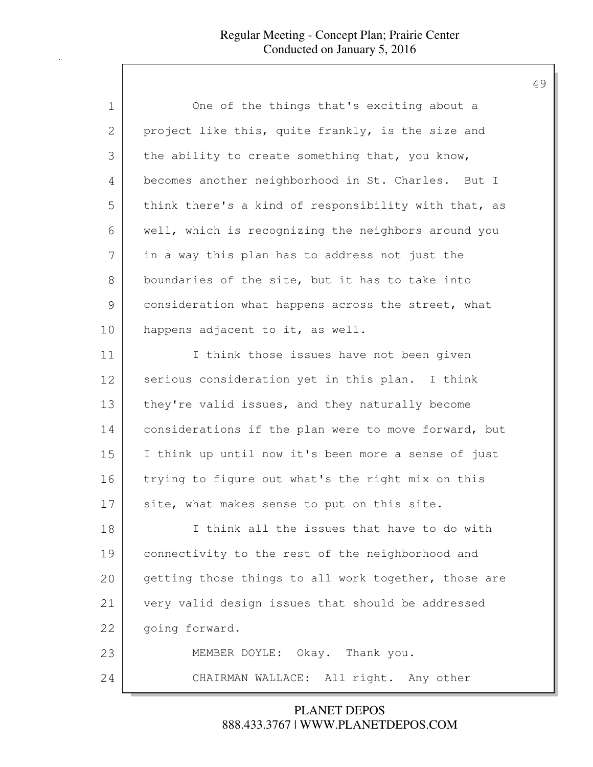One of the things that's exciting about a project like this, quite frankly, is the size and the ability to create something that, you know, becomes another neighborhood in St. Charles. But I think there's a kind of responsibility with that, as well, which is recognizing the neighbors around you in a way this plan has to address not just the boundaries of the site, but it has to take into consideration what happens across the street, what happens adjacent to it, as well.

I think those issues have not been given serious consideration yet in this plan. I think they're valid issues, and they naturally become considerations if the plan were to move forward, but I think up until now it's been more a sense of just trying to figure out what's the right mix on this site, what makes sense to put on this site.

I think all the issues that have to do with connectivity to the rest of the neighborhood and getting those things to all work together, those are very valid design issues that should be addressed going forward.

MEMBER DOYLE: Okay. Thank you.

CHAIRMAN WALLACE: All right. Any other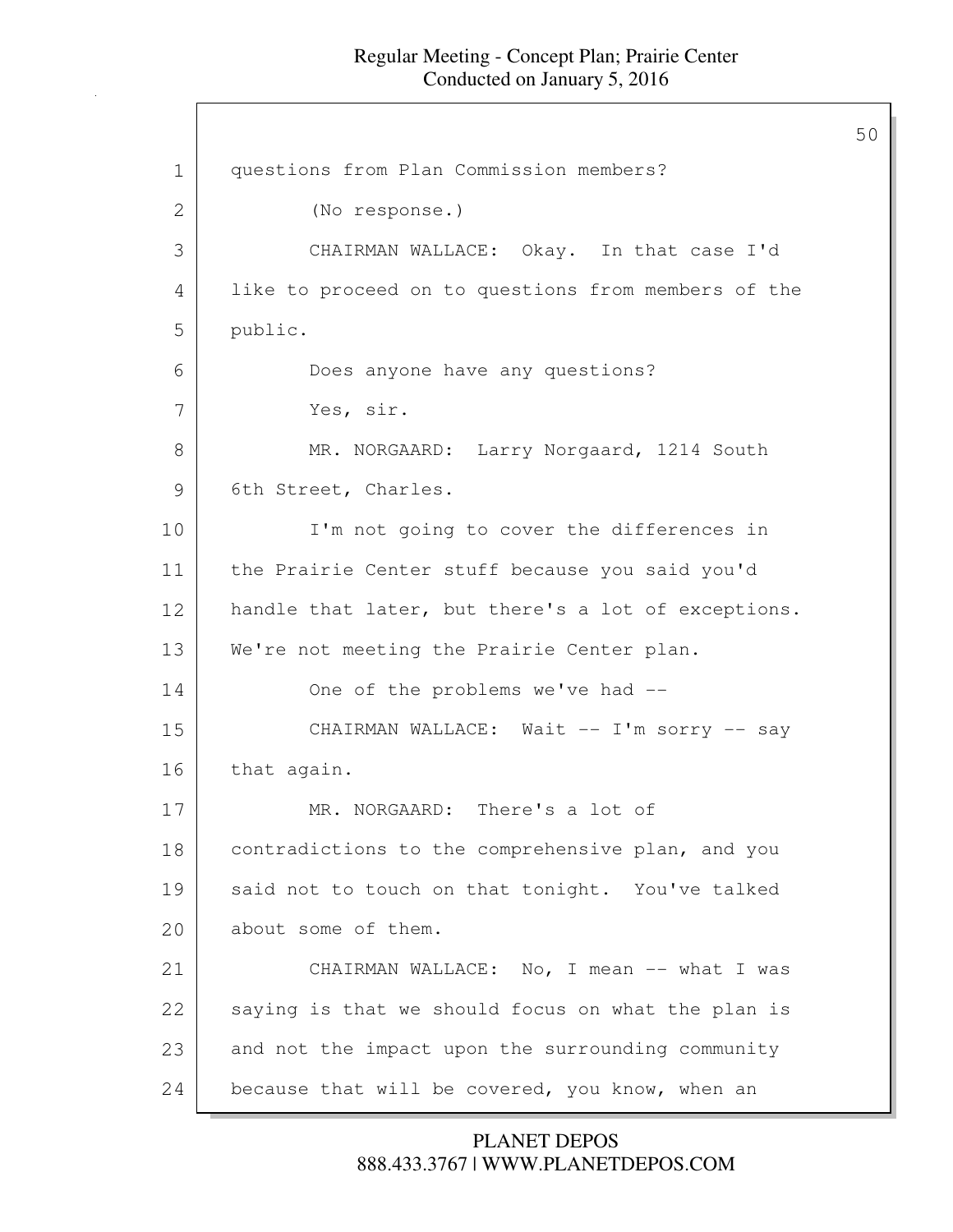questions from Plan Commission members?

(No response.)

CHAIRMAN WALLACE: Okay. In that case I'd like to proceed on to questions from members of the public.

Does anyone have any questions?

Yes, sir.

MR. NORGAARD: Larry Norgaard, 1214 South 6th Street, Charles.

I'm not going to cover the differences in the Prairie Center stuff because you said you'd handle that later, but there's a lot of exceptions. We're not meeting the Prairie Center plan.

One of the problems we've had --

CHAIRMAN WALLACE: Wait -- I'm sorry -- say that again.

MR. NORGAARD: There's a lot of contradictions to the comprehensive plan, and you said not to touch on that tonight. You've talked about some of them.

CHAIRMAN WALLACE: No, I mean -- what I was saying is that we should focus on what the plan is and not the impact upon the surrounding community because that will be covered, you know, when an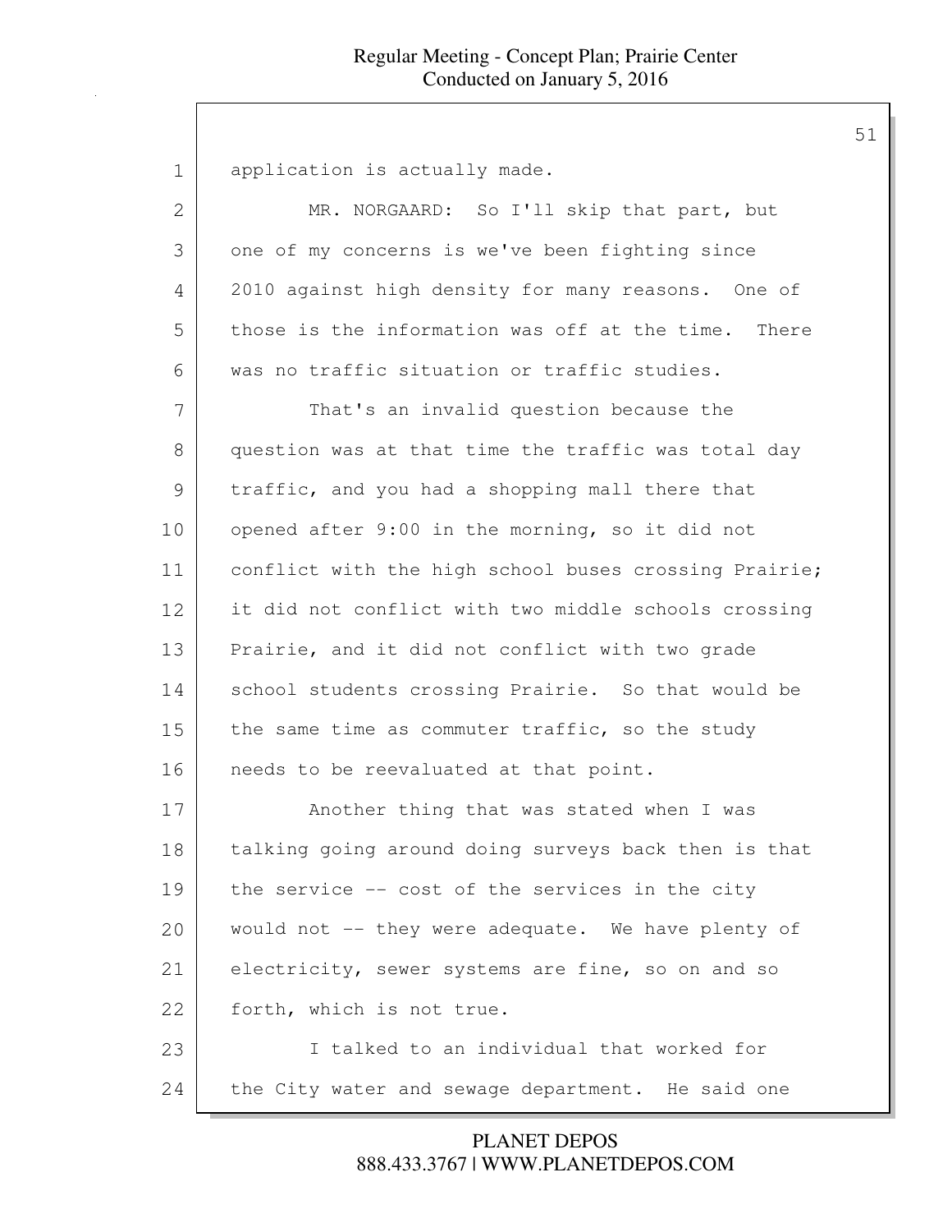application is actually made.

MR. NORGAARD: So I'll skip that part, but one of my concerns is we've been fighting since 2010 against high density for many reasons. One of those is the information was off at the time. There was no traffic situation or traffic studies.

That's an invalid question because the question was at that time the traffic was total day traffic, and you had a shopping mall there that opened after 9:00 in the morning, so it did not conflict with the high school buses crossing Prairie; it did not conflict with two middle schools crossing Prairie, and it did not conflict with two grade school students crossing Prairie. So that would be the same time as commuter traffic, so the study needs to be reevaluated at that point.

Another thing that was stated when I was talking going around doing surveys back then is that the service -- cost of the services in the city would not -- they were adequate. We have plenty of electricity, sewer systems are fine, so on and so forth, which is not true.

I talked to an individual that worked for the City water and sewage department. He said one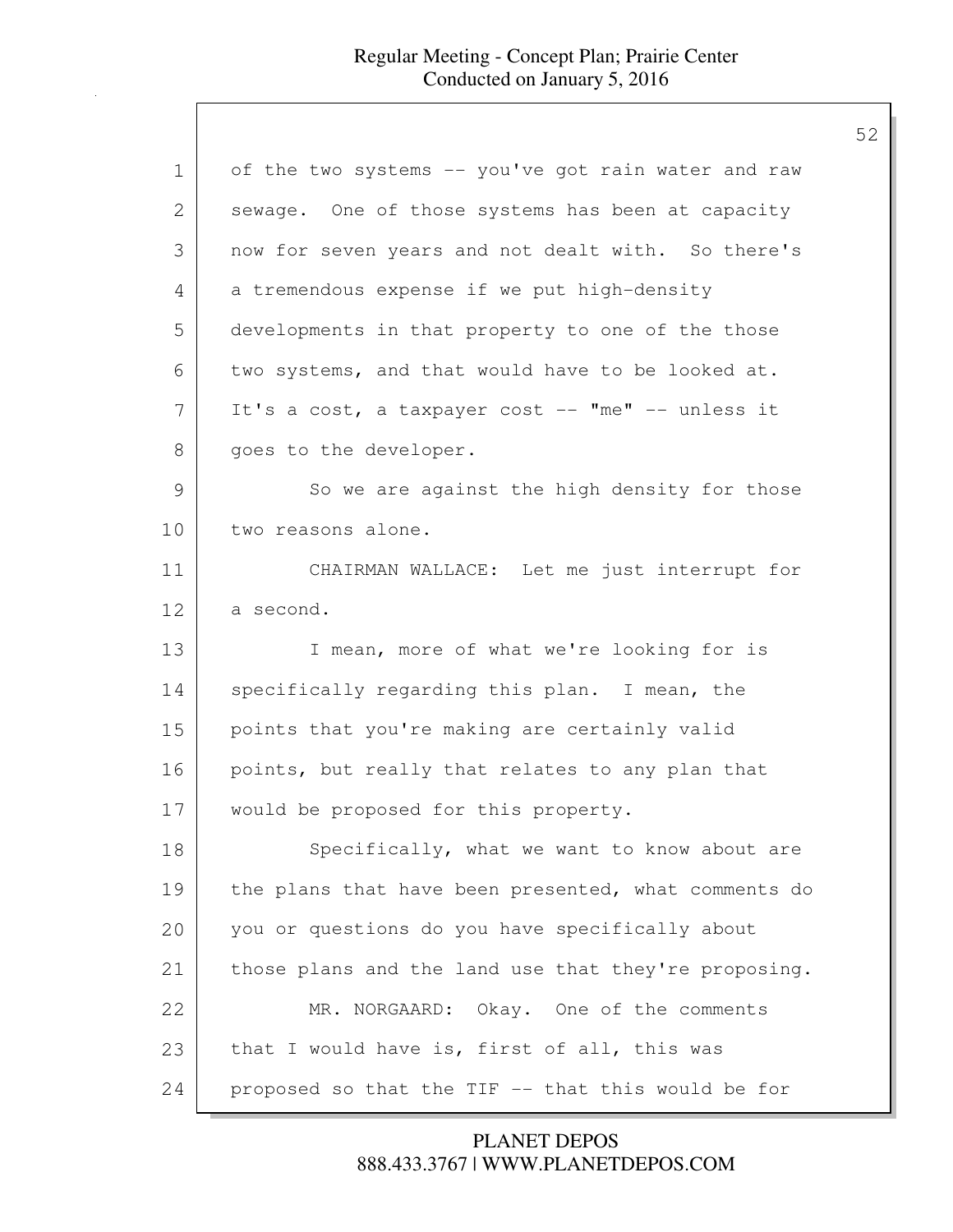of the two systems -- you've got rain water and raw sewage. One of those systems has been at capacity now for seven years and not dealt with. So there's a tremendous expense if we put high-density developments in that property to one of the those two systems, and that would have to be looked at. It's a cost, a taxpayer cost -- "me" -- unless it goes to the developer.

So we are against the high density for those two reasons alone.

CHAIRMAN WALLACE: Let me just interrupt for a second.

I mean, more of what we're looking for is specifically regarding this plan. I mean, the points that you're making are certainly valid points, but really that relates to any plan that would be proposed for this property.

Specifically, what we want to know about are the plans that have been presented, what comments do you or questions do you have specifically about those plans and the land use that they're proposing.

MR. NORGAARD: Okay. One of the comments that I would have is, first of all, this was proposed so that the TIF -- that this would be for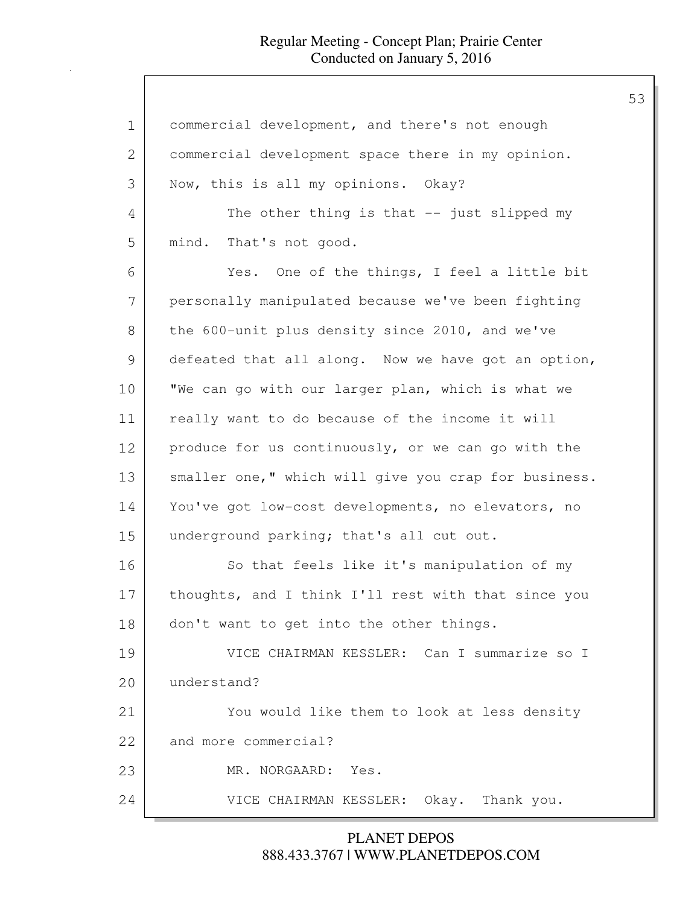commercial development, and there's not enough commercial development space there in my opinion. Now, this is all my opinions. Okay?

The other thing is that -- just slipped my mind. That's not good.

Yes. One of the things, I feel a little bit personally manipulated because we've been fighting the 600-unit plus density since 2010, and we've defeated that all along. Now we have got an option, "We can go with our larger plan, which is what we really want to do because of the income it will produce for us continuously, or we can go with the smaller one," which will give you crap for business. You've got low-cost developments, no elevators, no underground parking; that's all cut out.

So that feels like it's manipulation of my thoughts, and I think I'll rest with that since you don't want to get into the other things.

VICE CHAIRMAN KESSLER: Can I summarize so I understand?

You would like them to look at less density and more commercial?

MR. NORGAARD: Yes.

VICE CHAIRMAN KESSLER: Okay. Thank you.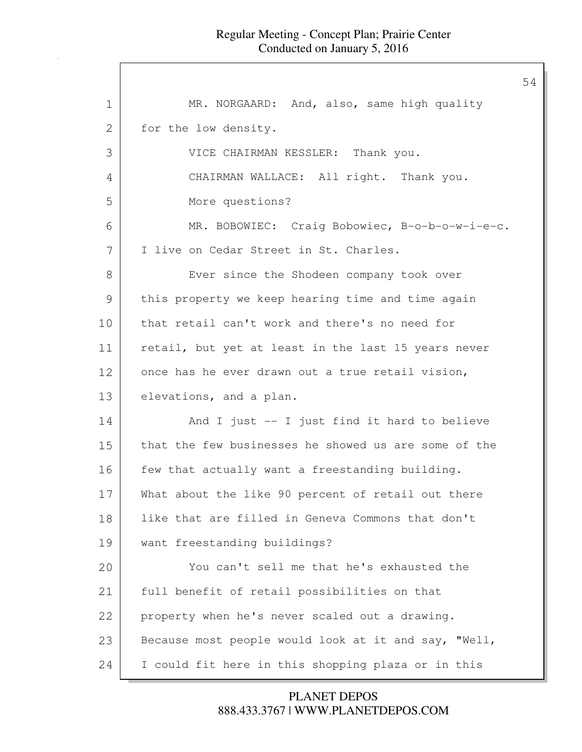MR. NORGAARD: And, also, same high quality for the low density.

VICE CHAIRMAN KESSLER: Thank you.

CHAIRMAN WALLACE: All right. Thank you.

More questions?

MR. BOBOWIEC: Craig Bobowiec, B-o-b-o-w-i-e-c. I live on Cedar Street in St. Charles.

Ever since the Shodeen company took over this property we keep hearing time and time again that retail can't work and there's no need for retail, but yet at least in the last 15 years never once has he ever drawn out a true retail vision, elevations, and a plan.

And I just -- I just find it hard to believe that the few businesses he showed us are some of the few that actually want a freestanding building. What about the like 90 percent of retail out there like that are filled in Geneva Commons that don't want freestanding buildings?

You can't sell me that he's exhausted the full benefit of retail possibilities on that property when he's never scaled out a drawing. Because most people would look at it and say, "Well, I could fit here in this shopping plaza or in this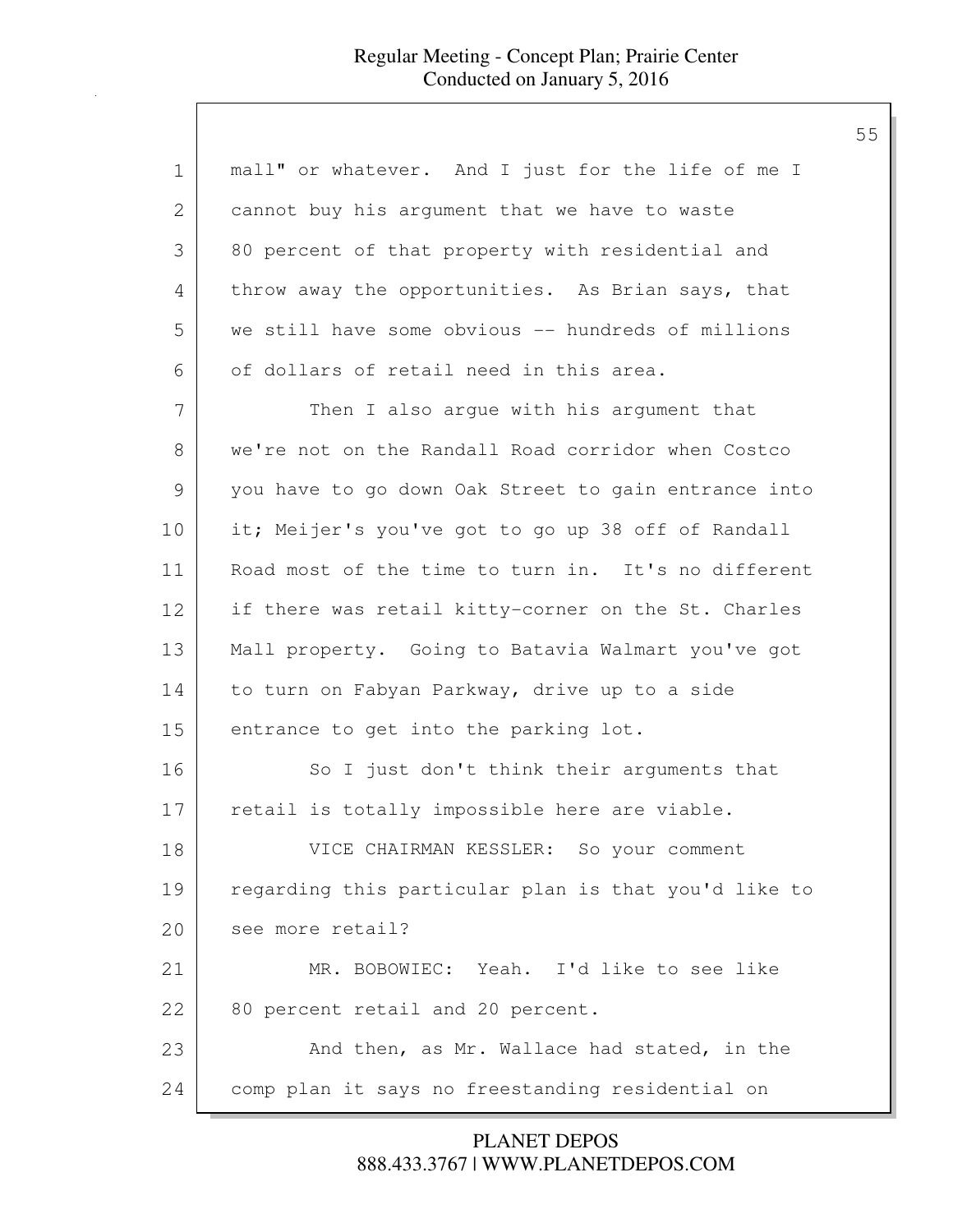mall" or whatever. And I just for the life of me I cannot buy his argument that we have to waste 80 percent of that property with residential and throw away the opportunities. As Brian says, that we still have some obvious -- hundreds of millions of dollars of retail need in this area.

Then I also argue with his argument that we're not on the Randall Road corridor when Costco you have to go down Oak Street to gain entrance into it; Meijer's you've got to go up 38 off of Randall Road most of the time to turn in. It's no different if there was retail kitty-corner on the St. Charles Mall property. Going to Batavia Walmart you've got to turn on Fabyan Parkway, drive up to a side entrance to get into the parking lot.

So I just don't think their arguments that retail is totally impossible here are viable.

VICE CHAIRMAN KESSLER: So your comment regarding this particular plan is that you'd like to see more retail?

MR. BOBOWIEC: Yeah. I'd like to see like 80 percent retail and 20 percent.

And then, as Mr. Wallace had stated, in the comp plan it says no freestanding residential on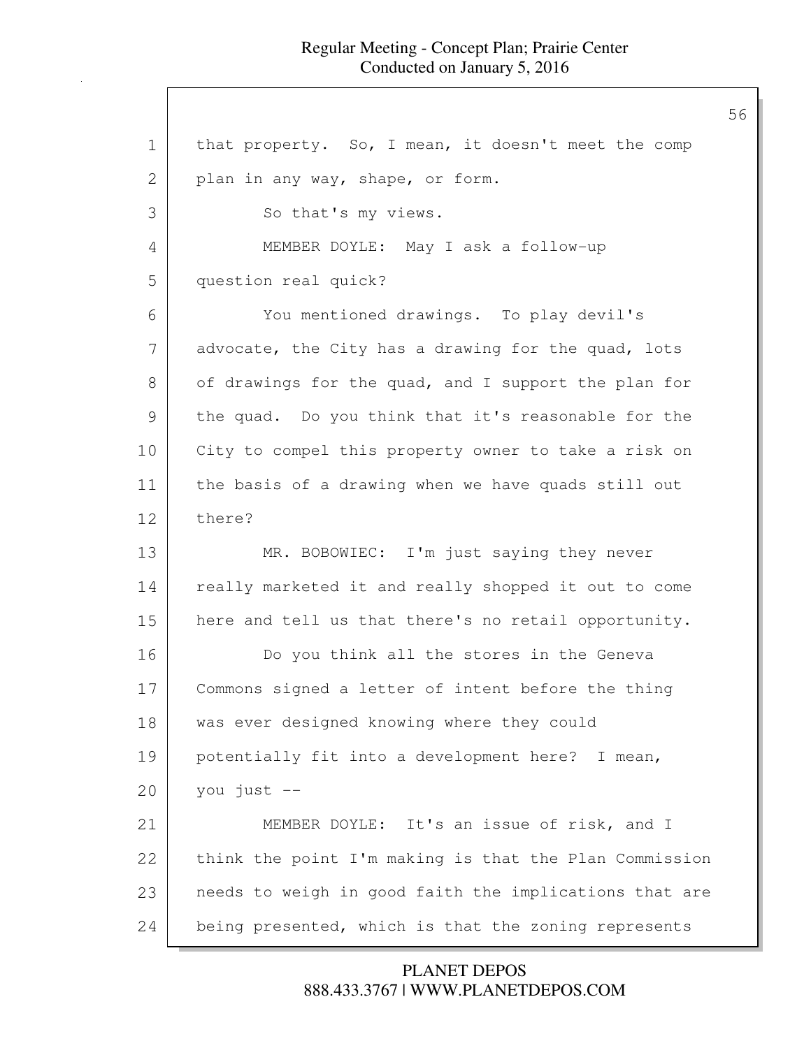that property. So, I mean, it doesn't meet the comp plan in any way, shape, or form.

So that's my views.

MEMBER DOYLE: May I ask a follow-up question real quick?

You mentioned drawings. To play devil's advocate, the City has a drawing for the quad, lots of drawings for the quad, and I support the plan for the quad. Do you think that it's reasonable for the City to compel this property owner to take a risk on the basis of a drawing when we have quads still out there?

MR. BOBOWIEC: I'm just saying they never really marketed it and really shopped it out to come here and tell us that there's no retail opportunity.

Do you think all the stores in the Geneva Commons signed a letter of intent before the thing was ever designed knowing where they could potentially fit into a development here? I mean, you just --

MEMBER DOYLE: It's an issue of risk, and I think the point I'm making is that the Plan Commission needs to weigh in good faith the implications that are being presented, which is that the zoning represents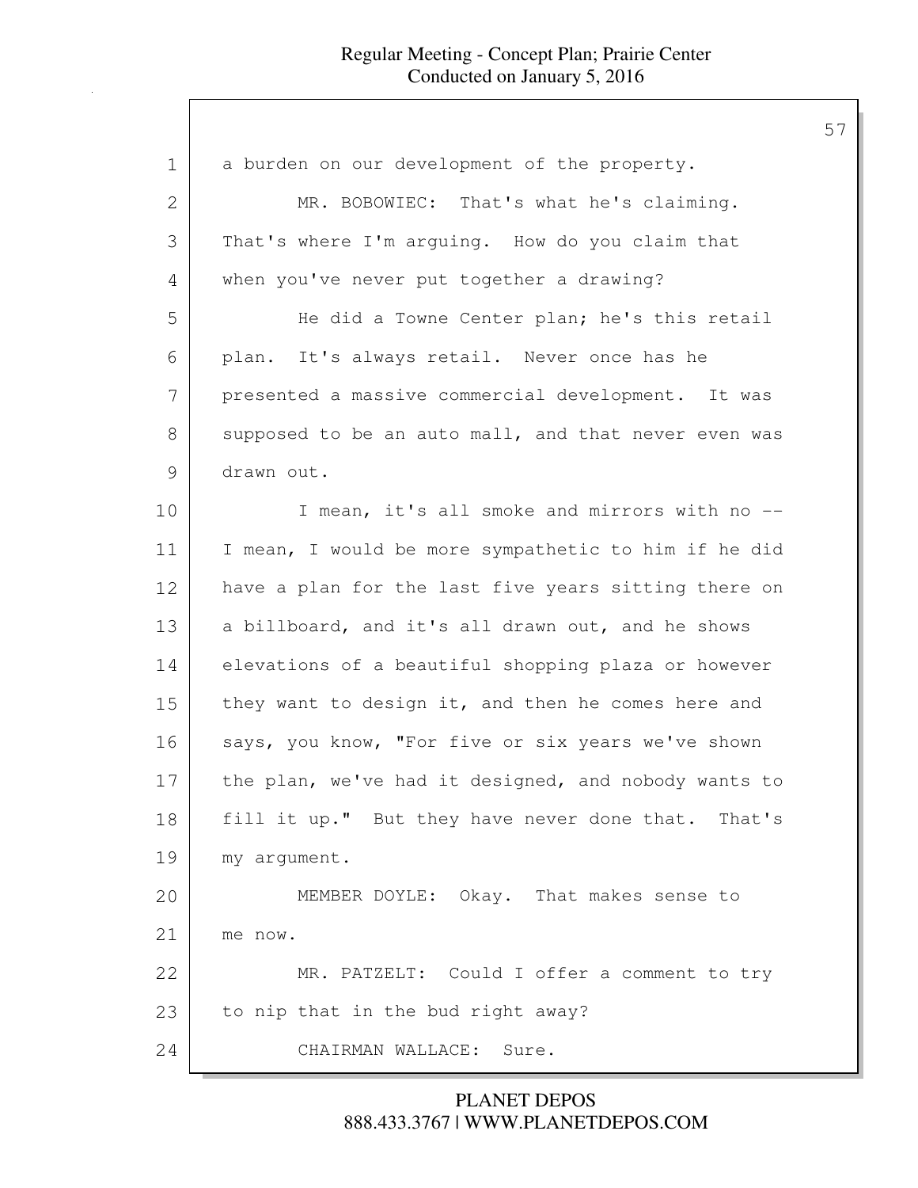a burden on our development of the property.

MR. BOBOWIEC: That's what he's claiming. That's where I'm arguing. How do you claim that when you've never put together a drawing?

He did a Towne Center plan; he's this retail plan. It's always retail. Never once has he presented a massive commercial development. It was supposed to be an auto mall, and that never even was drawn out.

I mean, it's all smoke and mirrors with no -- I mean, I would be more sympathetic to him if he did have a plan for the last five years sitting there on a billboard, and it's all drawn out, and he shows elevations of a beautiful shopping plaza or however they want to design it, and then he comes here and says, you know, "For five or six years we've shown the plan, we've had it designed, and nobody wants to fill it up." But they have never done that. That's my argument.

MEMBER DOYLE: Okay. That makes sense to me now.

MR. PATZELT: Could I offer a comment to try to nip that in the bud right away?

CHAIRMAN WALLACE: Sure.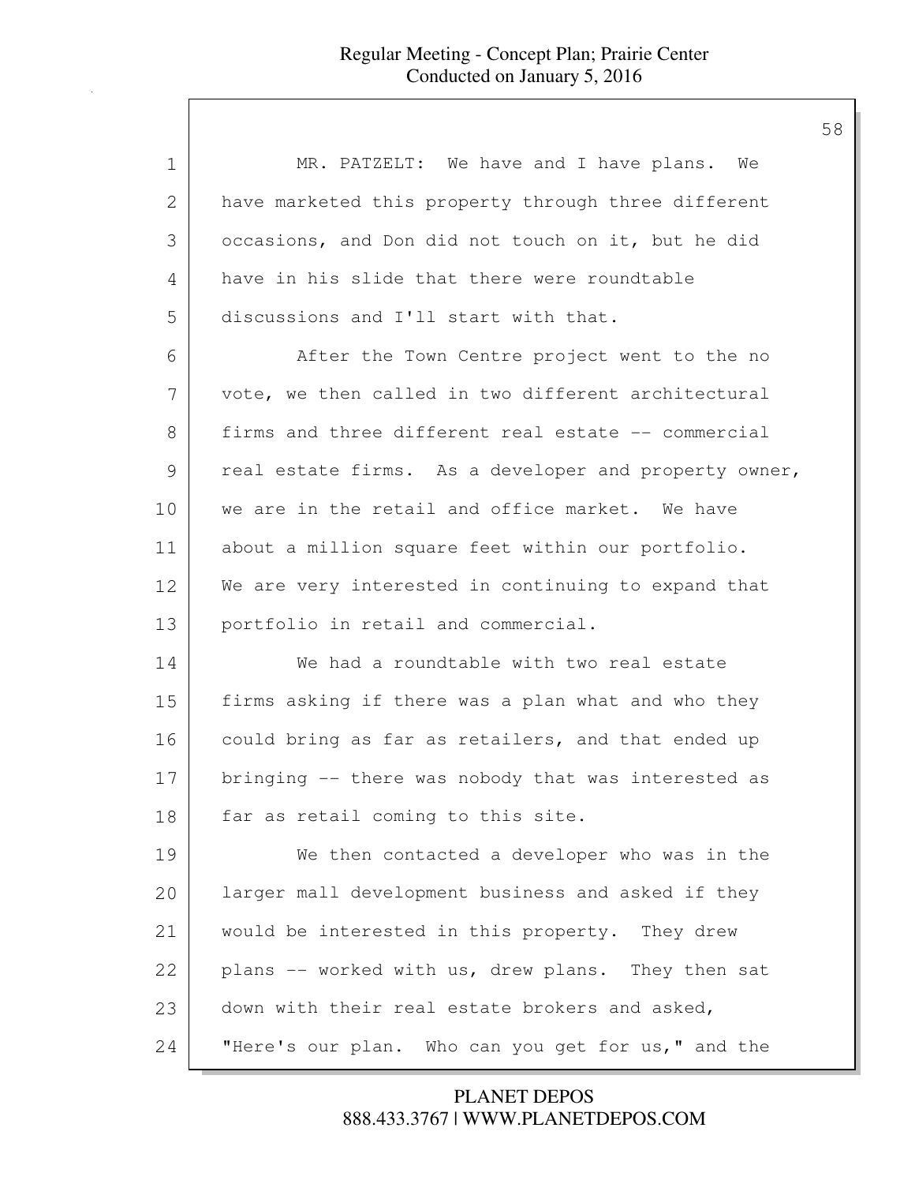MR. PATZELT: We have and I have plans. We have marketed this property through three different occasions, and Don did not touch on it, but he did have in his slide that there were roundtable discussions and I'll start with that.

After the Town Centre project went to the no vote, we then called in two different architectural firms and three different real estate -- commercial real estate firms. As a developer and property owner, we are in the retail and office market. We have about a million square feet within our portfolio. We are very interested in continuing to expand that portfolio in retail and commercial.

We had a roundtable with two real estate firms asking if there was a plan what and who they could bring as far as retailers, and that ended up bringing -- there was nobody that was interested as far as retail coming to this site.

We then contacted a developer who was in the larger mall development business and asked if they would be interested in this property. They drew plans -- worked with us, drew plans. They then sat down with their real estate brokers and asked, "Here's our plan. Who can you get for us," and the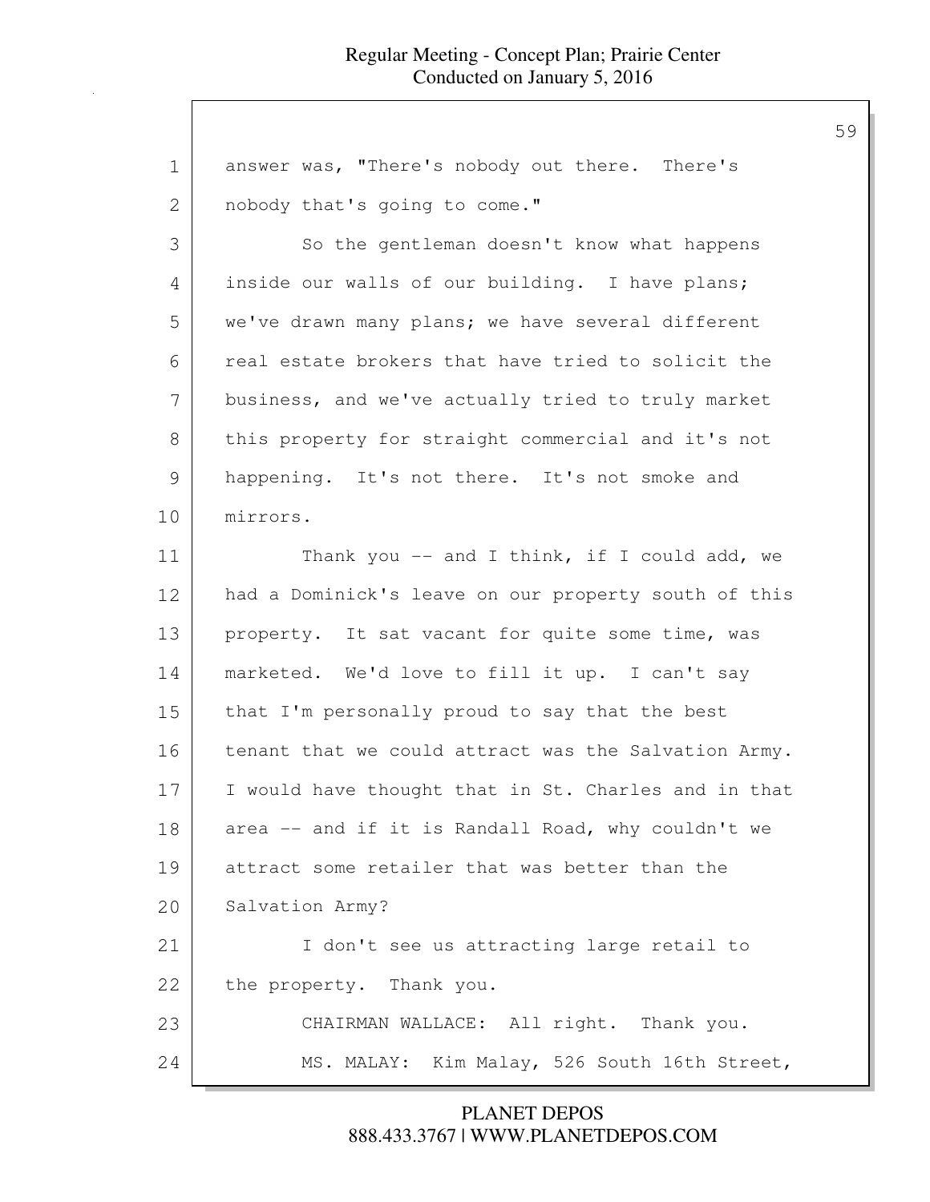answer was, "There's nobody out there. There's nobody that's going to come."

So the gentleman doesn't know what happens inside our walls of our building. I have plans; we've drawn many plans; we have several different real estate brokers that have tried to solicit the business, and we've actually tried to truly market this property for straight commercial and it's not happening. It's not there. It's not smoke and mirrors.

Thank you -- and I think, if I could add, we had a Dominick's leave on our property south of this property. It sat vacant for quite some time, was marketed. We'd love to fill it up. I can't say that I'm personally proud to say that the best tenant that we could attract was the Salvation Army. I would have thought that in St. Charles and in that area -- and if it is Randall Road, why couldn't we attract some retailer that was better than the Salvation Army?

I don't see us attracting large retail to the property. Thank you.

CHAIRMAN WALLACE: All right. Thank you.

MS. MALAY: Kim Malay, 526 South 16th Street,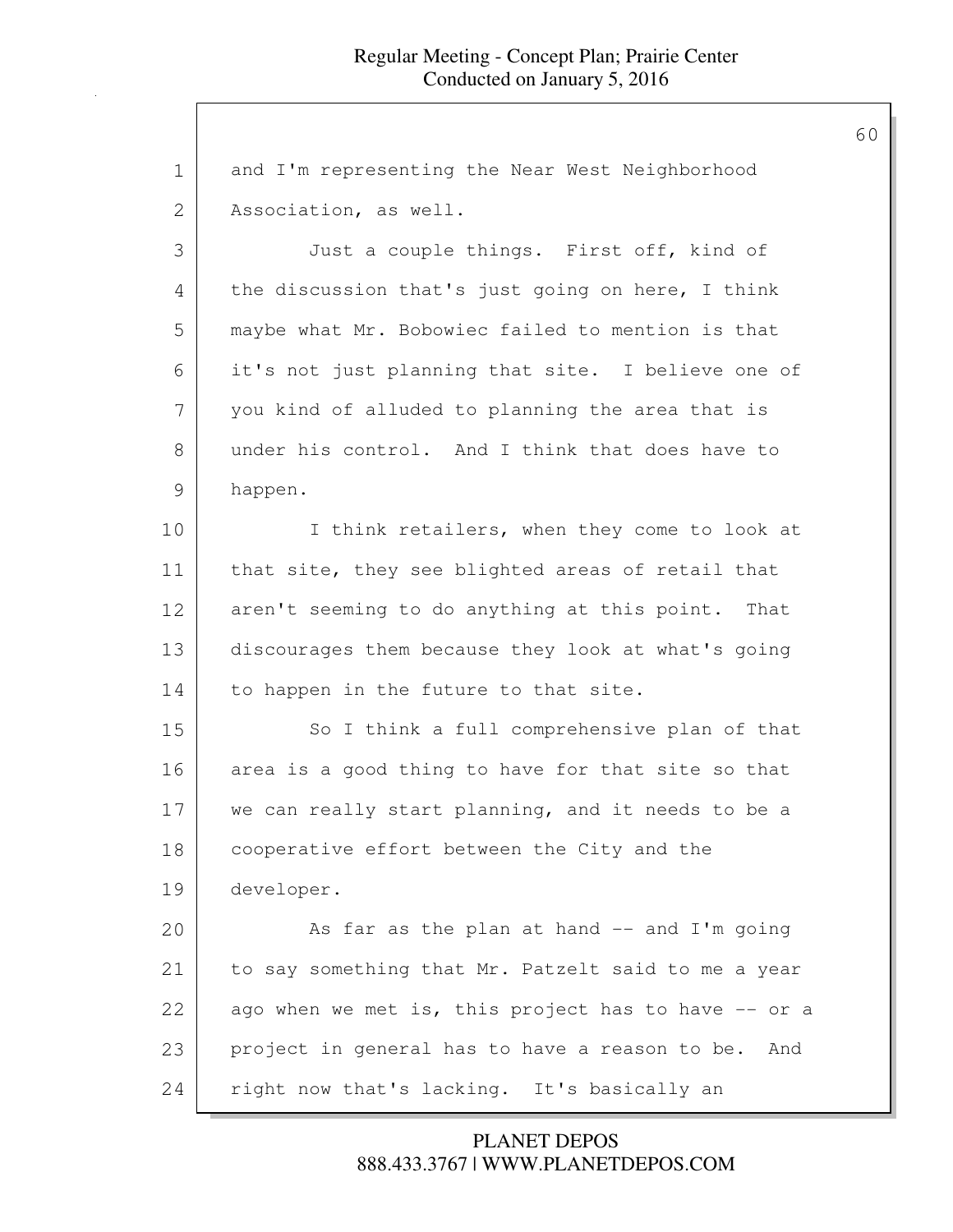and I'm representing the Near West Neighborhood Association, as well.

Just a couple things. First off, kind of the discussion that's just going on here, I think maybe what Mr. Bobowiec failed to mention is that it's not just planning that site. I believe one of you kind of alluded to planning the area that is under his control. And I think that does have to happen.

I think retailers, when they come to look at that site, they see blighted areas of retail that aren't seeming to do anything at this point. That discourages them because they look at what's going to happen in the future to that site.

So I think a full comprehensive plan of that area is a good thing to have for that site so that we can really start planning, and it needs to be a cooperative effort between the City and the developer.

As far as the plan at hand -- and I'm going to say something that Mr. Patzelt said to me a year ago when we met is, this project has to have -- or a project in general has to have a reason to be. And right now that's lacking. It's basically an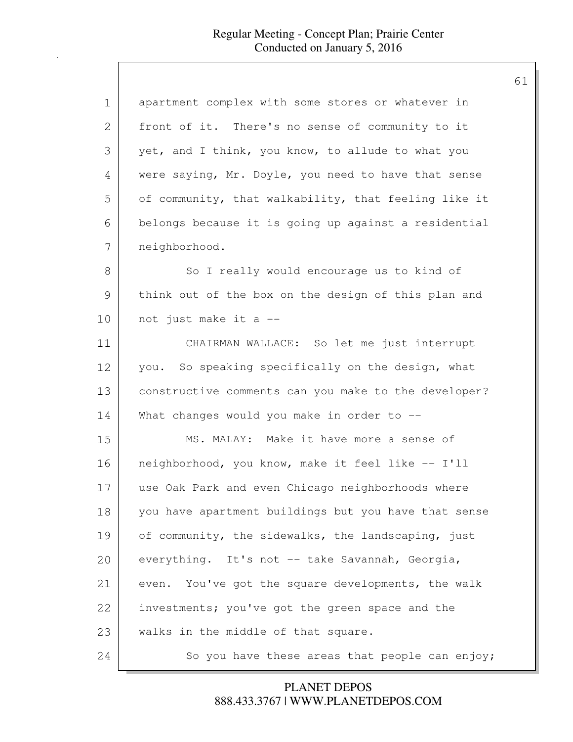apartment complex with some stores or whatever in front of it. There's no sense of community to it yet, and I think, you know, to allude to what you were saying, Mr. Doyle, you need to have that sense of community, that walkability, that feeling like it belongs because it is going up against a residential neighborhood.

So I really would encourage us to kind of think out of the box on the design of this plan and not just make it a --

CHAIRMAN WALLACE: So let me just interrupt you. So speaking specifically on the design, what constructive comments can you make to the developer? What changes would you make in order to --

MS. MALAY: Make it have more a sense of neighborhood, you know, make it feel like -- I'll use Oak Park and even Chicago neighborhoods where you have apartment buildings but you have that sense of community, the sidewalks, the landscaping, just everything. It's not -- take Savannah, Georgia, even. You've got the square developments, the walk investments; you've got the green space and the walks in the middle of that square.

So you have these areas that people can enjoy;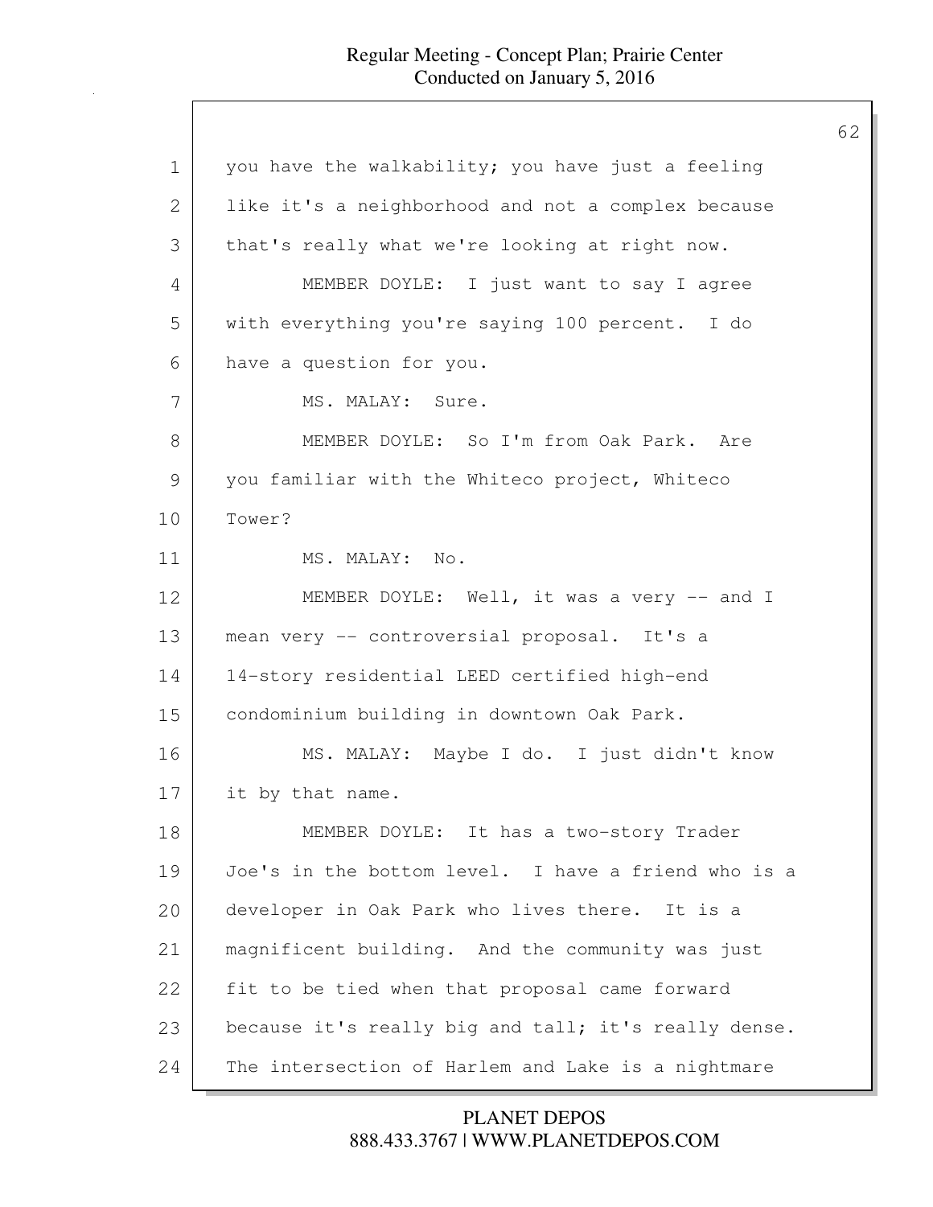you have the walkability; you have just a feeling like it's a neighborhood and not a complex because that's really what we're looking at right now.

MEMBER DOYLE: I just want to say I agree with everything you're saying 100 percent. I do have a question for you.

MS. MALAY: Sure.

MEMBER DOYLE: So I'm from Oak Park. Are you familiar with the Whiteco project, Whiteco Tower?

MS. MALAY: No.

MEMBER DOYLE: Well, it was a very -- and I mean very -- controversial proposal. It's a 14-story residential LEED certified high-end condominium building in downtown Oak Park.

MS. MALAY: Maybe I do. I just didn't know it by that name.

MEMBER DOYLE: It has a two-story Trader Joe's in the bottom level. I have a friend who is a developer in Oak Park who lives there. It is a magnificent building. And the community was just fit to be tied when that proposal came forward because it's really big and tall; it's really dense. The intersection of Harlem and Lake is a nightmare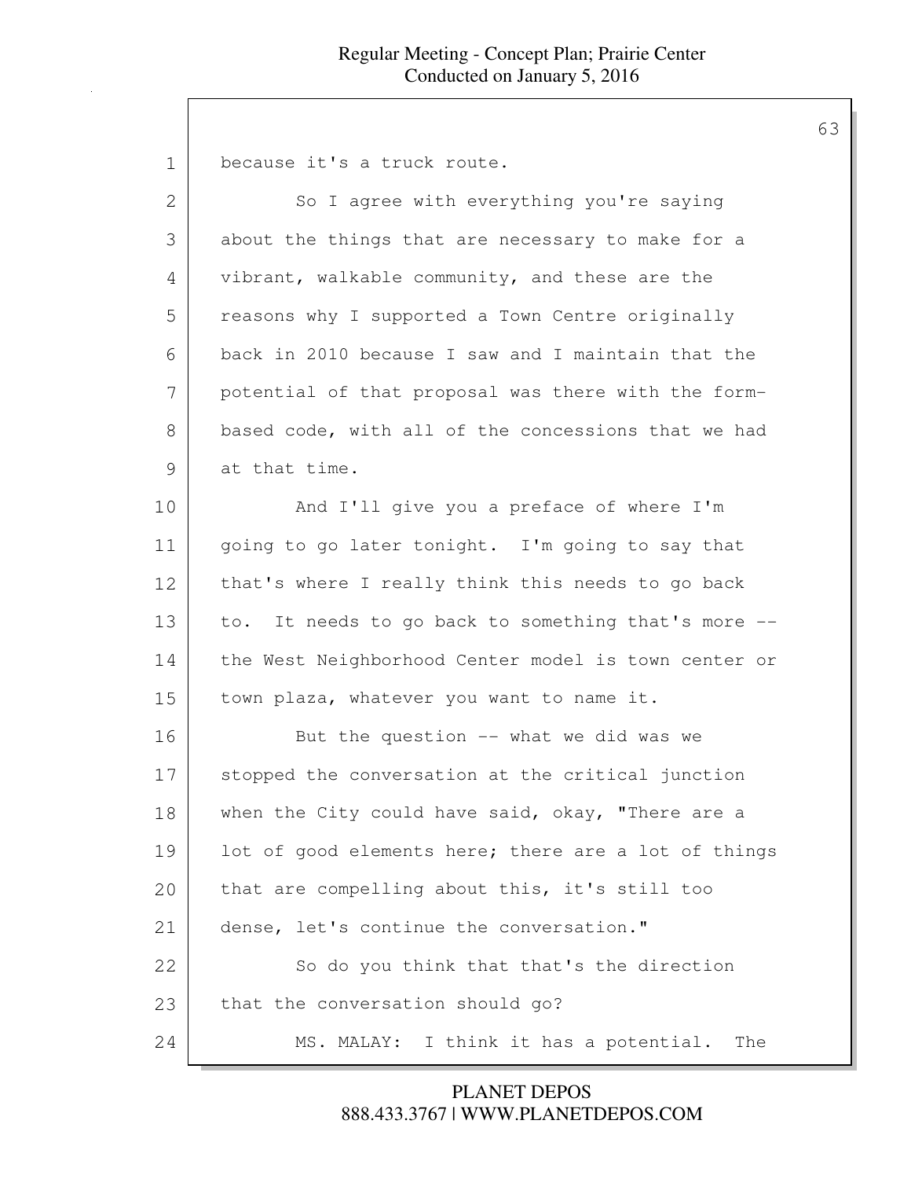because it's a truck route.

So I agree with everything you're saying about the things that are necessary to make for a vibrant, walkable community, and these are the reasons why I supported a Town Centre originally back in 2010 because I saw and I maintain that the potential of that proposal was there with the form-based code, with all of the concessions that we had at that time.

And I'll give you a preface of where I'm going to go later tonight. I'm going to say that that's where I really think this needs to go back to. It needs to go back to something that's more -- the West Neighborhood Center model is town center or town plaza, whatever you want to name it.

But the question -- what we did was we stopped the conversation at the critical junction when the City could have said, okay, "There are a lot of good elements here; there are a lot of things that are compelling about this, it's still too dense, let's continue the conversation."

So do you think that that's the direction that the conversation should go?

MS. MALAY: I think it has a potential. The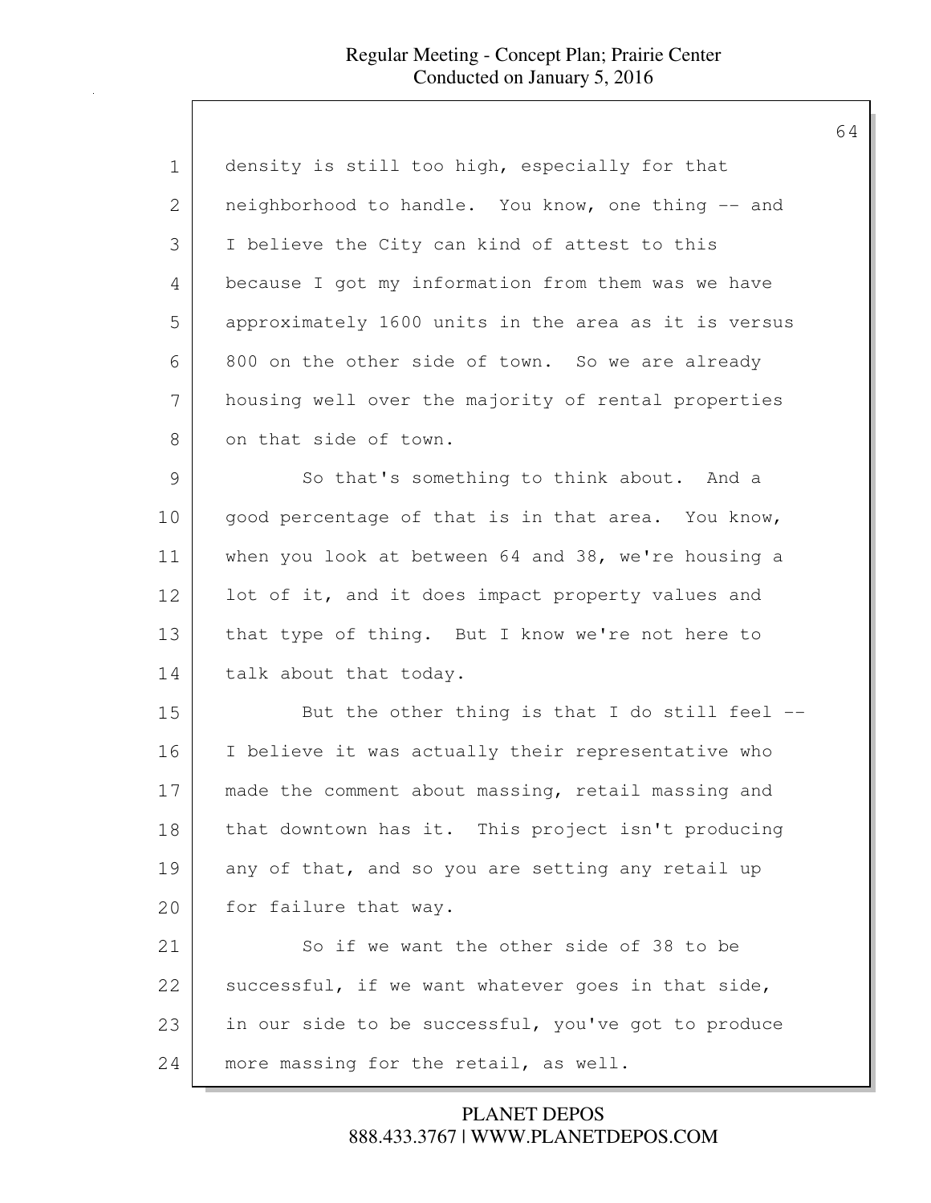density is still too high, especially for that neighborhood to handle. You know, one thing -- and I believe the City can kind of attest to this because I got my information from them was we have approximately 1600 units in the area as it is versus 800 on the other side of town. So we are already housing well over the majority of rental properties on that side of town.

So that's something to think about. And a good percentage of that is in that area. You know, when you look at between 64 and 38, we're housing a lot of it, and it does impact property values and that type of thing. But I know we're not here to talk about that today.

But the other thing is that I do still feel -- I believe it was actually their representative who made the comment about massing, retail massing and that downtown has it. This project isn't producing any of that, and so you are setting any retail up for failure that way.

So if we want the other side of 38 to be successful, if we want whatever goes in that side, in our side to be successful, you've got to produce more massing for the retail, as well.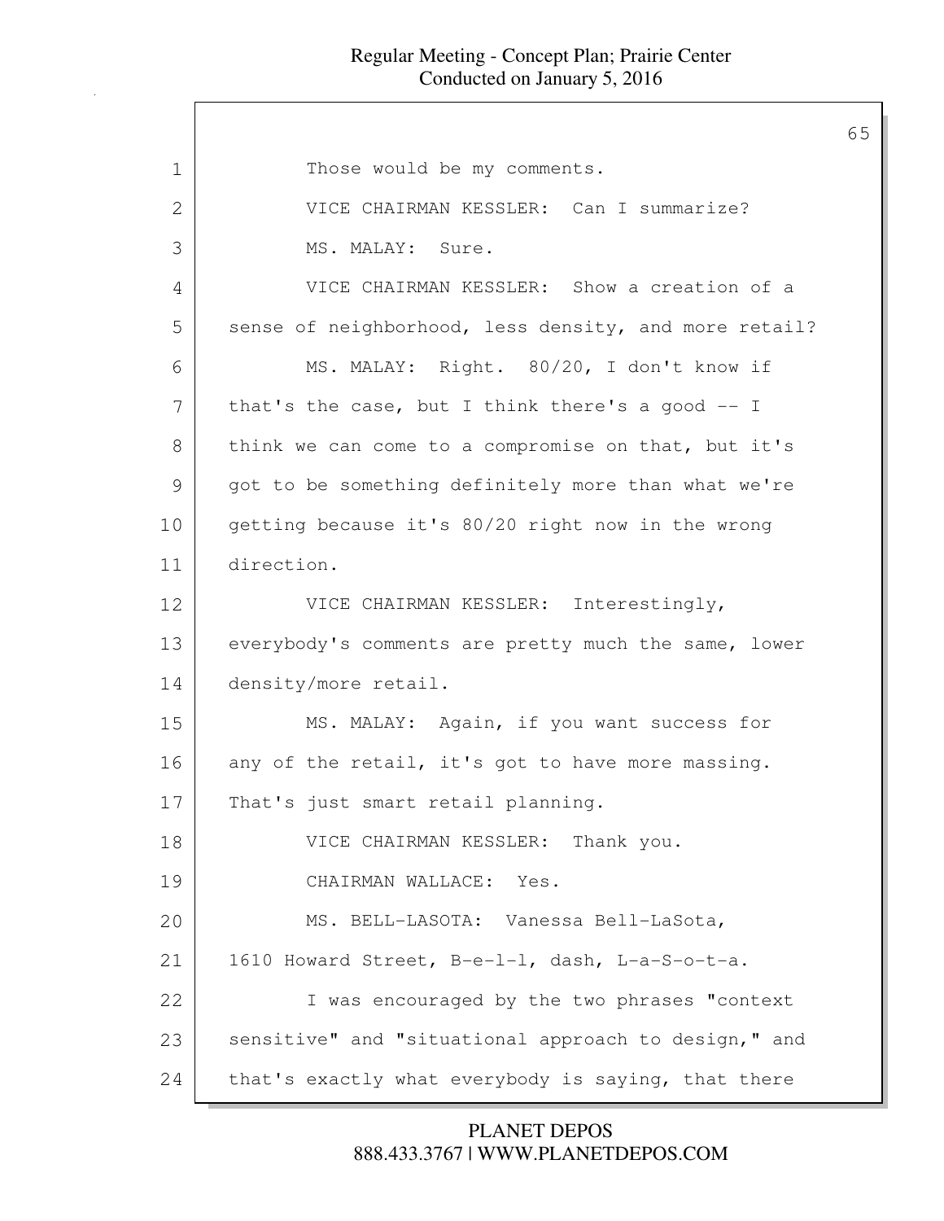Those would be my comments.

VICE CHAIRMAN KESSLER: Can I summarize?

MS. MALAY: Sure.

VICE CHAIRMAN KESSLER: Show a creation of a sense of neighborhood, less density, and more retail?

MS. MALAY: Right. 80/20, I don't know if that's the case, but I think there's a good -- I think we can come to a compromise on that, but it's got to be something definitely more than what we're getting because it's 80/20 right now in the wrong direction.

VICE CHAIRMAN KESSLER: Interestingly, everybody's comments are pretty much the same, lower density/more retail.

MS. MALAY: Again, if you want success for any of the retail, it's got to have more massing. That's just smart retail planning.

VICE CHAIRMAN KESSLER: Thank you.

CHAIRMAN WALLACE: Yes.

MS. BELL-LASOTA: Vanessa Bell-LaSota, 1610 Howard Street, B-e-l-l, dash, L-a-S-o-t-a.

I was encouraged by the two phrases "context sensitive" and "situational approach to design," and that's exactly what everybody is saying, that there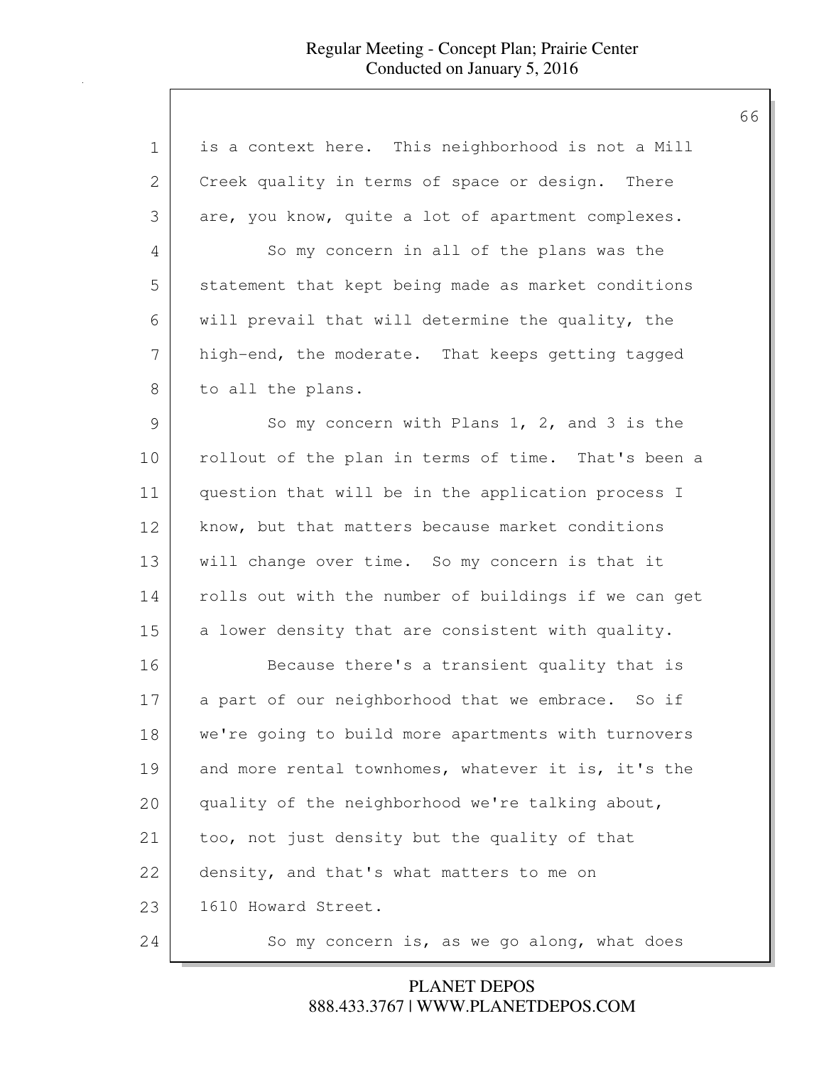is a context here. This neighborhood is not a Mill Creek quality in terms of space or design. There are, you know, quite a lot of apartment complexes.

So my concern in all of the plans was the statement that kept being made as market conditions will prevail that will determine the quality, the high-end, the moderate. That keeps getting tagged to all the plans.

So my concern with Plans 1, 2, and 3 is the rollout of the plan in terms of time. That's been a question that will be in the application process I know, but that matters because market conditions will change over time. So my concern is that it rolls out with the number of buildings if we can get a lower density that are consistent with quality.

Because there's a transient quality that is a part of our neighborhood that we embrace. So if we're going to build more apartments with turnovers and more rental townhomes, whatever it is, it's the quality of the neighborhood we're talking about, too, not just density but the quality of that density, and that's what matters to me on 1610 Howard Street.

So my concern is, as we go along, what does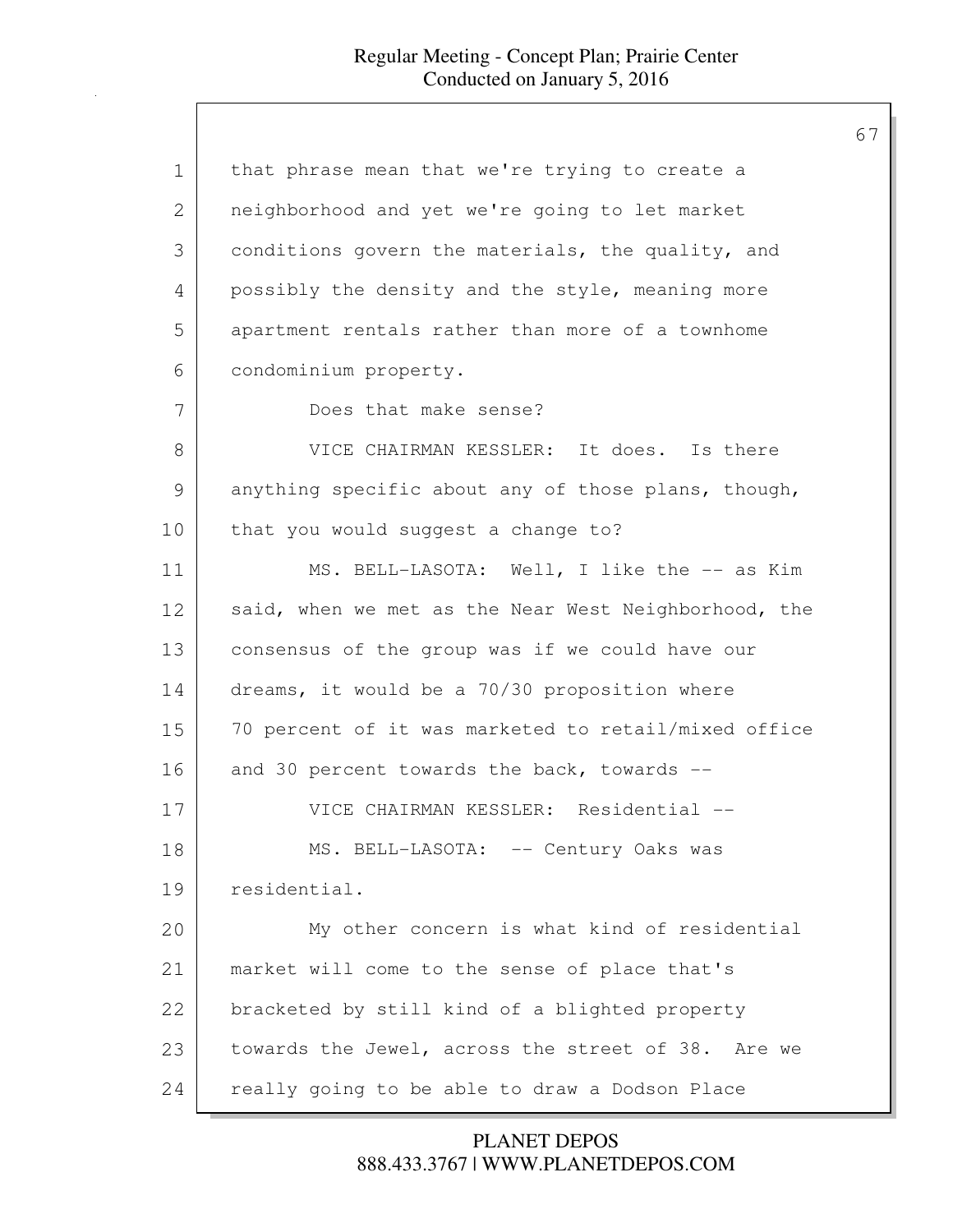that phrase mean that we're trying to create a neighborhood and yet we're going to let market conditions govern the materials, the quality, and possibly the density and the style, meaning more apartment rentals rather than more of a townhome condominium property.

Does that make sense?

VICE CHAIRMAN KESSLER: It does. Is there anything specific about any of those plans, though, that you would suggest a change to?

MS. BELL-LASOTA: Well, I like the -- as Kim said, when we met as the Near West Neighborhood, the consensus of the group was if we could have our dreams, it would be a 70/30 proposition where 70 percent of it was marketed to retail/mixed office and 30 percent towards the back, towards --

VICE CHAIRMAN KESSLER: Residential --

MS. BELL-LASOTA: -- Century Oaks was residential.

My other concern is what kind of residential market will come to the sense of place that's bracketed by still kind of a blighted property towards the Jewel, across the street of 38. Are we really going to be able to draw a Dodson Place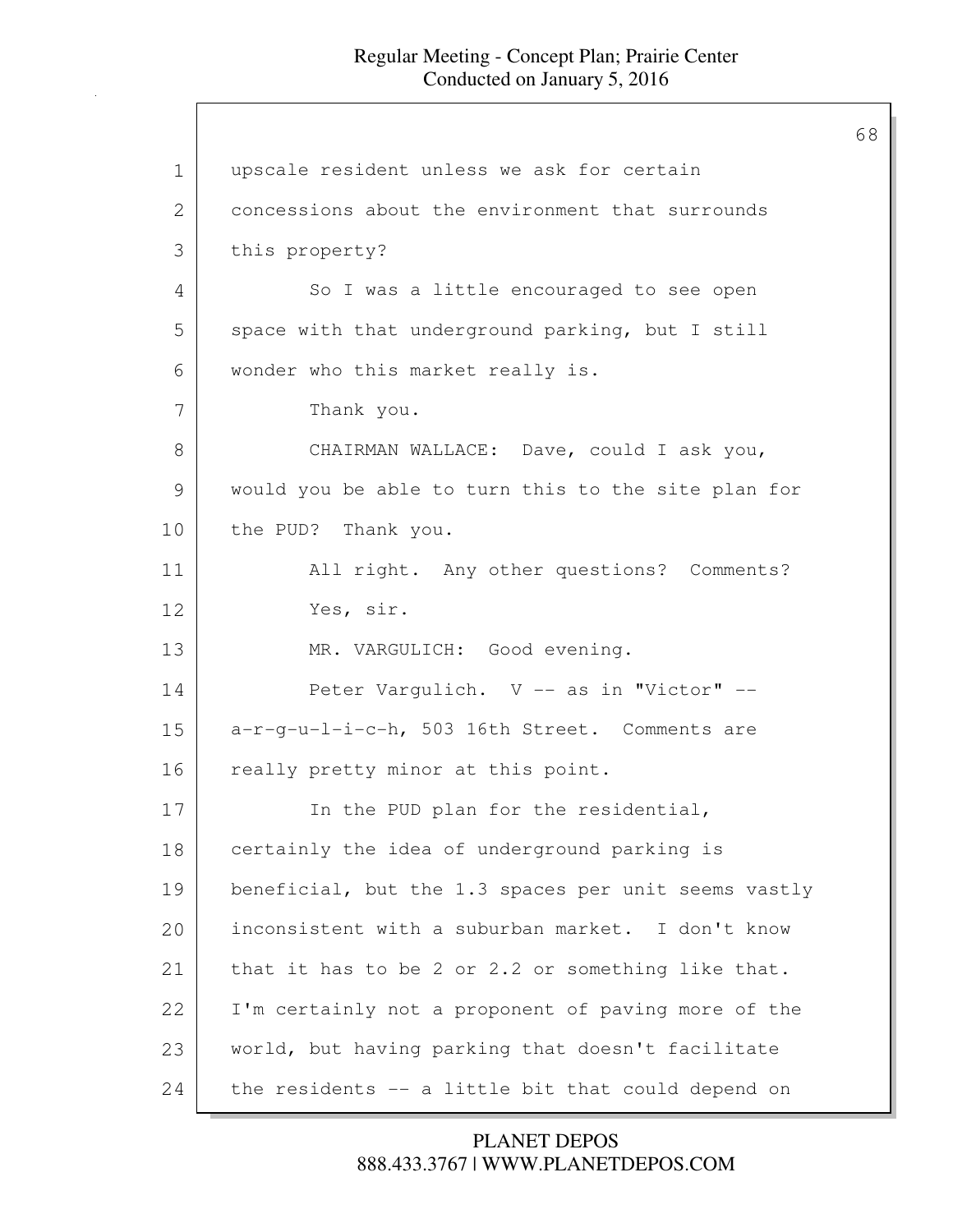upscale resident unless we ask for certain concessions about the environment that surrounds this property?

So I was a little encouraged to see open space with that underground parking, but I still wonder who this market really is.

Thank you.

CHAIRMAN WALLACE: Dave, could I ask you, would you be able to turn this to the site plan for the PUD? Thank you.

All right. Any other questions? Comments?

Yes, sir.

MR. VARGULICH: Good evening.

Peter Vargulich. V -- as in "Victor" -- a-r-g-u-l-i-c-h, 503 16th Street. Comments are really pretty minor at this point.

In the PUD plan for the residential, certainly the idea of underground parking is beneficial, but the 1.3 spaces per unit seems vastly inconsistent with a suburban market. I don't know that it has to be 2 or 2.2 or something like that. I'm certainly not a proponent of paving more of the world, but having parking that doesn't facilitate the residents -- a little bit that could depend on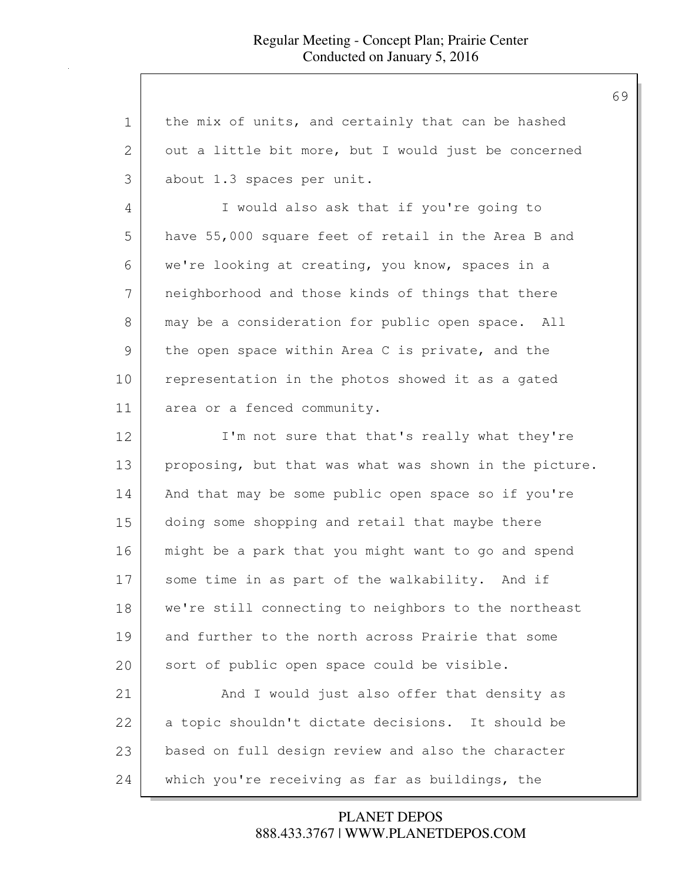the mix of units, and certainly that can be hashed out a little bit more, but I would just be concerned about 1.3 spaces per unit.

I would also ask that if you're going to have 55,000 square feet of retail in the Area B and we're looking at creating, you know, spaces in a neighborhood and those kinds of things that there may be a consideration for public open space. All the open space within Area C is private, and the representation in the photos showed it as a gated area or a fenced community.

I'm not sure that that's really what they're proposing, but that was what was shown in the picture. And that may be some public open space so if you're doing some shopping and retail that maybe there might be a park that you might want to go and spend some time in as part of the walkability. And if we're still connecting to neighbors to the northeast and further to the north across Prairie that some sort of public open space could be visible.

And I would just also offer that density as a topic shouldn't dictate decisions. It should be based on full design review and also the character which you're receiving as far as buildings, the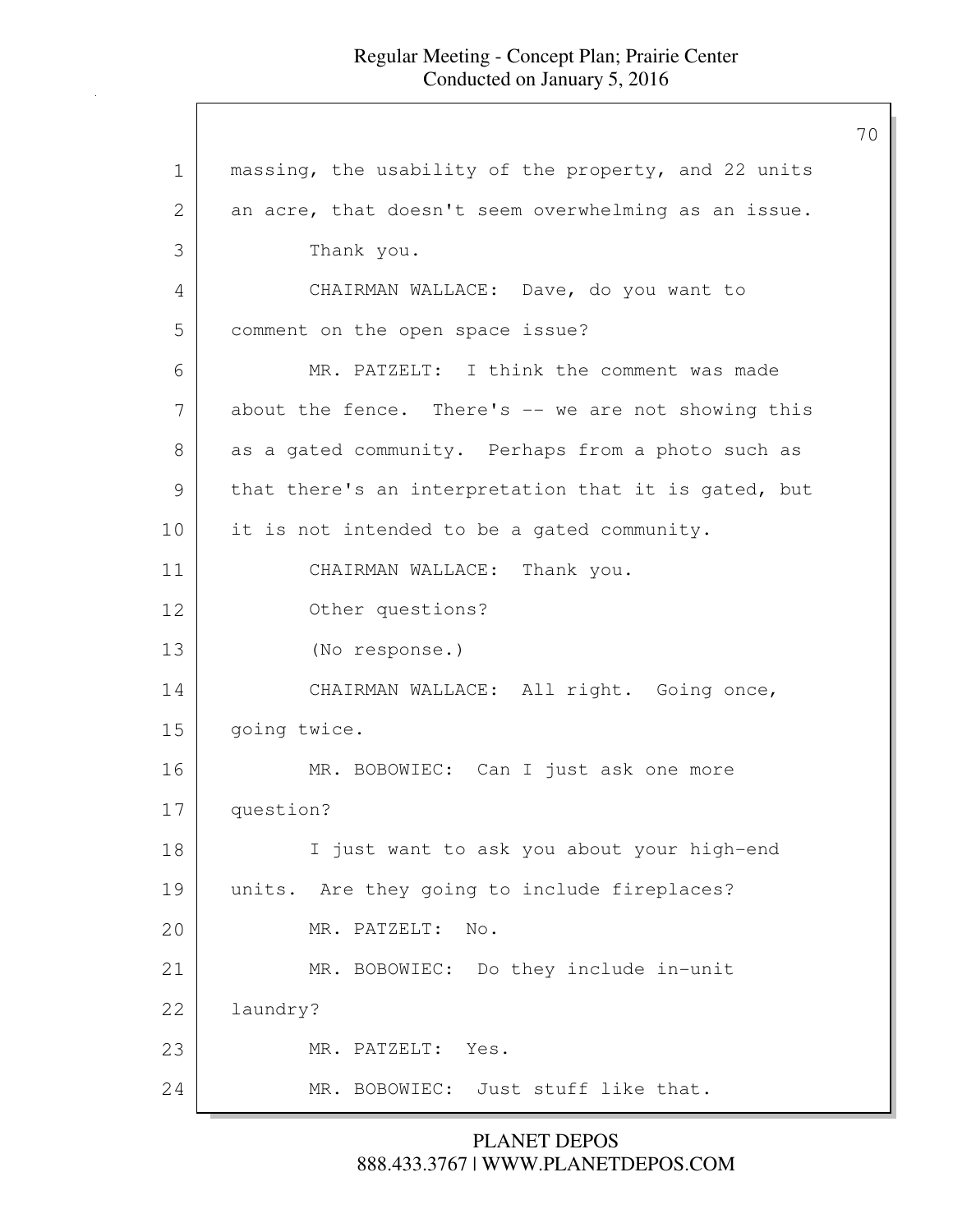massing, the usability of the property, and 22 units an acre, that doesn't seem overwhelming as an issue.

Thank you.

CHAIRMAN WALLACE: Dave, do you want to comment on the open space issue?

MR. PATZELT: I think the comment was made about the fence. There's -- we are not showing this as a gated community. Perhaps from a photo such as that there's an interpretation that it is gated, but it is not intended to be a gated community.

CHAIRMAN WALLACE: Thank you.

Other questions?

(No response.)

CHAIRMAN WALLACE: All right. Going once, going twice.

MR. BOBOWIEC: Can I just ask one more question?

I just want to ask you about your high-end units. Are they going to include fireplaces?

MR. PATZELT: No.

MR. BOBOWIEC: Do they include in-unit laundry?

MR. PATZELT: Yes.

MR. BOBOWIEC: Just stuff like that.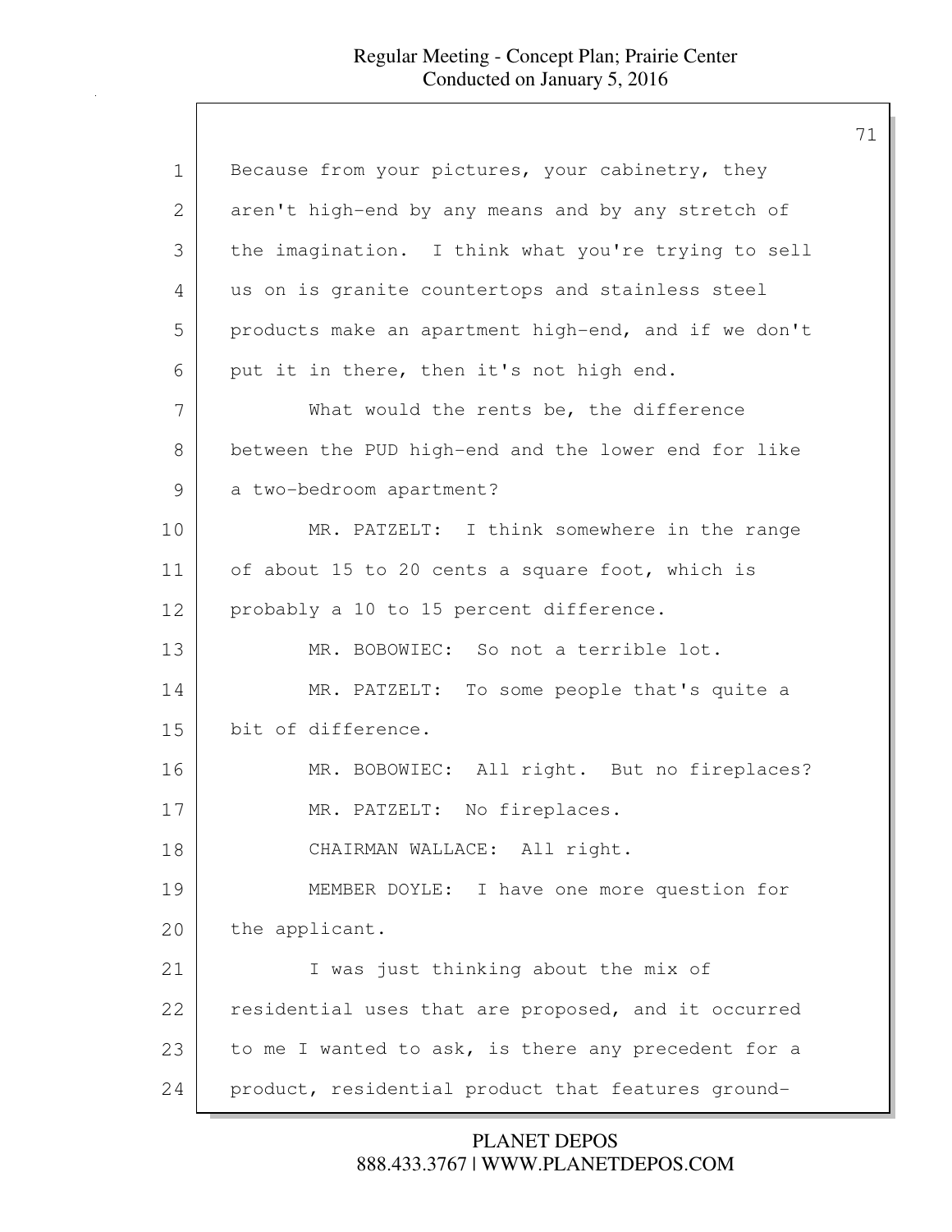Because from your pictures, your cabinetry, they aren't high-end by any means and by any stretch of the imagination. I think what you're trying to sell us on is granite countertops and stainless steel products make an apartment high-end, and if we don't put it in there, then it's not high end.

What would the rents be, the difference between the PUD high-end and the lower end for like a two-bedroom apartment?

MR. PATZELT: I think somewhere in the range of about 15 to 20 cents a square foot, which is probably a 10 to 15 percent difference.

MR. BOBOWIEC: So not a terrible lot.

MR. PATZELT: To some people that's quite a bit of difference.

MR. BOBOWIEC: All right. But no fireplaces?

MR. PATZELT: No fireplaces.

CHAIRMAN WALLACE: All right.

MEMBER DOYLE: I have one more question for the applicant.

I was just thinking about the mix of residential uses that are proposed, and it occurred to me I wanted to ask, is there any precedent for a product, residential product that features ground-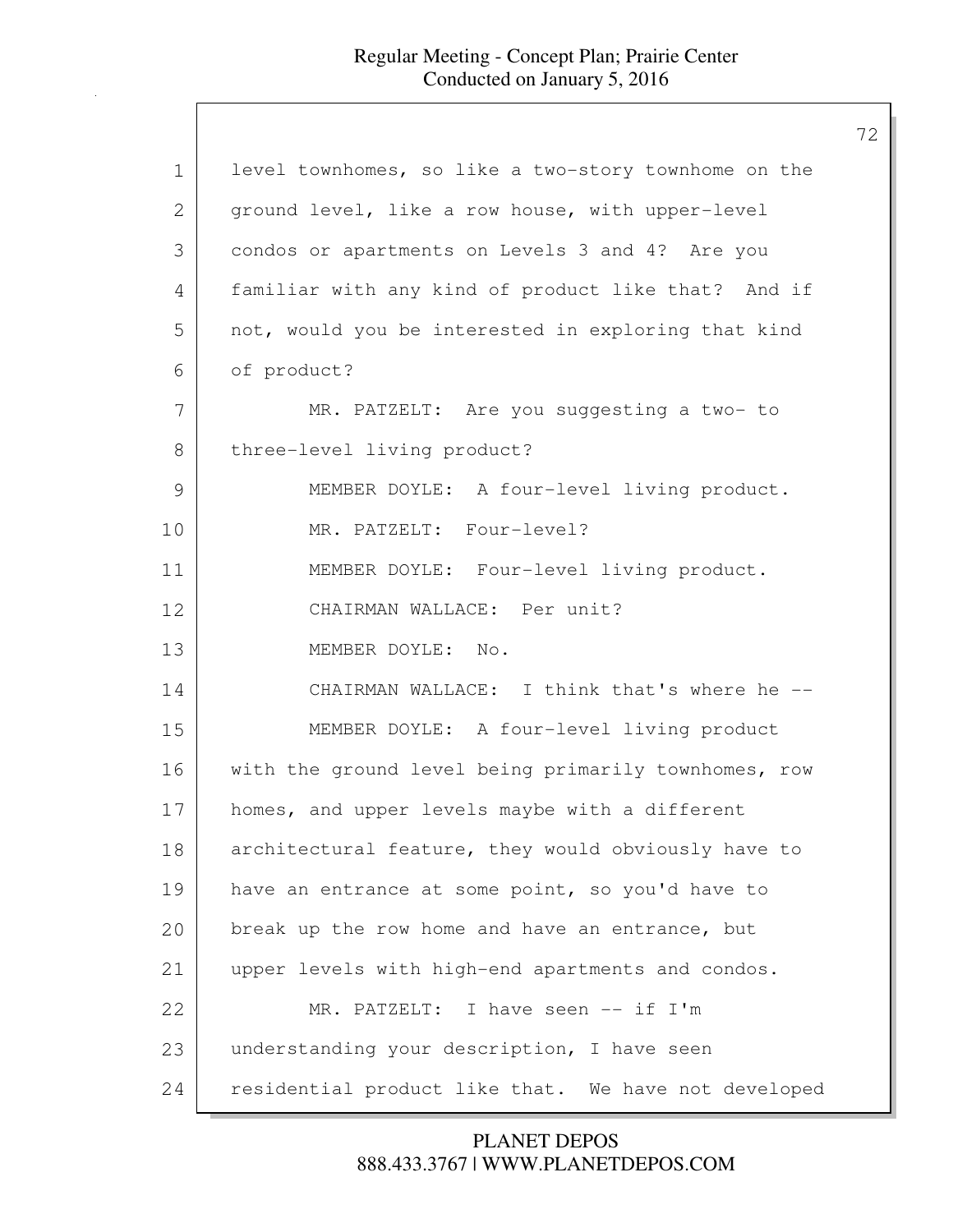level townhomes, so like a two-story townhome on the ground level, like a row house, with upper-level condos or apartments on Levels 3 and 4? Are you familiar with any kind of product like that? And if not, would you be interested in exploring that kind of product?

MR. PATZELT: Are you suggesting a two- to three-level living product?

MEMBER DOYLE: A four-level living product.

MR. PATZELT: Four-level?

MEMBER DOYLE: Four-level living product.

CHAIRMAN WALLACE: Per unit?

MEMBER DOYLE: No.

CHAIRMAN WALLACE: I think that's where he --

MEMBER DOYLE: A four-level living product with the ground level being primarily townhomes, row homes, and upper levels maybe with a different architectural feature, they would obviously have to have an entrance at some point, so you'd have to break up the row home and have an entrance, but upper levels with high-end apartments and condos.

MR. PATZELT: I have seen -- if I'm understanding your description, I have seen residential product like that. We have not developed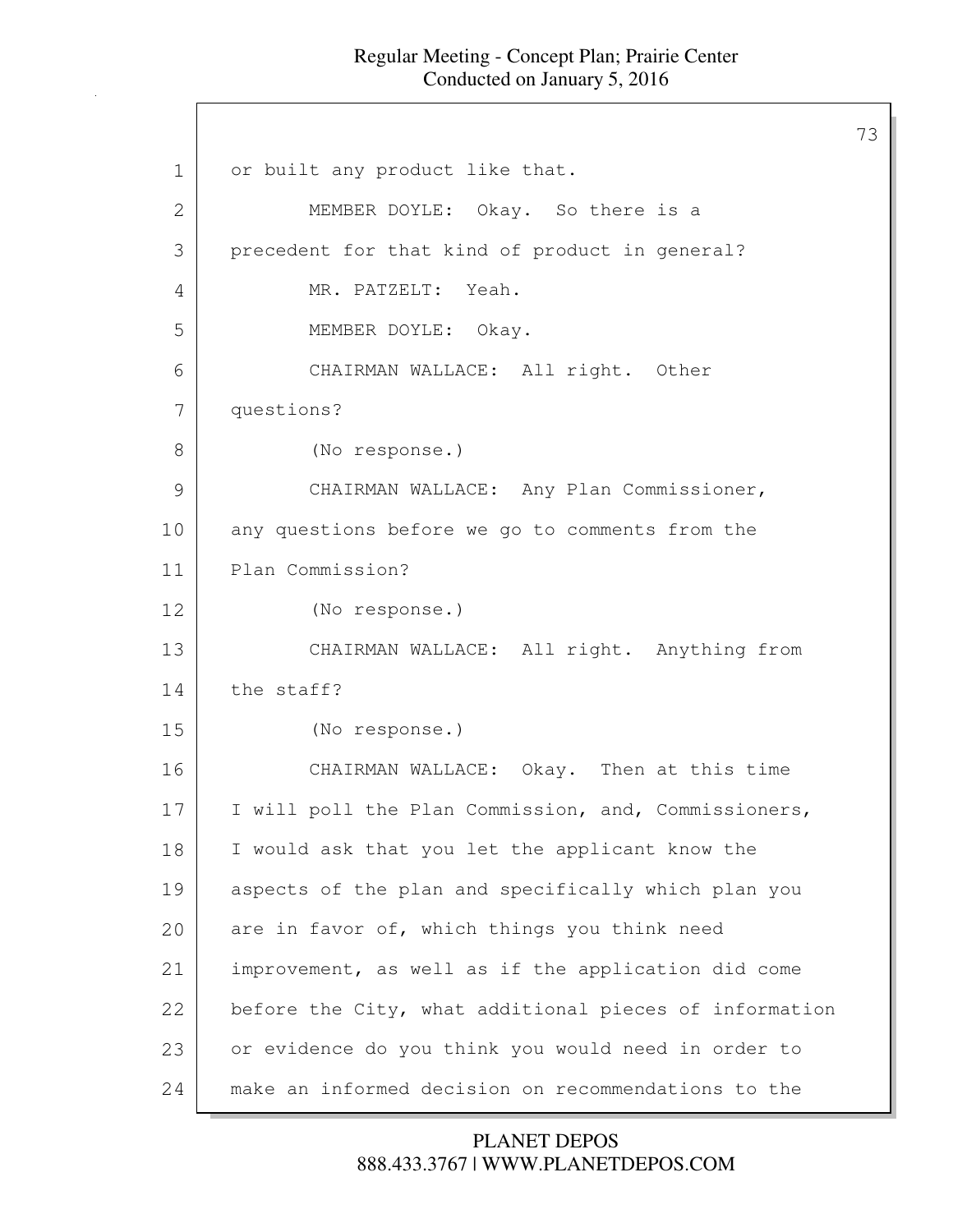1 or built any product like that.

2 MEMBER DOYLE: Okay. So there is a

3 precedent for that kind of product in general?

4 MR. PATZELT: Yeah.

5 MEMBER DOYLE: Okay.

6 CHAIRMAN WALLACE: All right. Other

7 questions?

8 (No response.)

9 CHAIRMAN WALLACE: Any Plan Commissioner,

10 any questions before we go to comments from the

11 Plan Commission?

12 (No response.)

13 CHAIRMAN WALLACE: All right. Anything from

14 the staff?

15 (No response.)

16 CHAIRMAN WALLACE: Okay. Then at this time

17 I will poll the Plan Commission, and, Commissioners,

18 I would ask that you let the applicant know the

19 aspects of the plan and specifically which plan you

20 are in favor of, which things you think need

21 improvement, as well as if the application did come

22 before the City, what additional pieces of information

23 or evidence do you think you would need in order to

24 make an informed decision on recommendations to the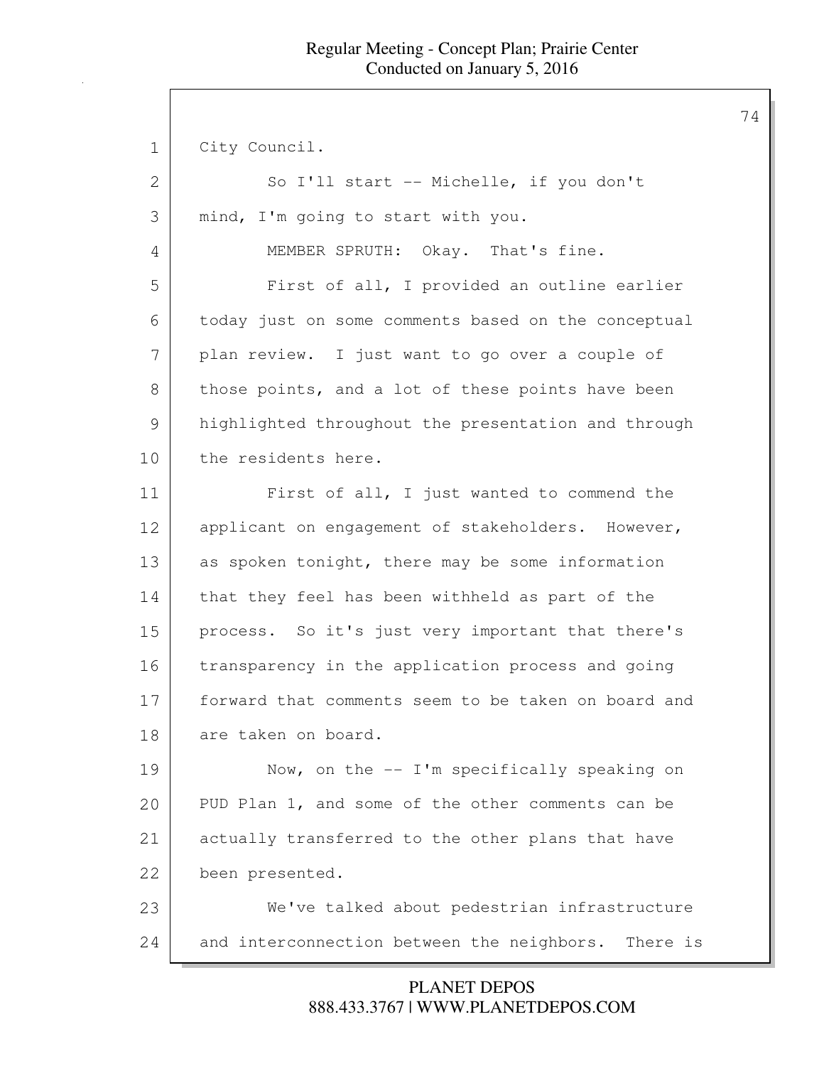City Council.

So I'll start -- Michelle, if you don't mind, I'm going to start with you.

MEMBER SPRUTH: Okay. That's fine.

First of all, I provided an outline earlier today just on some comments based on the conceptual plan review. I just want to go over a couple of those points, and a lot of these points have been highlighted throughout the presentation and through the residents here.

First of all, I just wanted to commend the applicant on engagement of stakeholders. However, as spoken tonight, there may be some information that they feel has been withheld as part of the process. So it's just very important that there's transparency in the application process and going forward that comments seem to be taken on board and are taken on board.

Now, on the -- I'm specifically speaking on PUD Plan 1, and some of the other comments can be actually transferred to the other plans that have been presented.

We've talked about pedestrian infrastructure and interconnection between the neighbors. There is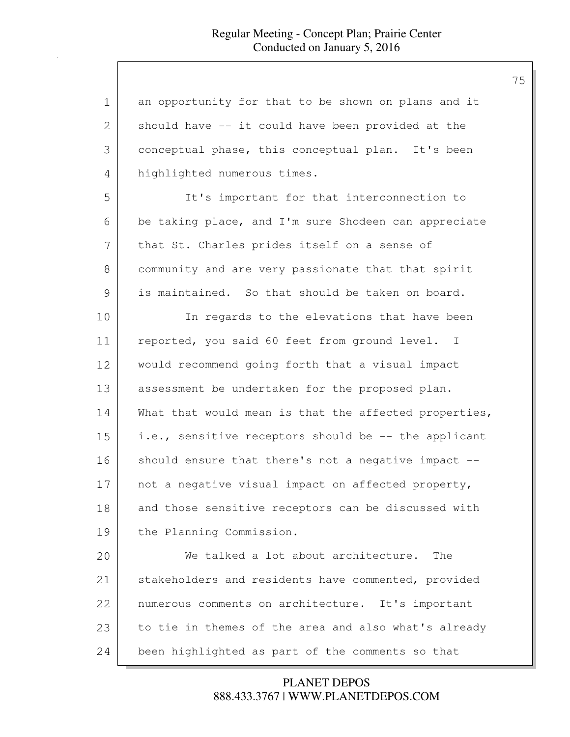an opportunity for that to be shown on plans and it should have -- it could have been provided at the conceptual phase, this conceptual plan. It's been highlighted numerous times.

It's important for that interconnection to be taking place, and I'm sure Shodeen can appreciate that St. Charles prides itself on a sense of community and are very passionate that that spirit is maintained. So that should be taken on board.

In regards to the elevations that have been reported, you said 60 feet from ground level. I would recommend going forth that a visual impact assessment be undertaken for the proposed plan. What that would mean is that the affected properties, i.e., sensitive receptors should be -- the applicant should ensure that there's not a negative impact -- not a negative visual impact on affected property, and those sensitive receptors can be discussed with the Planning Commission.

We talked a lot about architecture. The stakeholders and residents have commented, provided numerous comments on architecture. It's important to tie in themes of the area and also what's already been highlighted as part of the comments so that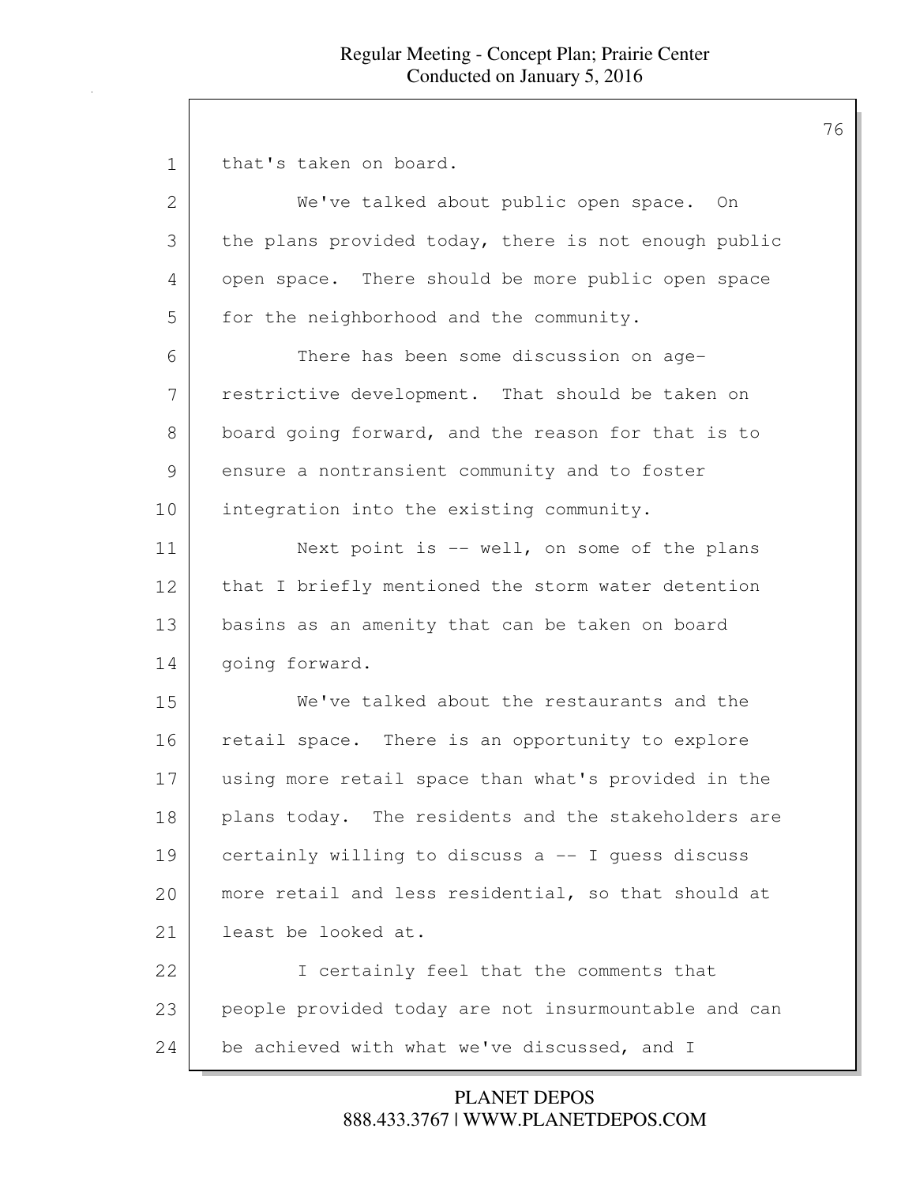that's taken on board.

We've talked about public open space. On the plans provided today, there is not enough public open space. There should be more public open space for the neighborhood and the community.

There has been some discussion on age-restrictive development. That should be taken on board going forward, and the reason for that is to ensure a nontransient community and to foster integration into the existing community.

Next point is -- well, on some of the plans that I briefly mentioned the storm water detention basins as an amenity that can be taken on board going forward.

We've talked about the restaurants and the retail space. There is an opportunity to explore using more retail space than what's provided in the plans today. The residents and the stakeholders are certainly willing to discuss a -- I guess discuss more retail and less residential, so that should at least be looked at.

I certainly feel that the comments that people provided today are not insurmountable and can be achieved with what we've discussed, and I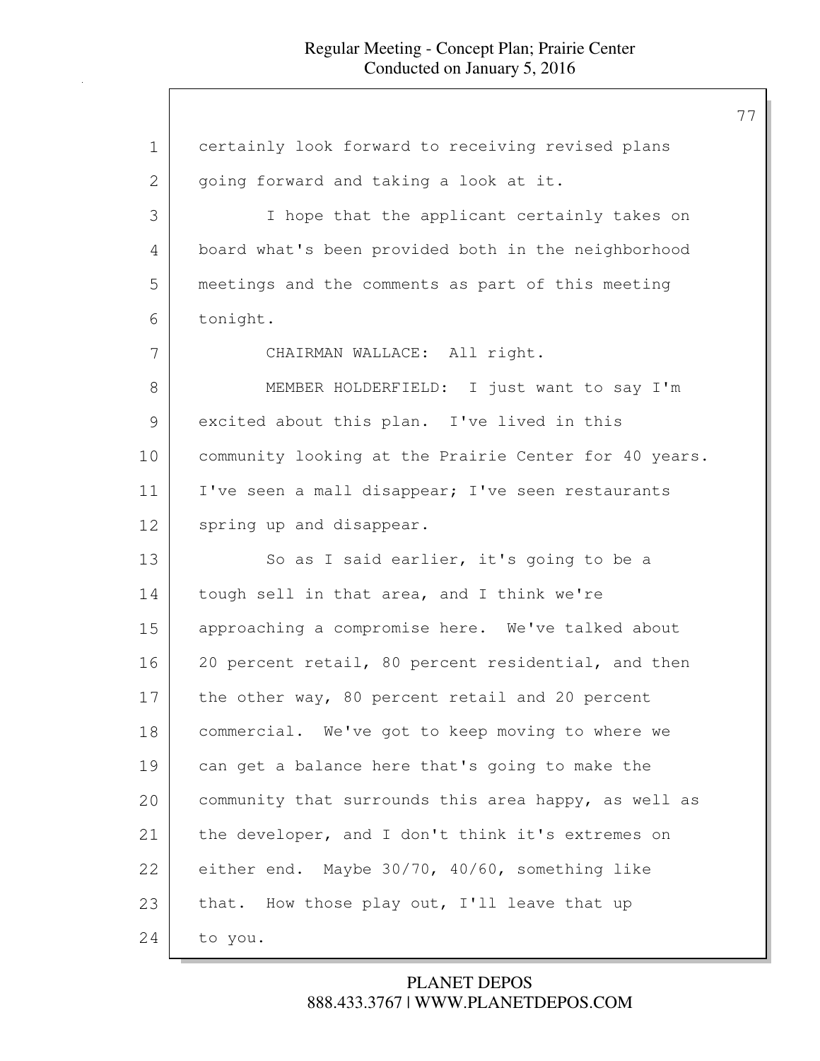certainly look forward to receiving revised plans going forward and taking a look at it.

I hope that the applicant certainly takes on board what's been provided both in the neighborhood meetings and the comments as part of this meeting tonight.

CHAIRMAN WALLACE: All right.

MEMBER HOLDERFIELD: I just want to say I'm excited about this plan. I've lived in this community looking at the Prairie Center for 40 years. I've seen a mall disappear; I've seen restaurants spring up and disappear.

So as I said earlier, it's going to be a tough sell in that area, and I think we're approaching a compromise here. We've talked about 20 percent retail, 80 percent residential, and then the other way, 80 percent retail and 20 percent commercial. We've got to keep moving to where we can get a balance here that's going to make the community that surrounds this area happy, as well as the developer, and I don't think it's extremes on either end. Maybe 30/70, 40/60, something like that. How those play out, I'll leave that up to you.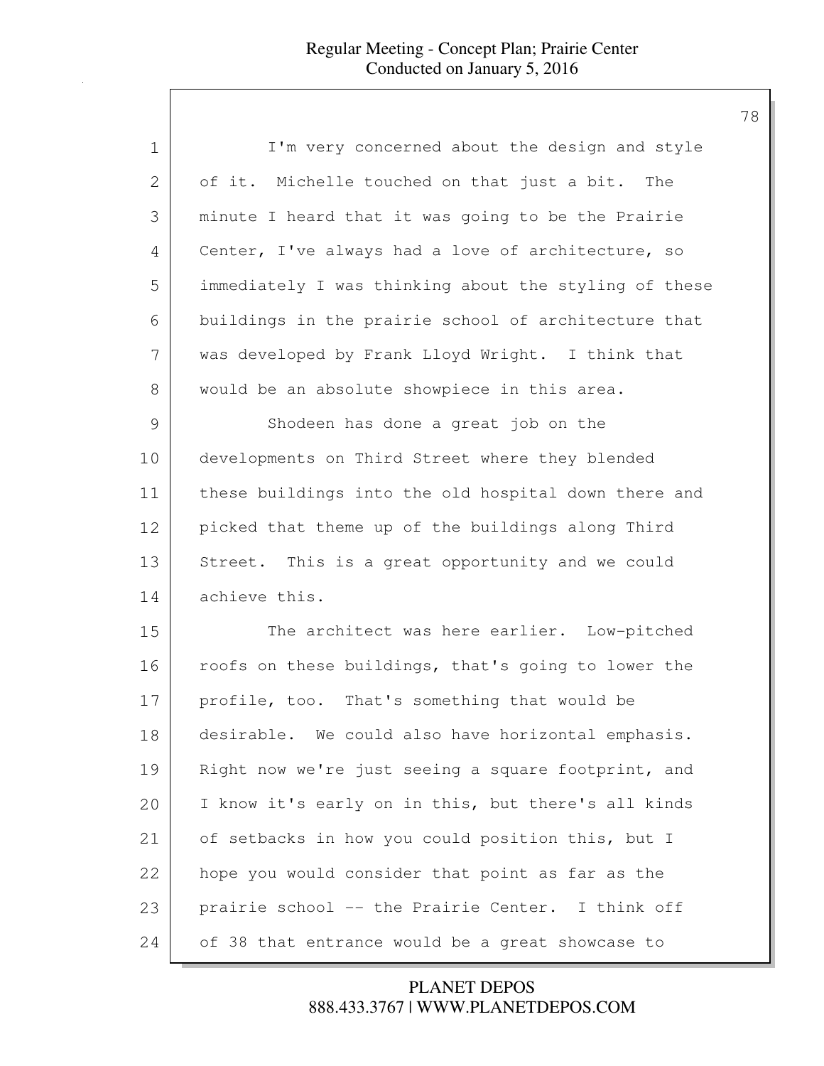I'm very concerned about the design and style of it. Michelle touched on that just a bit. The minute I heard that it was going to be the Prairie Center, I've always had a love of architecture, so immediately I was thinking about the styling of these buildings in the prairie school of architecture that was developed by Frank Lloyd Wright. I think that would be an absolute showpiece in this area.

Shodeen has done a great job on the developments on Third Street where they blended these buildings into the old hospital down there and picked that theme up of the buildings along Third Street. This is a great opportunity and we could achieve this.

The architect was here earlier. Low-pitched roofs on these buildings, that's going to lower the profile, too. That's something that would be desirable. We could also have horizontal emphasis. Right now we're just seeing a square footprint, and I know it's early on in this, but there's all kinds of setbacks in how you could position this, but I hope you would consider that point as far as the prairie school -- the Prairie Center. I think off of 38 that entrance would be a great showcase to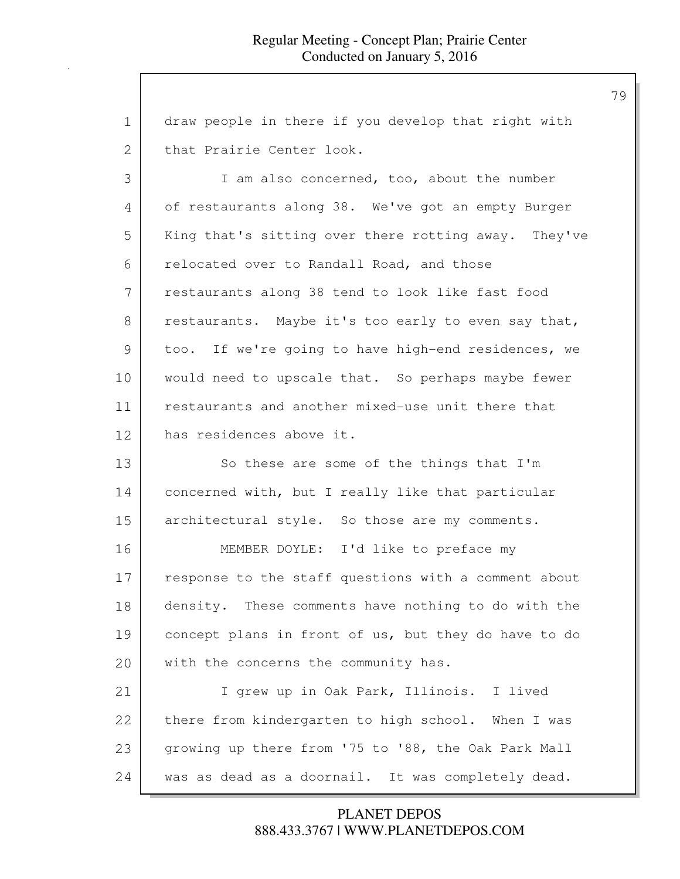draw people in there if you develop that right with that Prairie Center look.

I am also concerned, too, about the number of restaurants along 38. We've got an empty Burger King that's sitting over there rotting away. They've relocated over to Randall Road, and those restaurants along 38 tend to look like fast food restaurants. Maybe it's too early to even say that, too. If we're going to have high-end residences, we would need to upscale that. So perhaps maybe fewer restaurants and another mixed-use unit there that has residences above it.

So these are some of the things that I'm concerned with, but I really like that particular architectural style. So those are my comments.

MEMBER DOYLE: I'd like to preface my response to the staff questions with a comment about density. These comments have nothing to do with the concept plans in front of us, but they do have to do with the concerns the community has.

I grew up in Oak Park, Illinois. I lived there from kindergarten to high school. When I was growing up there from '75 to '88, the Oak Park Mall was as dead as a doornail. It was completely dead.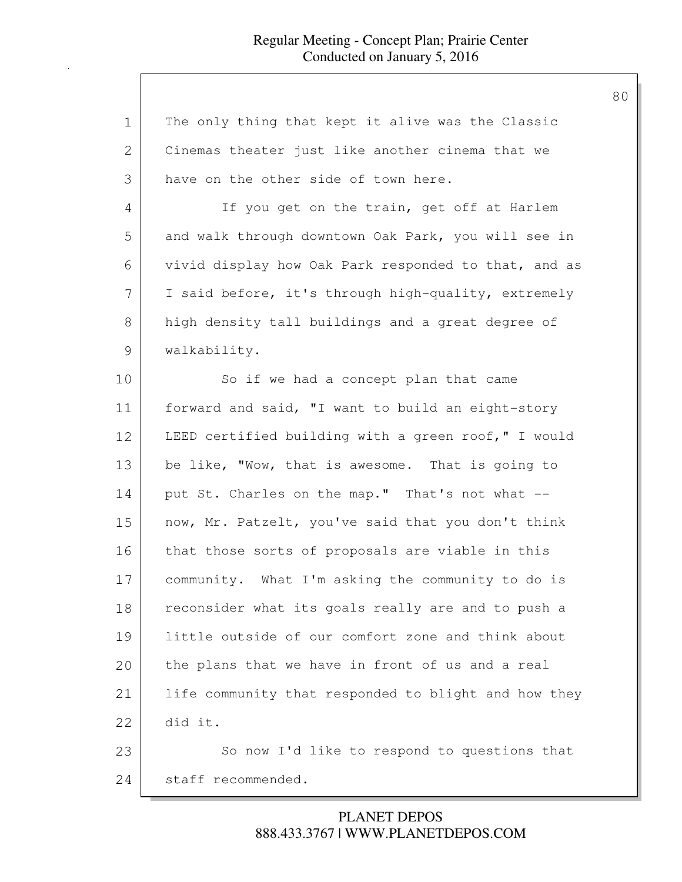The only thing that kept it alive was the Classic Cinemas theater just like another cinema that we have on the other side of town here.

If you get on the train, get off at Harlem and walk through downtown Oak Park, you will see in vivid display how Oak Park responded to that, and as I said before, it's through high-quality, extremely high density tall buildings and a great degree of walkability.

So if we had a concept plan that came forward and said, "I want to build an eight-story LEED certified building with a green roof," I would be like, "Wow, that is awesome. That is going to put St. Charles on the map." That's not what -- now, Mr. Patzelt, you've said that you don't think that those sorts of proposals are viable in this community. What I'm asking the community to do is reconsider what its goals really are and to push a little outside of our comfort zone and think about the plans that we have in front of us and a real life community that responded to blight and how they did it.

So now I'd like to respond to questions that staff recommended.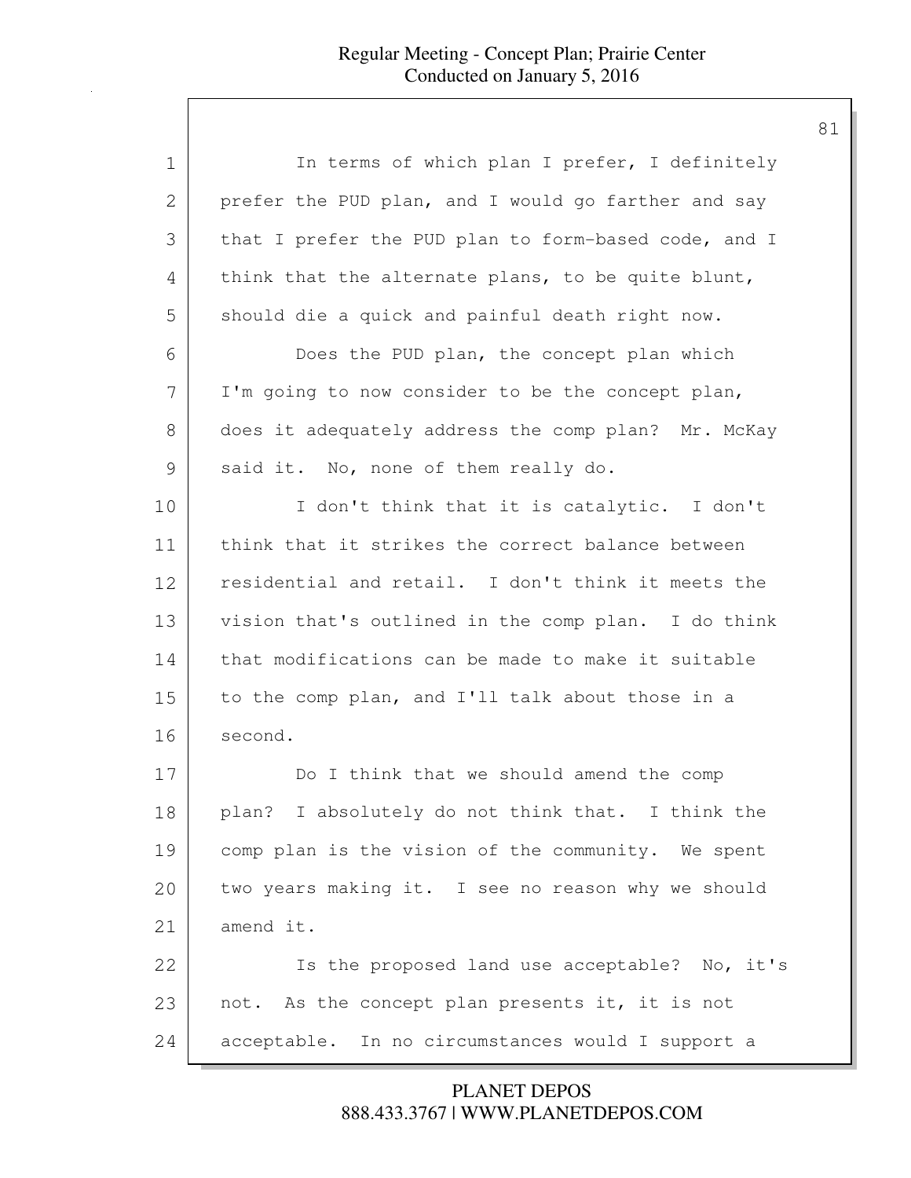In terms of which plan I prefer, I definitely prefer the PUD plan, and I would go farther and say that I prefer the PUD plan to form-based code, and I think that the alternate plans, to be quite blunt, should die a quick and painful death right now.

Does the PUD plan, the concept plan which I'm going to now consider to be the concept plan, does it adequately address the comp plan? Mr. McKay said it. No, none of them really do.

I don't think that it is catalytic. I don't think that it strikes the correct balance between residential and retail. I don't think it meets the vision that's outlined in the comp plan. I do think that modifications can be made to make it suitable to the comp plan, and I'll talk about those in a second.

Do I think that we should amend the comp plan? I absolutely do not think that. I think the comp plan is the vision of the community. We spent two years making it. I see no reason why we should amend it.

Is the proposed land use acceptable? No, it's not. As the concept plan presents it, it is not acceptable. In no circumstances would I support a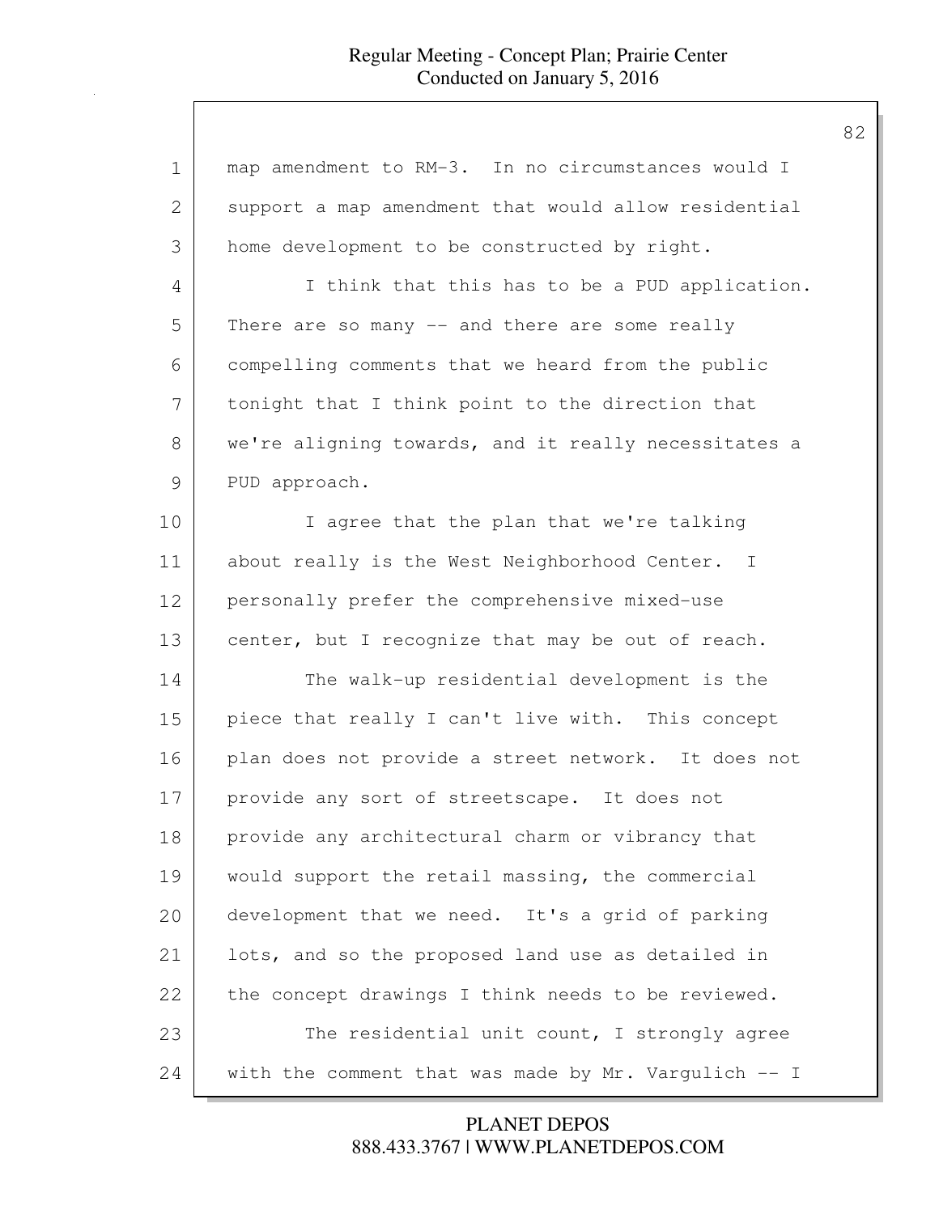map amendment to RM-3. In no circumstances would I support a map amendment that would allow residential home development to be constructed by right.

I think that this has to be a PUD application. There are so many -- and there are some really compelling comments that we heard from the public tonight that I think point to the direction that we're aligning towards, and it really necessitates a PUD approach.

I agree that the plan that we're talking about really is the West Neighborhood Center. I personally prefer the comprehensive mixed-use center, but I recognize that may be out of reach.

The walk-up residential development is the piece that really I can't live with. This concept plan does not provide a street network. It does not provide any sort of streetscape. It does not provide any architectural charm or vibrancy that would support the retail massing, the commercial development that we need. It's a grid of parking lots, and so the proposed land use as detailed in the concept drawings I think needs to be reviewed.

The residential unit count, I strongly agree with the comment that was made by Mr. Vargulich -- I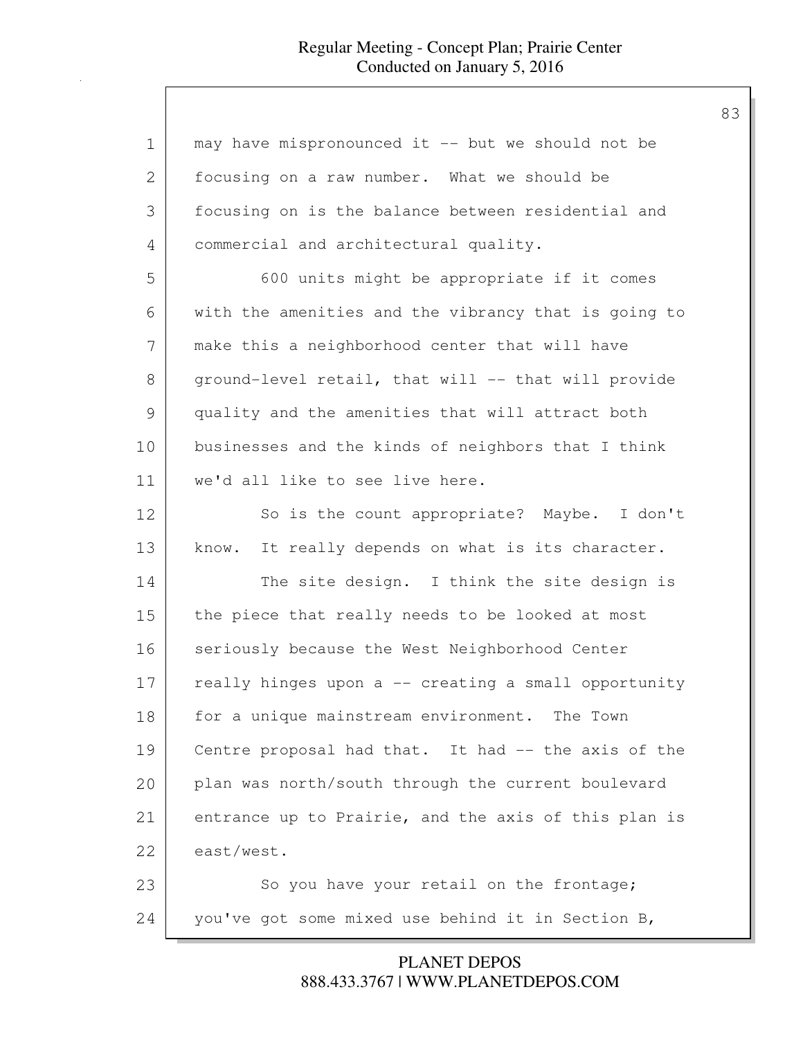may have mispronounced it -- but we should not be focusing on a raw number. What we should be focusing on is the balance between residential and commercial and architectural quality.

600 units might be appropriate if it comes with the amenities and the vibrancy that is going to make this a neighborhood center that will have ground-level retail, that will -- that will provide quality and the amenities that will attract both businesses and the kinds of neighbors that I think we'd all like to see live here.

So is the count appropriate? Maybe. I don't know. It really depends on what is its character.

The site design. I think the site design is the piece that really needs to be looked at most seriously because the West Neighborhood Center really hinges upon a -- creating a small opportunity for a unique mainstream environment. The Town Centre proposal had that. It had -- the axis of the plan was north/south through the current boulevard entrance up to Prairie, and the axis of this plan is east/west.

So you have your retail on the frontage; you've got some mixed use behind it in Section B,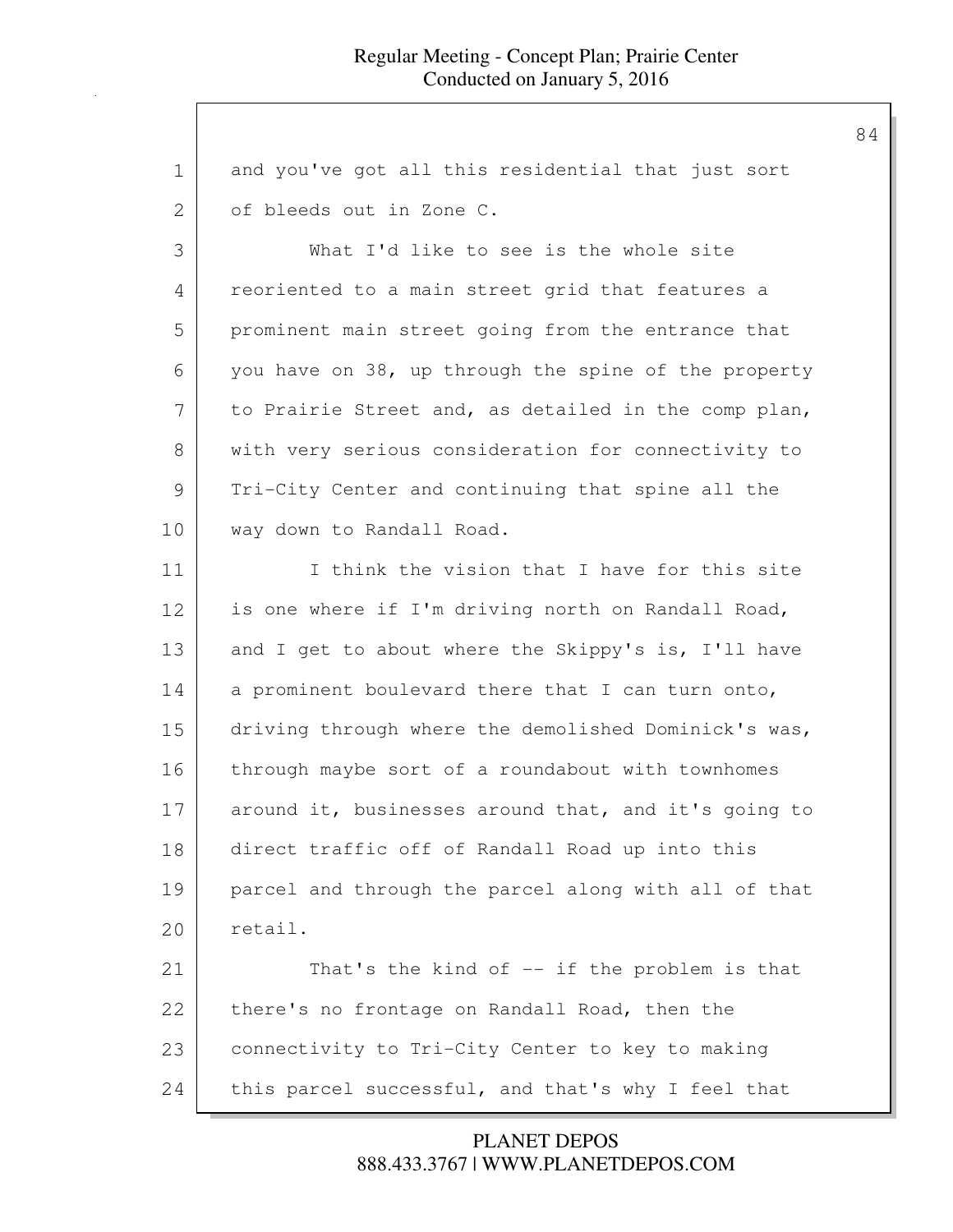and you've got all this residential that just sort of bleeds out in Zone C.

What I'd like to see is the whole site reoriented to a main street grid that features a prominent main street going from the entrance that you have on 38, up through the spine of the property to Prairie Street and, as detailed in the comp plan, with very serious consideration for connectivity to Tri-City Center and continuing that spine all the way down to Randall Road.

I think the vision that I have for this site is one where if I'm driving north on Randall Road, and I get to about where the Skippy's is, I'll have a prominent boulevard there that I can turn onto, driving through where the demolished Dominick's was, through maybe sort of a roundabout with townhomes around it, businesses around that, and it's going to direct traffic off of Randall Road up into this parcel and through the parcel along with all of that retail.

That's the kind of -- if the problem is that there's no frontage on Randall Road, then the connectivity to Tri-City Center to key to making this parcel successful, and that's why I feel that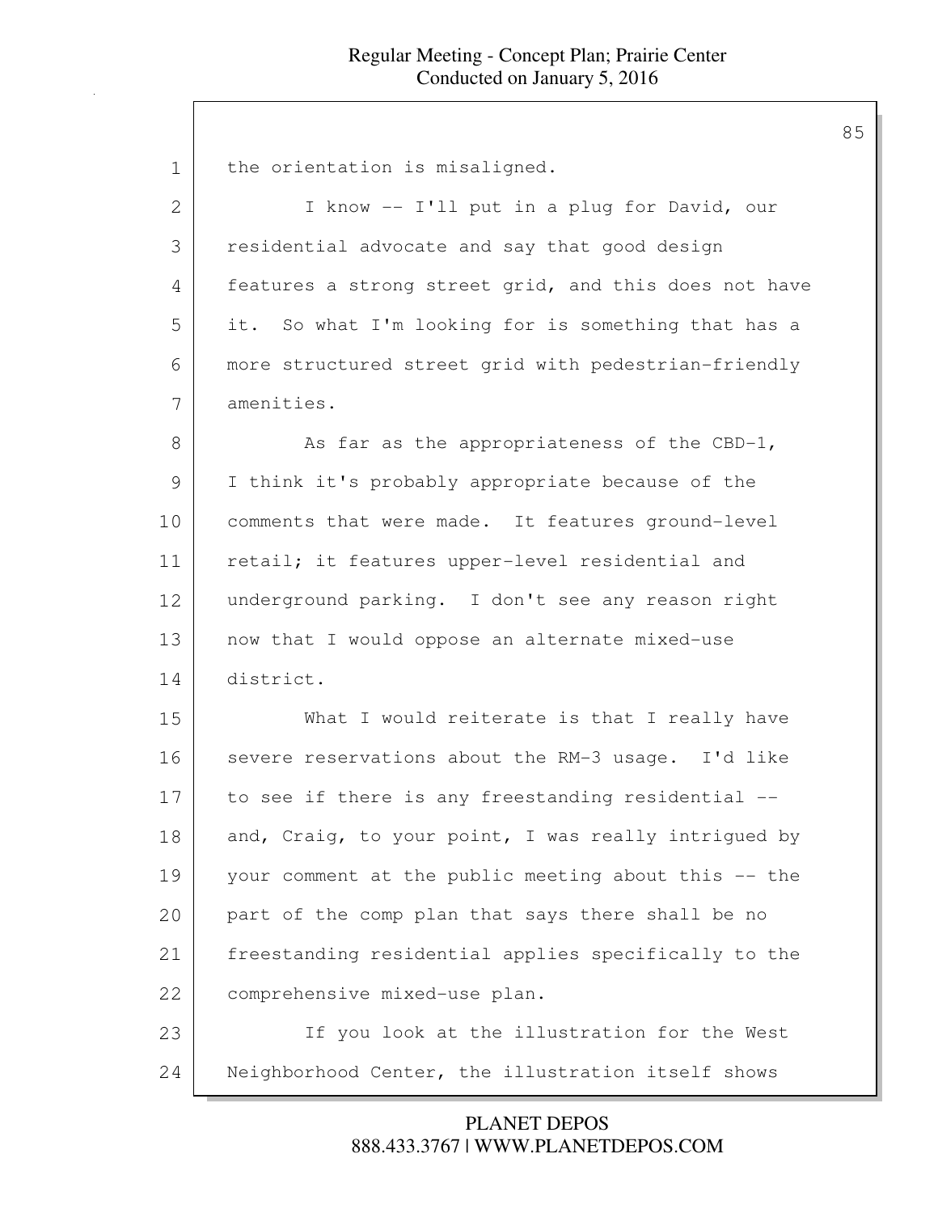the orientation is misaligned.

I know -- I'll put in a plug for David, our residential advocate and say that good design features a strong street grid, and this does not have it. So what I'm looking for is something that has a more structured street grid with pedestrian-friendly amenities.

As far as the appropriateness of the CBD-1, I think it's probably appropriate because of the comments that were made. It features ground-level retail; it features upper-level residential and underground parking. I don't see any reason right now that I would oppose an alternate mixed-use district.

What I would reiterate is that I really have severe reservations about the RM-3 usage. I'd like to see if there is any freestanding residential -- and, Craig, to your point, I was really intrigued by your comment at the public meeting about this -- the part of the comp plan that says there shall be no freestanding residential applies specifically to the comprehensive mixed-use plan.

If you look at the illustration for the West Neighborhood Center, the illustration itself shows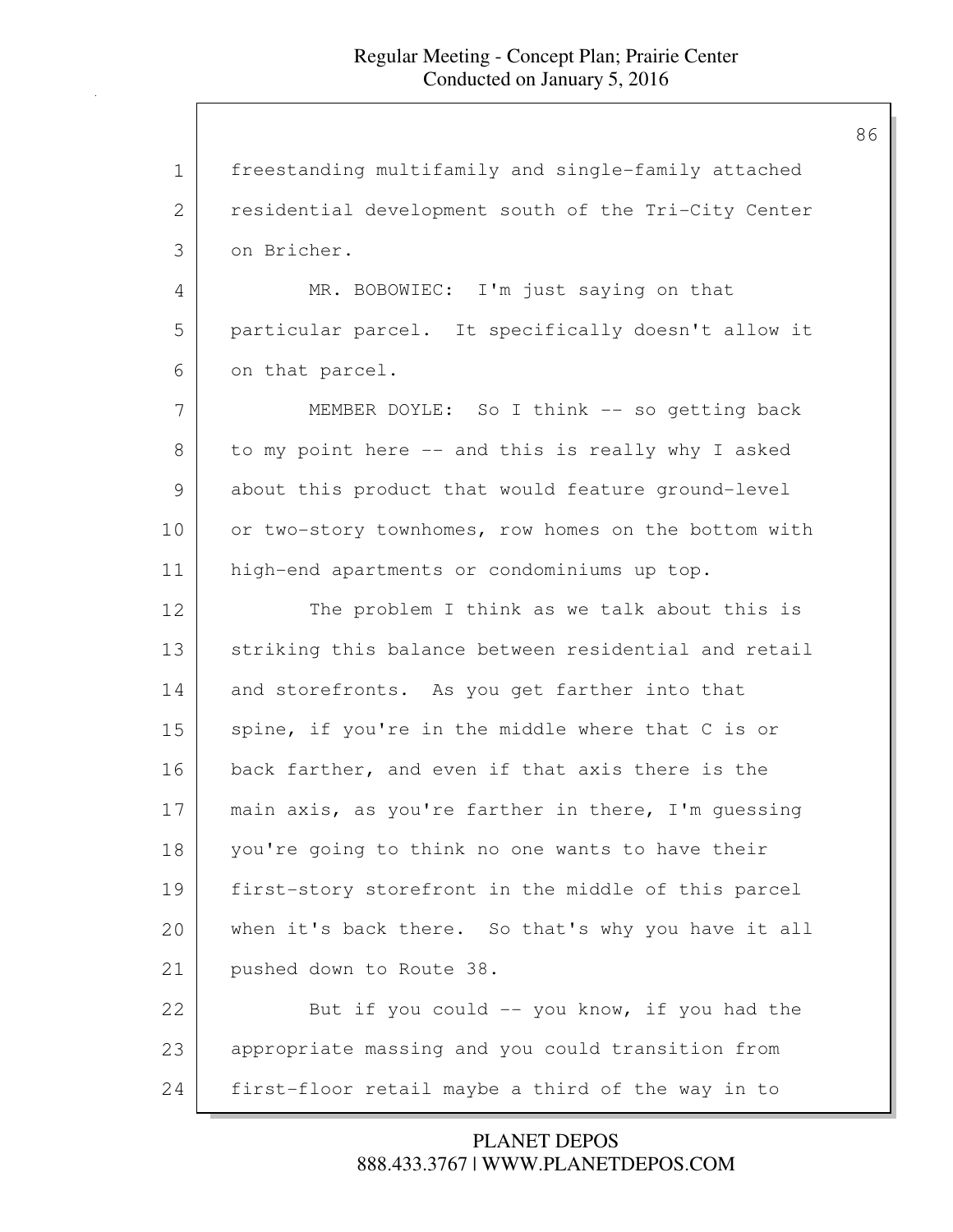freestanding multifamily and single-family attached residential development south of the Tri-City Center on Bricher.

MR. BOBOWIEC: I'm just saying on that particular parcel. It specifically doesn't allow it on that parcel.

MEMBER DOYLE: So I think -- so getting back to my point here -- and this is really why I asked about this product that would feature ground-level or two-story townhomes, row homes on the bottom with high-end apartments or condominiums up top.

The problem I think as we talk about this is striking this balance between residential and retail and storefronts. As you get farther into that spine, if you're in the middle where that C is or back farther, and even if that axis there is the main axis, as you're farther in there, I'm guessing you're going to think no one wants to have their first-story storefront in the middle of this parcel when it's back there. So that's why you have it all pushed down to Route 38.

But if you could -- you know, if you had the appropriate massing and you could transition from first-floor retail maybe a third of the way in to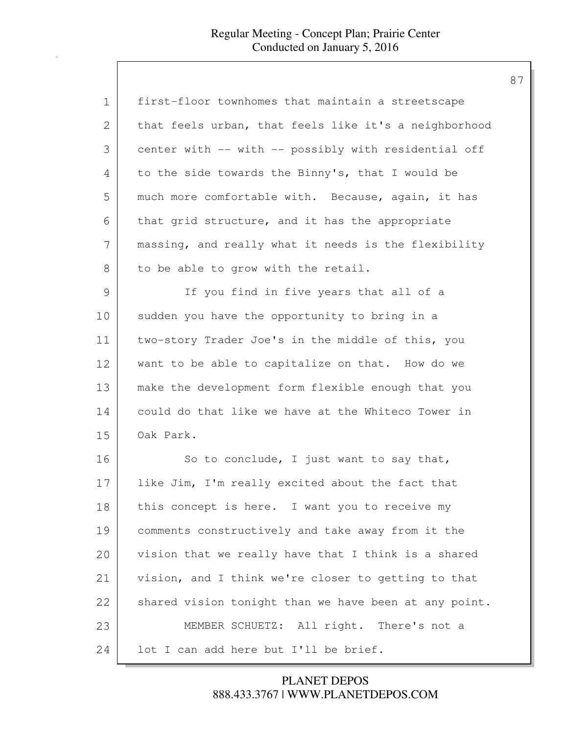first-floor townhomes that maintain a streetscape that feels urban, that feels like it's a neighborhood center with -- with -- possibly with residential off to the side towards the Binny's, that I would be much more comfortable with. Because, again, it has that grid structure, and it has the appropriate massing, and really what it needs is the flexibility to be able to grow with the retail.

If you find in five years that all of a sudden you have the opportunity to bring in a two-story Trader Joe's in the middle of this, you want to be able to capitalize on that. How do we make the development form flexible enough that you could do that like we have at the Whiteco Tower in Oak Park.

So to conclude, I just want to say that, like Jim, I'm really excited about the fact that this concept is here. I want you to receive my comments constructively and take away from it the vision that we really have that I think is a shared vision, and I think we're closer to getting to that shared vision tonight than we have been at any point.

MEMBER SCHUETZ: All right. There's not a lot I can add here but I'll be brief.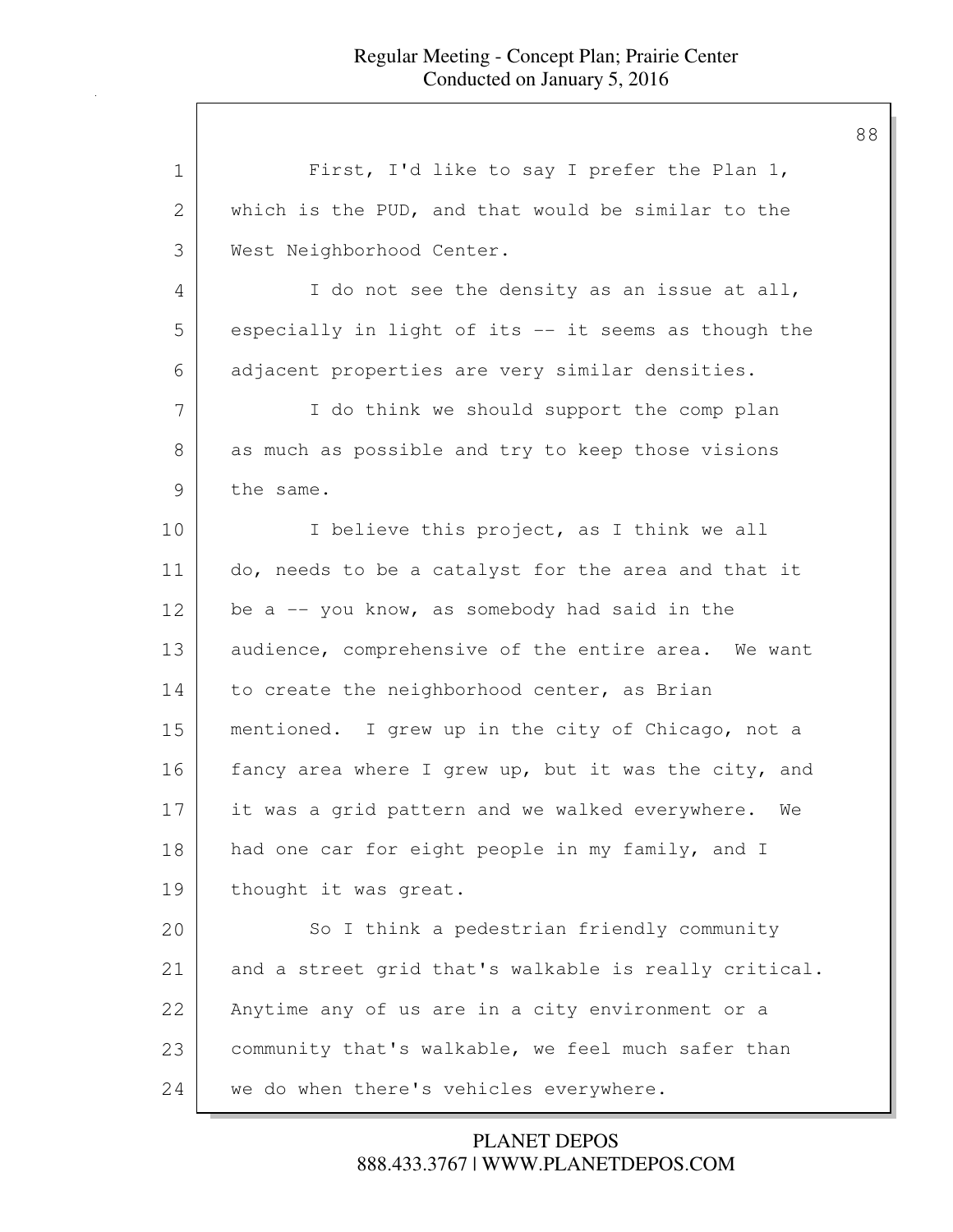First, I'd like to say I prefer the Plan 1, which is the PUD, and that would be similar to the West Neighborhood Center.

I do not see the density as an issue at all, especially in light of its -- it seems as though the adjacent properties are very similar densities.

I do think we should support the comp plan as much as possible and try to keep those visions the same.

I believe this project, as I think we all do, needs to be a catalyst for the area and that it be a -- you know, as somebody had said in the audience, comprehensive of the entire area. We want to create the neighborhood center, as Brian mentioned. I grew up in the city of Chicago, not a fancy area where I grew up, but it was the city, and it was a grid pattern and we walked everywhere. We had one car for eight people in my family, and I thought it was great.

So I think a pedestrian friendly community and a street grid that's walkable is really critical. Anytime any of us are in a city environment or a community that's walkable, we feel much safer than we do when there's vehicles everywhere.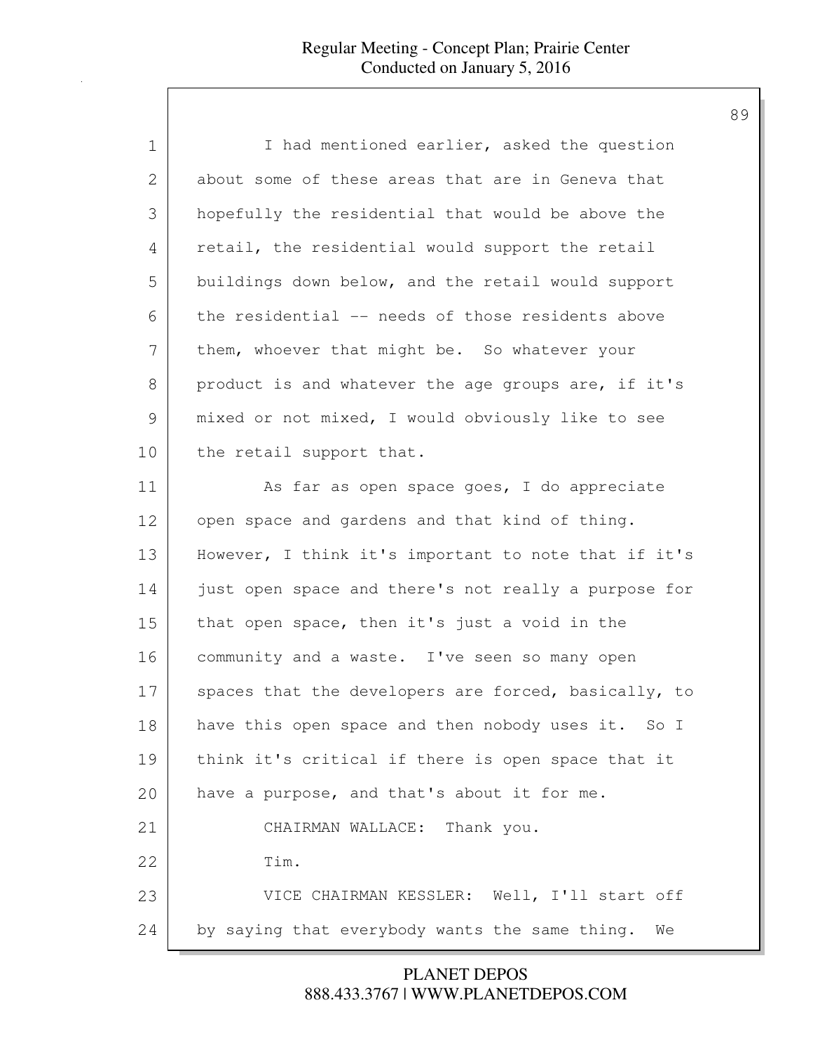I had mentioned earlier, asked the question about some of these areas that are in Geneva that hopefully the residential that would be above the retail, the residential would support the retail buildings down below, and the retail would support the residential -- needs of those residents above them, whoever that might be. So whatever your product is and whatever the age groups are, if it's mixed or not mixed, I would obviously like to see the retail support that.

As far as open space goes, I do appreciate open space and gardens and that kind of thing. However, I think it's important to note that if it's just open space and there's not really a purpose for that open space, then it's just a void in the community and a waste. I've seen so many open spaces that the developers are forced, basically, to have this open space and then nobody uses it. So I think it's critical if there is open space that it have a purpose, and that's about it for me.

CHAIRMAN WALLACE: Thank you.

Tim.

VICE CHAIRMAN KESSLER: Well, I'll start off by saying that everybody wants the same thing. We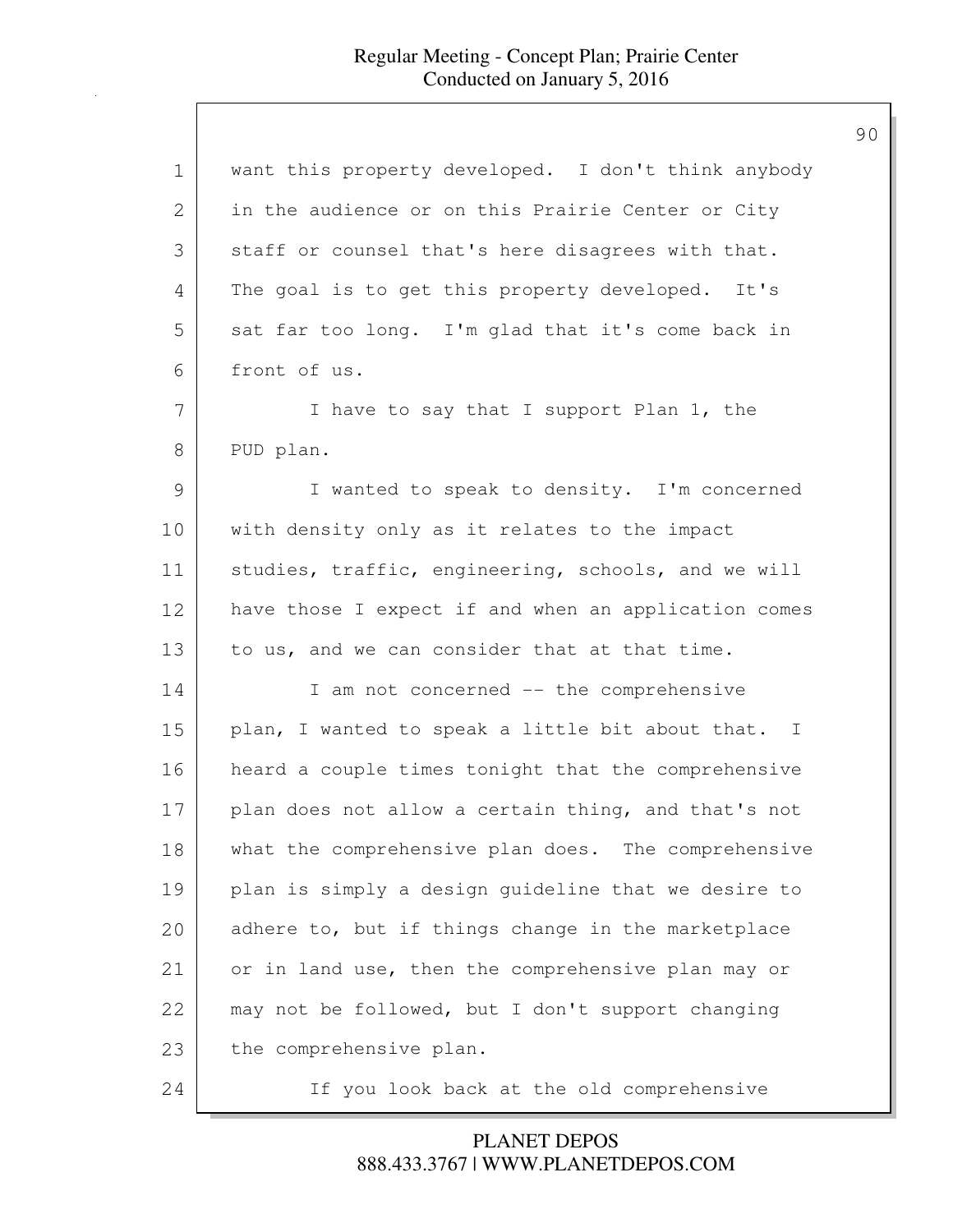want this property developed. I don't think anybody in the audience or on this Prairie Center or City staff or counsel that's here disagrees with that. The goal is to get this property developed. It's sat far too long. I'm glad that it's come back in front of us.

I have to say that I support Plan 1, the PUD plan.

I wanted to speak to density. I'm concerned with density only as it relates to the impact studies, traffic, engineering, schools, and we will have those I expect if and when an application comes to us, and we can consider that at that time.

I am not concerned -- the comprehensive plan, I wanted to speak a little bit about that. I heard a couple times tonight that the comprehensive plan does not allow a certain thing, and that's not what the comprehensive plan does. The comprehensive plan is simply a design guideline that we desire to adhere to, but if things change in the marketplace or in land use, then the comprehensive plan may or may not be followed, but I don't support changing the comprehensive plan.

If you look back at the old comprehensive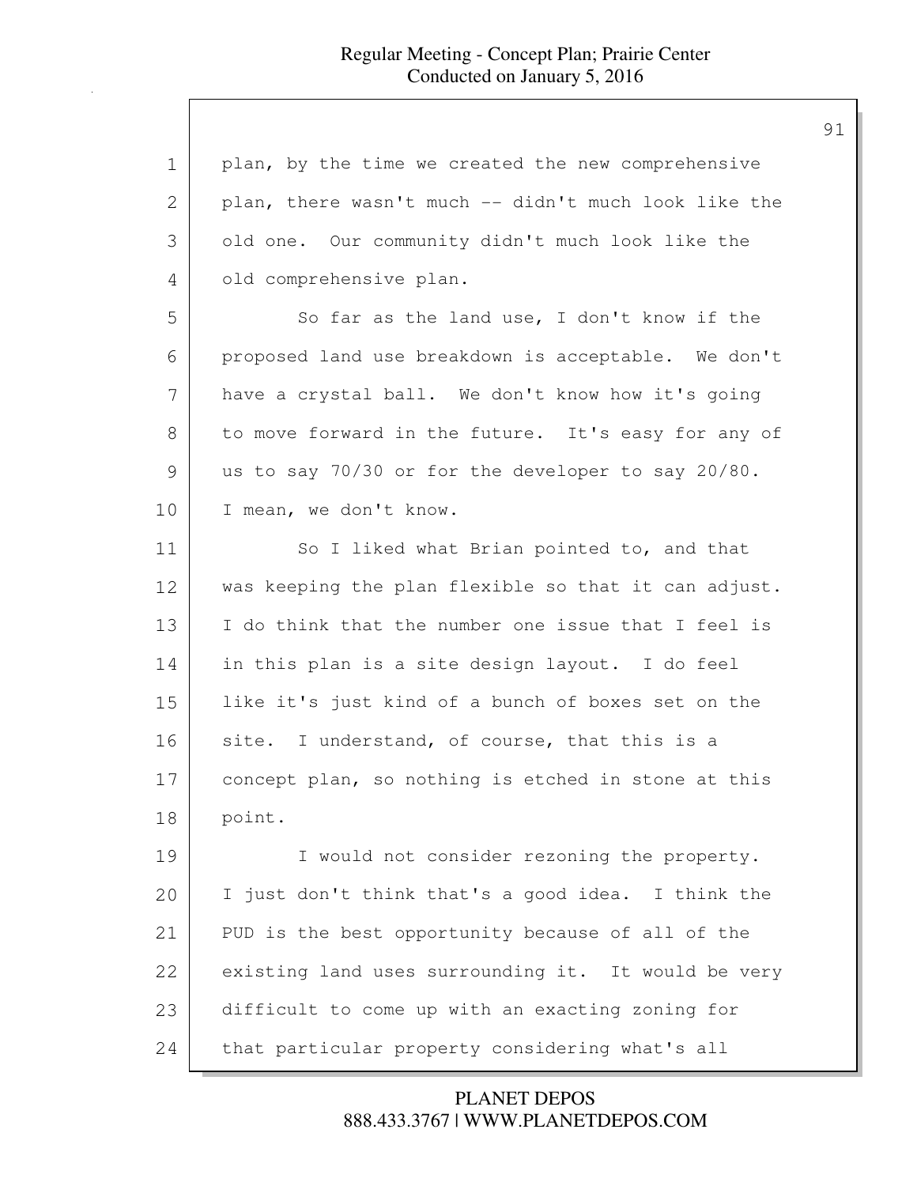plan, by the time we created the new comprehensive plan, there wasn't much -- didn't much look like the old one. Our community didn't much look like the old comprehensive plan.

So far as the land use, I don't know if the proposed land use breakdown is acceptable. We don't have a crystal ball. We don't know how it's going to move forward in the future. It's easy for any of us to say 70/30 or for the developer to say 20/80. I mean, we don't know.

So I liked what Brian pointed to, and that was keeping the plan flexible so that it can adjust. I do think that the number one issue that I feel is in this plan is a site design layout. I do feel like it's just kind of a bunch of boxes set on the site. I understand, of course, that this is a concept plan, so nothing is etched in stone at this point.

I would not consider rezoning the property. I just don't think that's a good idea. I think the PUD is the best opportunity because of all of the existing land uses surrounding it. It would be very difficult to come up with an exacting zoning for that particular property considering what's all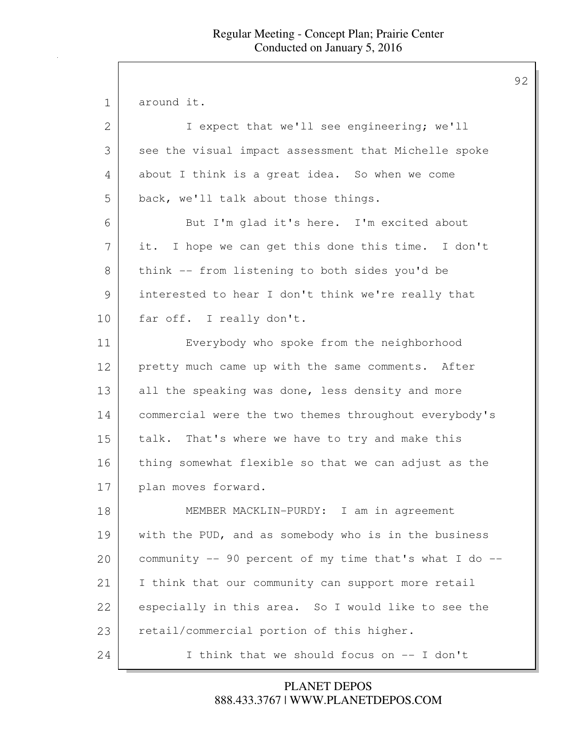around it.

I expect that we'll see engineering; we'll see the visual impact assessment that Michelle spoke about I think is a great idea. So when we come back, we'll talk about those things.

But I'm glad it's here. I'm excited about it. I hope we can get this done this time. I don't think -- from listening to both sides you'd be interested to hear I don't think we're really that far off. I really don't.

Everybody who spoke from the neighborhood pretty much came up with the same comments. After all the speaking was done, less density and more commercial were the two themes throughout everybody's talk. That's where we have to try and make this thing somewhat flexible so that we can adjust as the plan moves forward.

MEMBER MACKLIN-PURDY: I am in agreement with the PUD, and as somebody who is in the business community -- 90 percent of my time that's what I do -- I think that our community can support more retail especially in this area. So I would like to see the retail/commercial portion of this higher.

I think that we should focus on -- I don't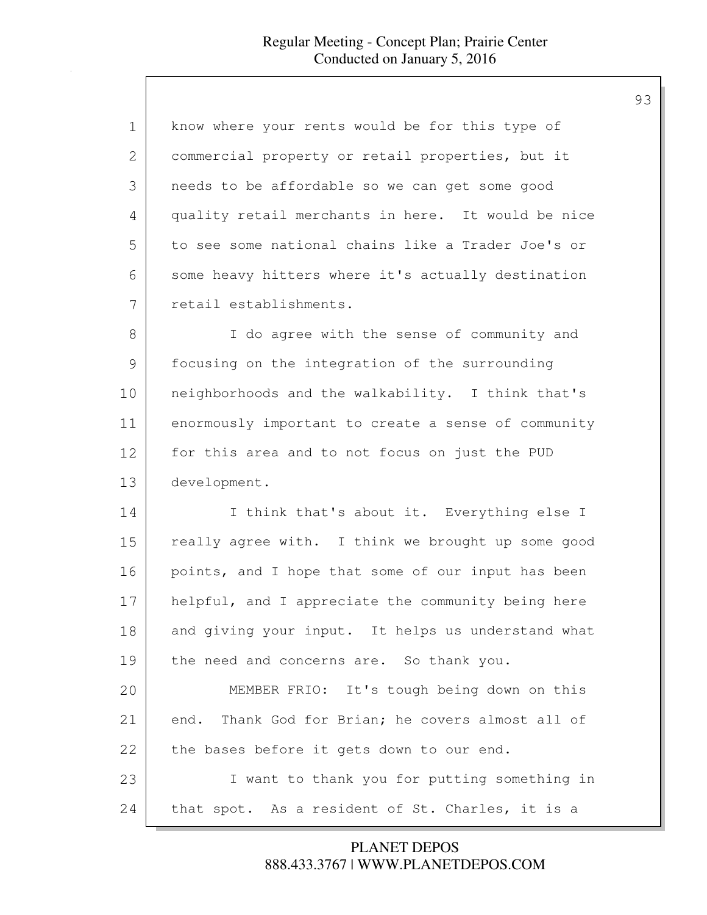know where your rents would be for this type of commercial property or retail properties, but it needs to be affordable so we can get some good quality retail merchants in here. It would be nice to see some national chains like a Trader Joe's or some heavy hitters where it's actually destination retail establishments.

I do agree with the sense of community and focusing on the integration of the surrounding neighborhoods and the walkability. I think that's enormously important to create a sense of community for this area and to not focus on just the PUD development.

I think that's about it. Everything else I really agree with. I think we brought up some good points, and I hope that some of our input has been helpful, and I appreciate the community being here and giving your input. It helps us understand what the need and concerns are. So thank you.

MEMBER FRIO: It's tough being down on this end. Thank God for Brian; he covers almost all of the bases before it gets down to our end.

I want to thank you for putting something in that spot. As a resident of St. Charles, it is a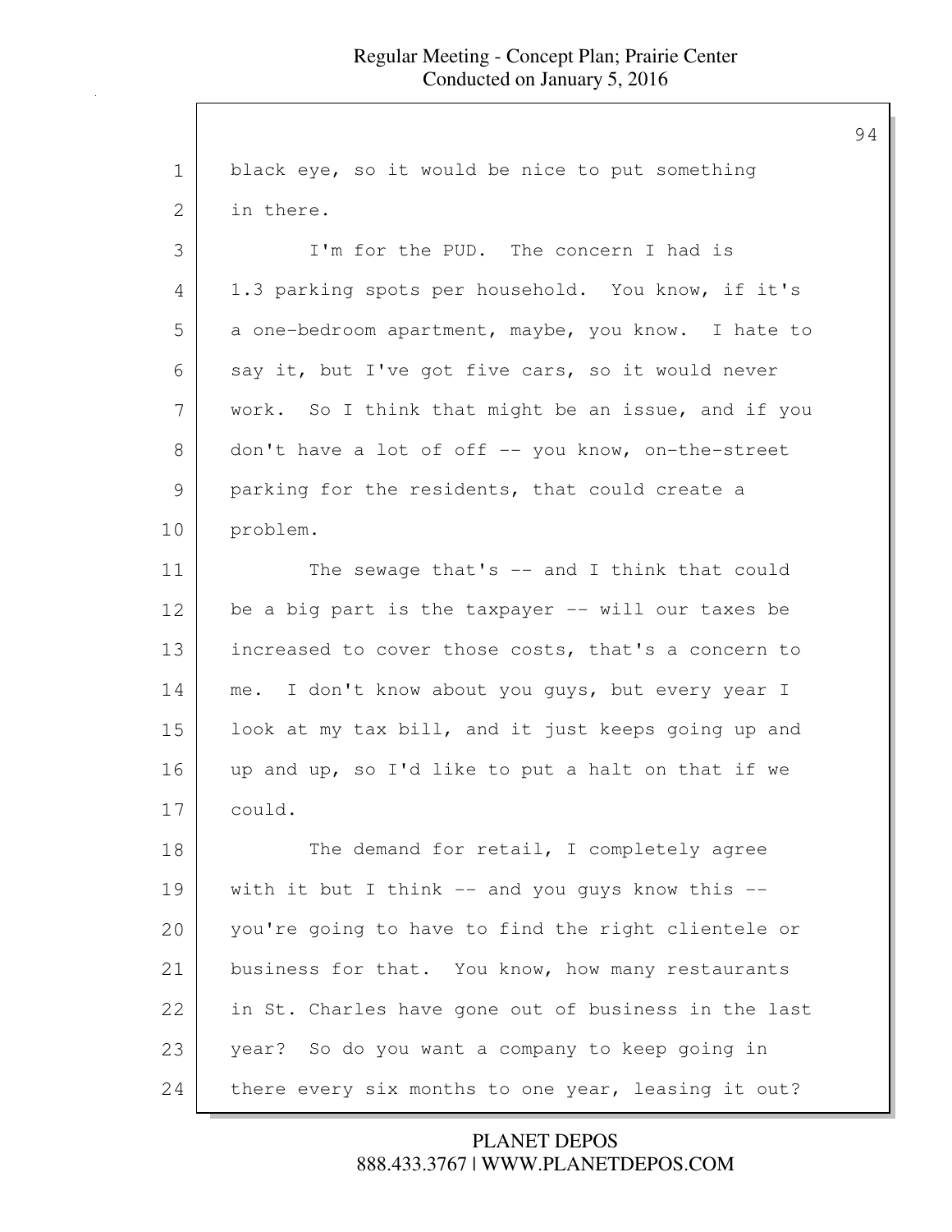black eye, so it would be nice to put something in there.

I'm for the PUD. The concern I had is 1.3 parking spots per household. You know, if it's a one-bedroom apartment, maybe, you know. I hate to say it, but I've got five cars, so it would never work. So I think that might be an issue, and if you don't have a lot of off -- you know, on-the-street parking for the residents, that could create a problem.

The sewage that's -- and I think that could be a big part is the taxpayer -- will our taxes be increased to cover those costs, that's a concern to me. I don't know about you guys, but every year I look at my tax bill, and it just keeps going up and up and up, so I'd like to put a halt on that if we could.

The demand for retail, I completely agree with it but I think -- and you guys know this -- you're going to have to find the right clientele or business for that. You know, how many restaurants in St. Charles have gone out of business in the last year? So do you want a company to keep going in there every six months to one year, leasing it out?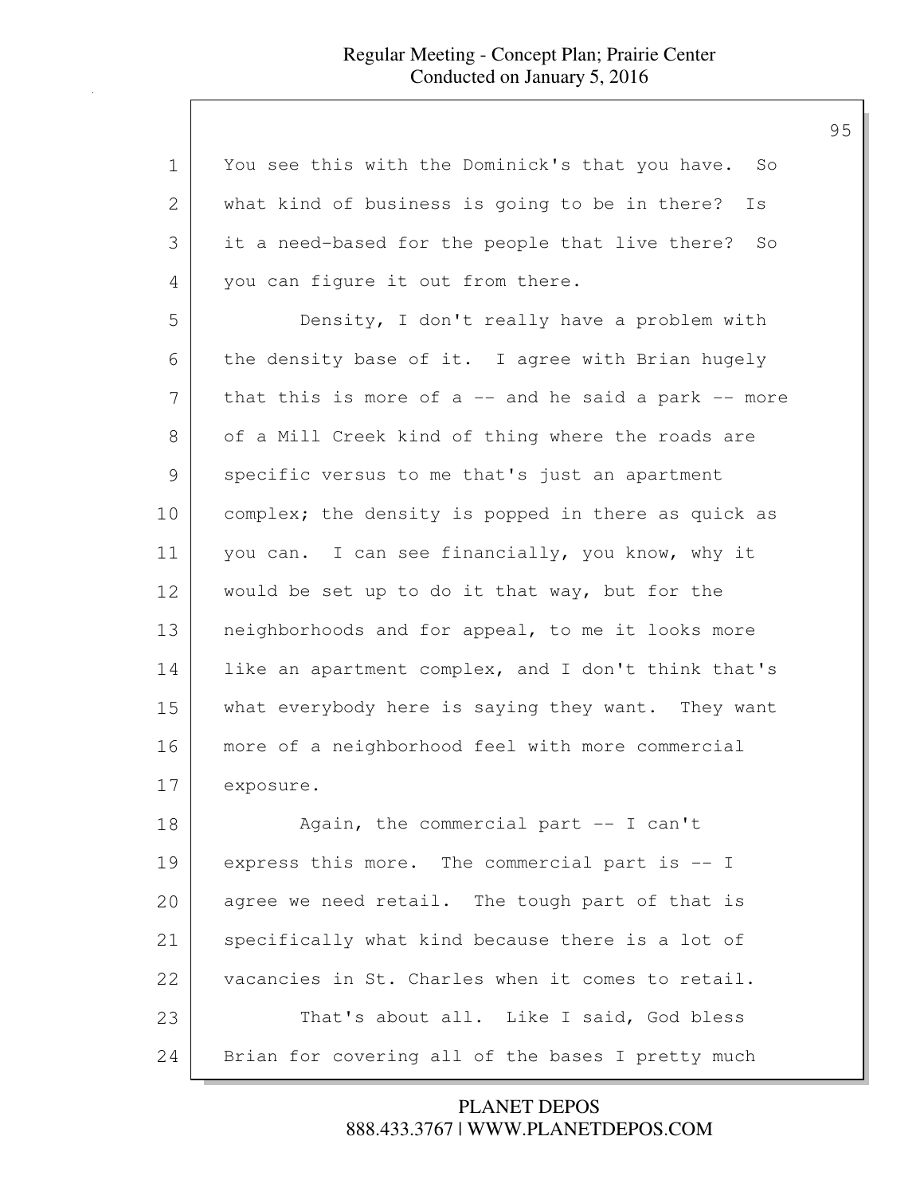You see this with the Dominick's that you have. So what kind of business is going to be in there? Is it a need-based for the people that live there? So you can figure it out from there.

Density, I don't really have a problem with the density base of it. I agree with Brian hugely that this is more of a -- and he said a park -- more of a Mill Creek kind of thing where the roads are specific versus to me that's just an apartment complex; the density is popped in there as quick as you can. I can see financially, you know, why it would be set up to do it that way, but for the neighborhoods and for appeal, to me it looks more like an apartment complex, and I don't think that's what everybody here is saying they want. They want more of a neighborhood feel with more commercial exposure.

Again, the commercial part -- I can't express this more. The commercial part is -- I agree we need retail. The tough part of that is specifically what kind because there is a lot of vacancies in St. Charles when it comes to retail.

That's about all. Like I said, God bless Brian for covering all of the bases I pretty much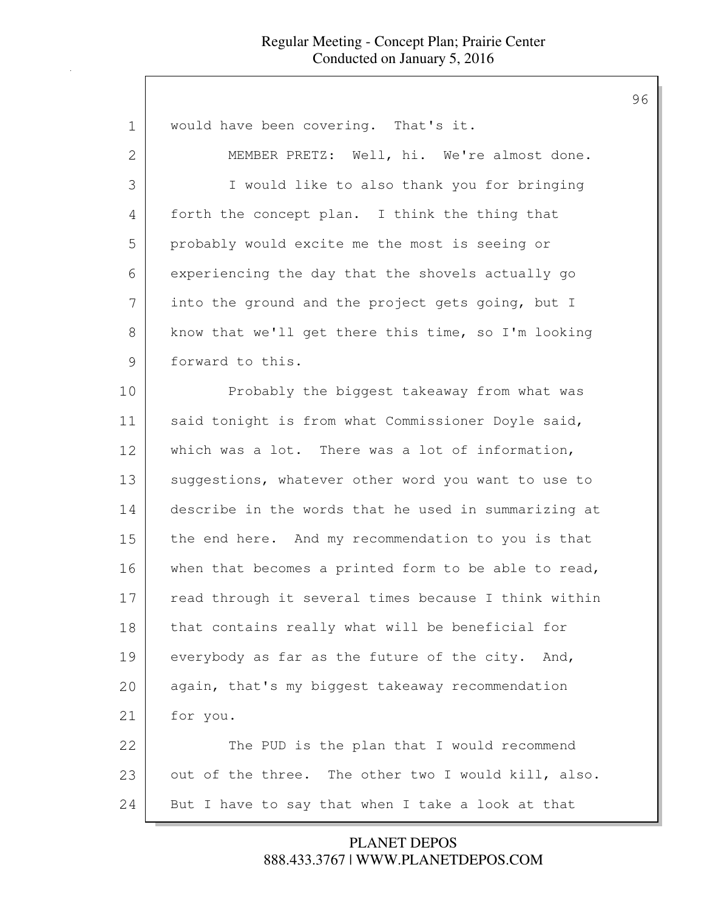would have been covering. That's it.

MEMBER PRETZ: Well, hi. We're almost done.

I would like to also thank you for bringing forth the concept plan. I think the thing that probably would excite me the most is seeing or experiencing the day that the shovels actually go into the ground and the project gets going, but I know that we'll get there this time, so I'm looking forward to this.

Probably the biggest takeaway from what was said tonight is from what Commissioner Doyle said, which was a lot. There was a lot of information, suggestions, whatever other word you want to use to describe in the words that he used in summarizing at the end here. And my recommendation to you is that when that becomes a printed form to be able to read, read through it several times because I think within that contains really what will be beneficial for everybody as far as the future of the city. And, again, that's my biggest takeaway recommendation for you.

The PUD is the plan that I would recommend out of the three. The other two I would kill, also. But I have to say that when I take a look at that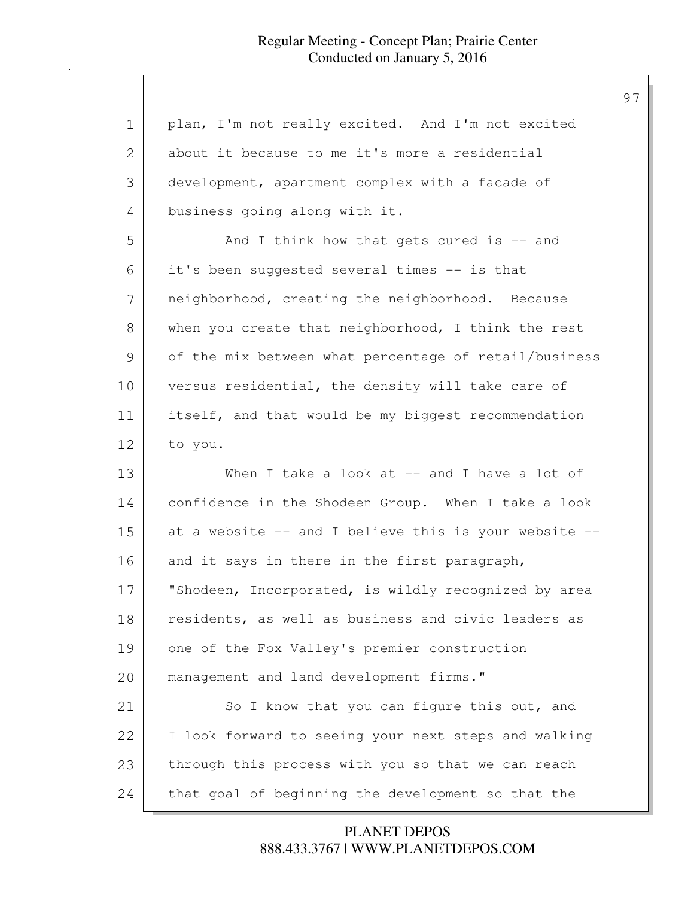plan, I'm not really excited. And I'm not excited about it because to me it's more a residential development, apartment complex with a facade of business going along with it.

And I think how that gets cured is -- and it's been suggested several times -- is that neighborhood, creating the neighborhood. Because when you create that neighborhood, I think the rest of the mix between what percentage of retail/business versus residential, the density will take care of itself, and that would be my biggest recommendation to you.

When I take a look at -- and I have a lot of confidence in the Shodeen Group. When I take a look at a website -- and I believe this is your website -- and it says in there in the first paragraph, "Shodeen, Incorporated, is wildly recognized by area residents, as well as business and civic leaders as one of the Fox Valley's premier construction management and land development firms."

So I know that you can figure this out, and I look forward to seeing your next steps and walking through this process with you so that we can reach that goal of beginning the development so that the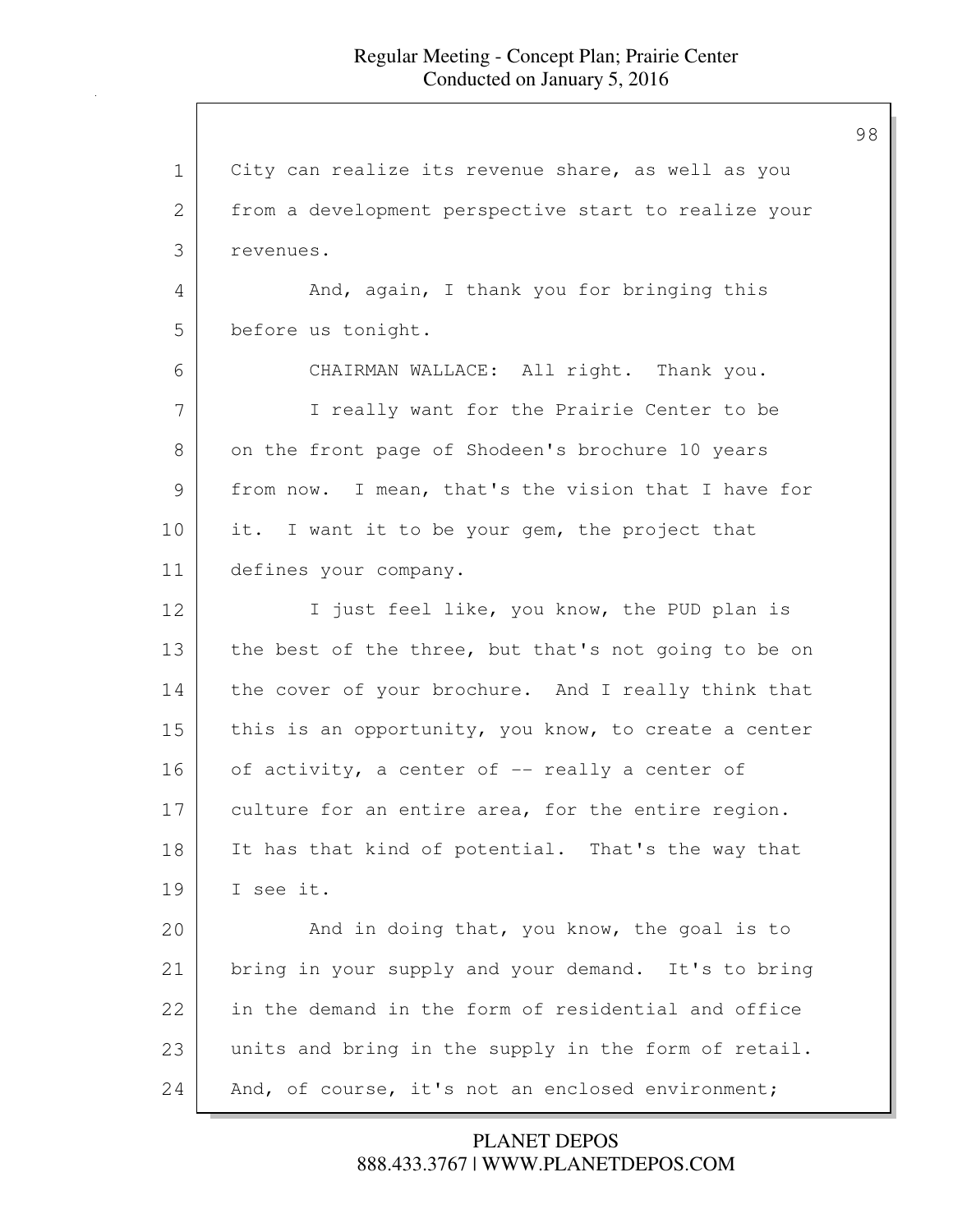City can realize its revenue share, as well as you from a development perspective start to realize your revenues.

And, again, I thank you for bringing this before us tonight.

CHAIRMAN WALLACE: All right. Thank you.

I really want for the Prairie Center to be on the front page of Shodeen's brochure 10 years from now. I mean, that's the vision that I have for it. I want it to be your gem, the project that defines your company.

I just feel like, you know, the PUD plan is the best of the three, but that's not going to be on the cover of your brochure. And I really think that this is an opportunity, you know, to create a center of activity, a center of -- really a center of culture for an entire area, for the entire region. It has that kind of potential. That's the way that I see it.

And in doing that, you know, the goal is to bring in your supply and your demand. It's to bring in the demand in the form of residential and office units and bring in the supply in the form of retail. And, of course, it's not an enclosed environment;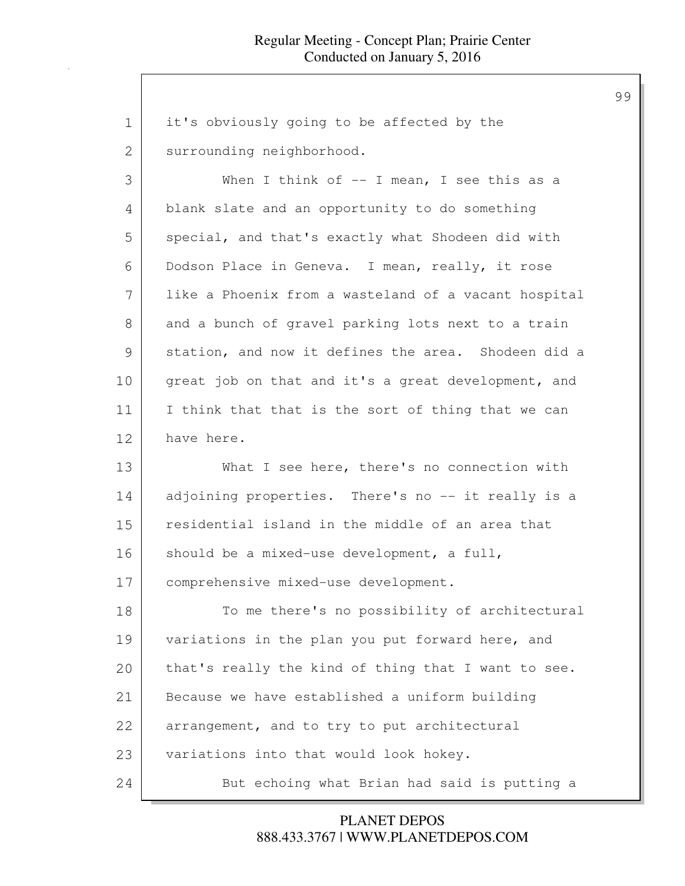it's obviously going to be affected by the surrounding neighborhood.

When I think of -- I mean, I see this as a blank slate and an opportunity to do something special, and that's exactly what Shodeen did with Dodson Place in Geneva. I mean, really, it rose like a Phoenix from a wasteland of a vacant hospital and a bunch of gravel parking lots next to a train station, and now it defines the area. Shodeen did a great job on that and it's a great development, and I think that that is the sort of thing that we can have here.

What I see here, there's no connection with adjoining properties. There's no -- it really is a residential island in the middle of an area that should be a mixed-use development, a full, comprehensive mixed-use development.

To me there's no possibility of architectural variations in the plan you put forward here, and that's really the kind of thing that I want to see. Because we have established a uniform building arrangement, and to try to put architectural variations into that would look hokey.

But echoing what Brian had said is putting a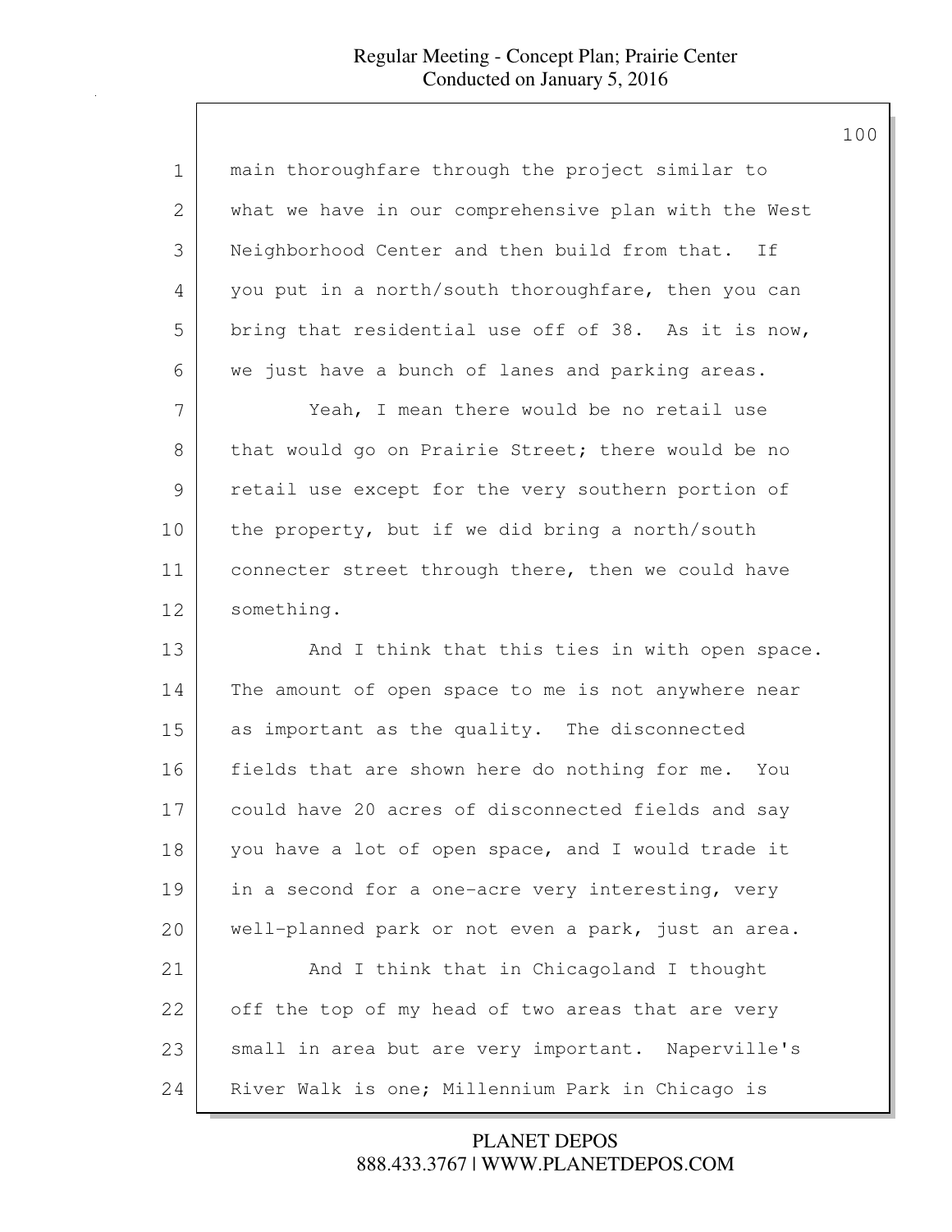main thoroughfare through the project similar to what we have in our comprehensive plan with the West Neighborhood Center and then build from that. If you put in a north/south thoroughfare, then you can bring that residential use off of 38. As it is now, we just have a bunch of lanes and parking areas.

Yeah, I mean there would be no retail use that would go on Prairie Street; there would be no retail use except for the very southern portion of the property, but if we did bring a north/south connecter street through there, then we could have something.

And I think that this ties in with open space. The amount of open space to me is not anywhere near as important as the quality. The disconnected fields that are shown here do nothing for me. You could have 20 acres of disconnected fields and say you have a lot of open space, and I would trade it in a second for a one-acre very interesting, very well-planned park or not even a park, just an area.

And I think that in Chicagoland I thought off the top of my head of two areas that are very small in area but are very important. Naperville's River Walk is one; Millennium Park in Chicago is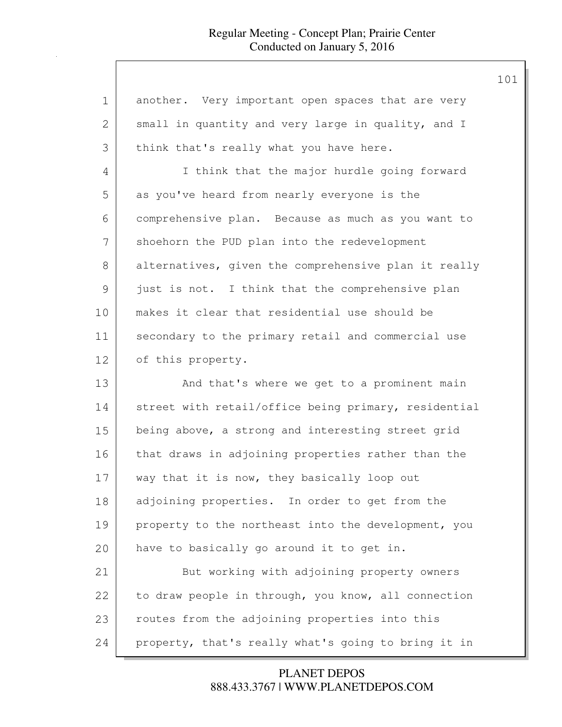another. Very important open spaces that are very small in quantity and very large in quality, and I think that's really what you have here.

I think that the major hurdle going forward as you've heard from nearly everyone is the comprehensive plan. Because as much as you want to shoehorn the PUD plan into the redevelopment alternatives, given the comprehensive plan it really just is not. I think that the comprehensive plan makes it clear that residential use should be secondary to the primary retail and commercial use of this property.

And that's where we get to a prominent main street with retail/office being primary, residential being above, a strong and interesting street grid that draws in adjoining properties rather than the way that it is now, they basically loop out adjoining properties. In order to get from the property to the northeast into the development, you have to basically go around it to get in.

But working with adjoining property owners to draw people in through, you know, all connection routes from the adjoining properties into this property, that's really what's going to bring it in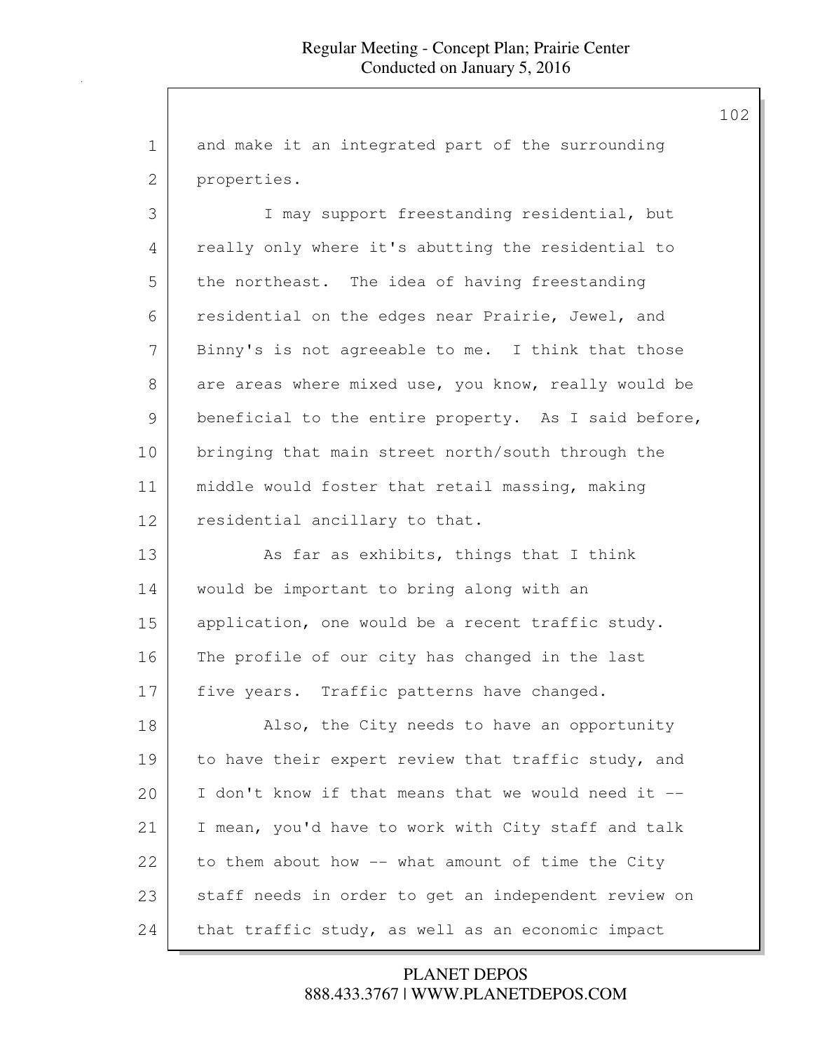and make it an integrated part of the surrounding properties.

I may support freestanding residential, but really only where it's abutting the residential to the northeast. The idea of having freestanding residential on the edges near Prairie, Jewel, and Binny's is not agreeable to me. I think that those are areas where mixed use, you know, really would be beneficial to the entire property. As I said before, bringing that main street north/south through the middle would foster that retail massing, making residential ancillary to that.

As far as exhibits, things that I think would be important to bring along with an application, one would be a recent traffic study. The profile of our city has changed in the last five years. Traffic patterns have changed.

Also, the City needs to have an opportunity to have their expert review that traffic study, and I don't know if that means that we would need it -- I mean, you'd have to work with City staff and talk to them about how -- what amount of time the City staff needs in order to get an independent review on that traffic study, as well as an economic impact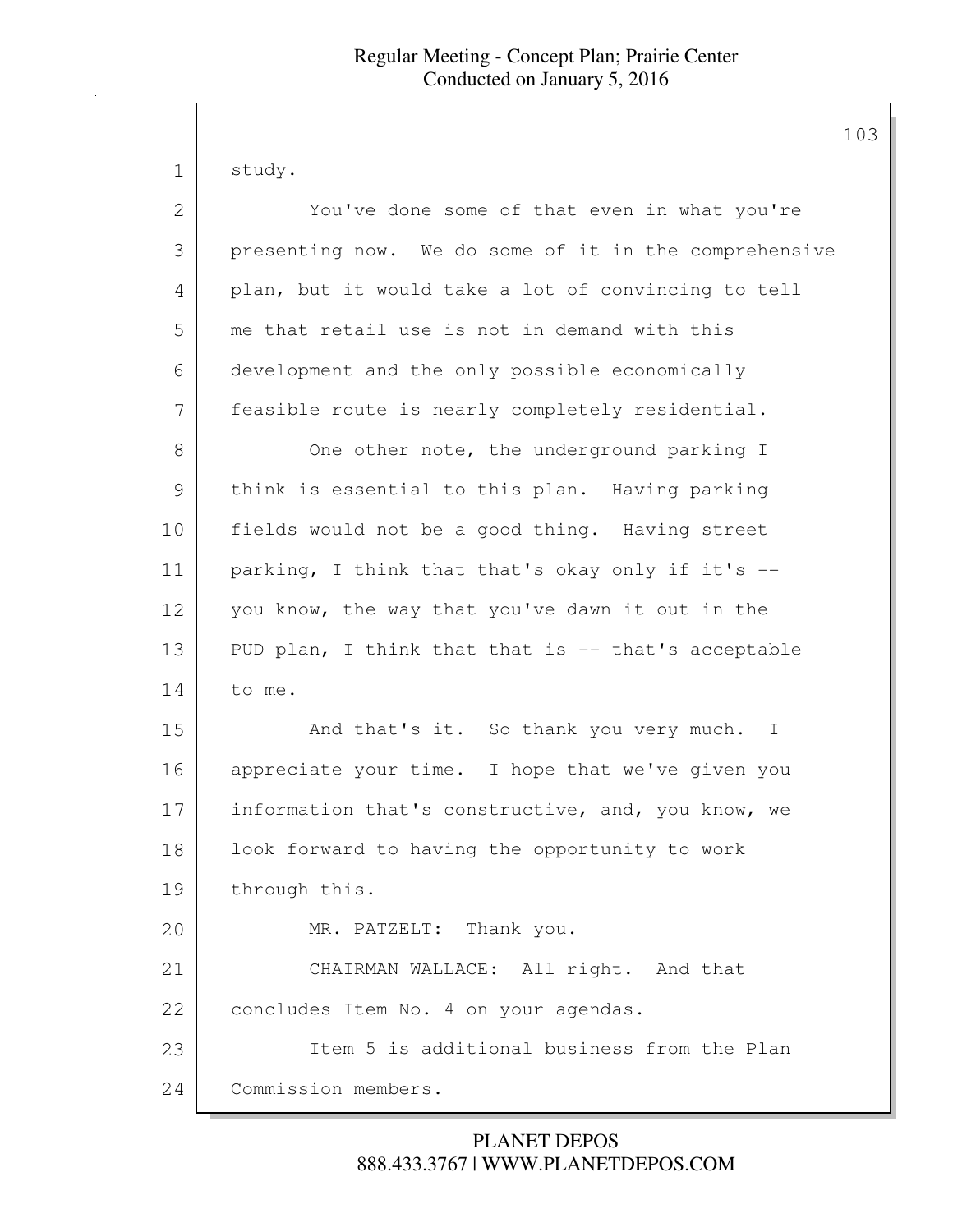study.

You've done some of that even in what you're presenting now. We do some of it in the comprehensive plan, but it would take a lot of convincing to tell me that retail use is not in demand with this development and the only possible economically feasible route is nearly completely residential.

One other note, the underground parking I think is essential to this plan. Having parking fields would not be a good thing. Having street parking, I think that that's okay only if it's -- you know, the way that you've dawn it out in the PUD plan, I think that that is -- that's acceptable to me.

And that's it. So thank you very much. I appreciate your time. I hope that we've given you information that's constructive, and, you know, we look forward to having the opportunity to work through this.

MR. PATZELT: Thank you.

CHAIRMAN WALLACE: All right. And that concludes Item No. 4 on your agendas.

Item 5 is additional business from the Plan Commission members.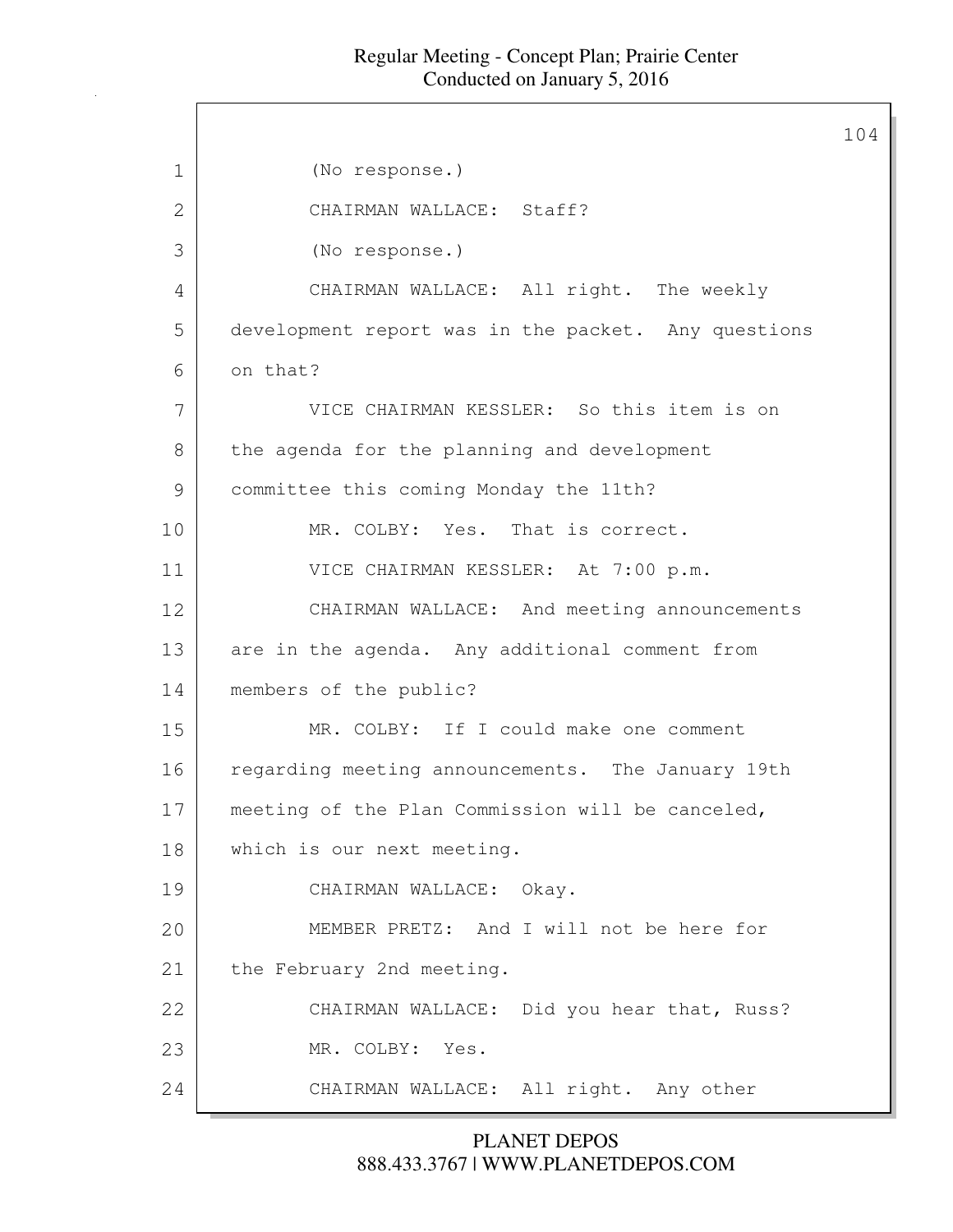(No response.)

CHAIRMAN WALLACE: Staff?

(No response.)

CHAIRMAN WALLACE: All right. The weekly development report was in the packet. Any questions on that?

VICE CHAIRMAN KESSLER: So this item is on the agenda for the planning and development committee this coming Monday the 11th?

MR. COLBY: Yes. That is correct.

VICE CHAIRMAN KESSLER: At 7:00 p.m.

CHAIRMAN WALLACE: And meeting announcements are in the agenda. Any additional comment from members of the public?

MR. COLBY: If I could make one comment regarding meeting announcements. The January 19th meeting of the Plan Commission will be canceled, which is our next meeting.

CHAIRMAN WALLACE: Okay.

MEMBER PRETZ: And I will not be here for the February 2nd meeting.

CHAIRMAN WALLACE: Did you hear that, Russ?

MR. COLBY: Yes.

CHAIRMAN WALLACE: All right. Any other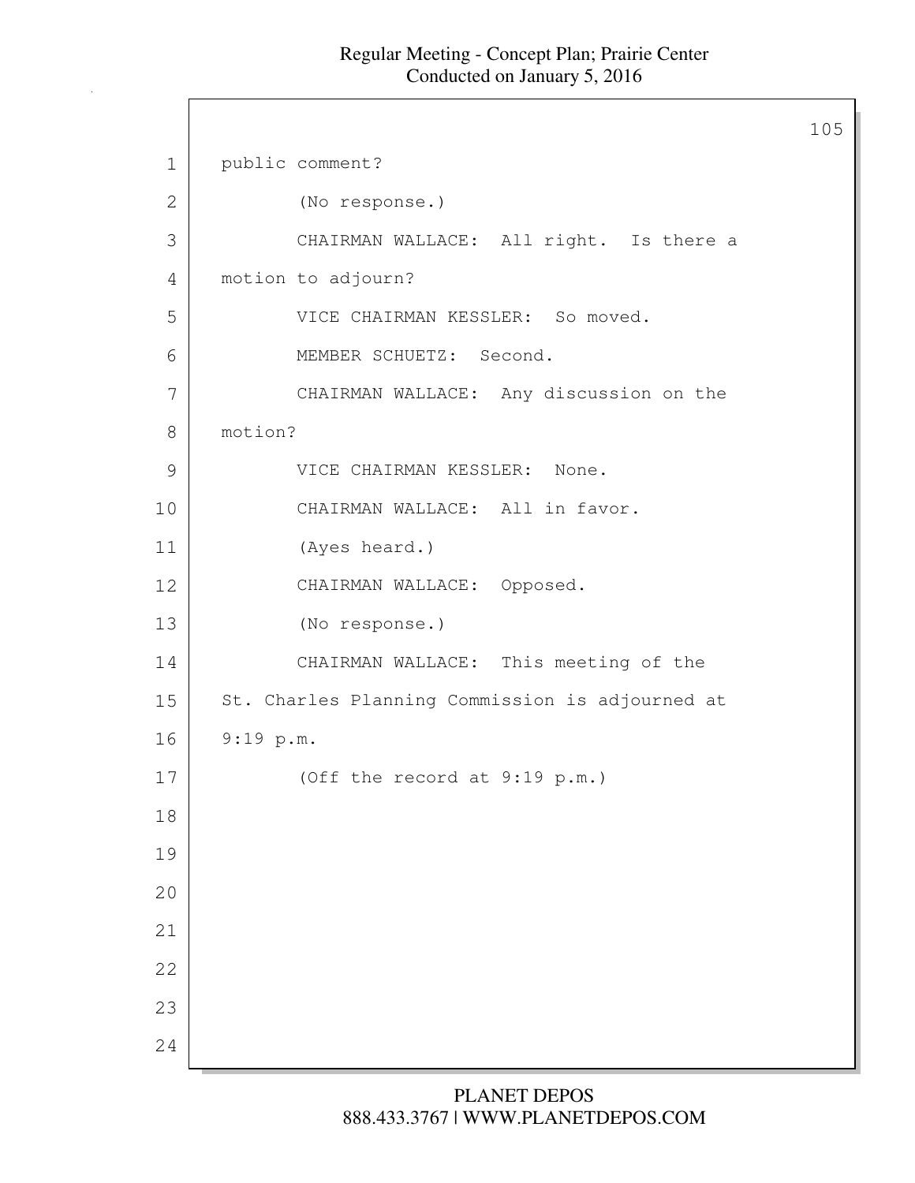public comment?

(No response.)

CHAIRMAN WALLACE: All right. Is there a motion to adjourn?

VICE CHAIRMAN KESSLER: So moved.

MEMBER SCHUETZ: Second.

CHAIRMAN WALLACE: Any discussion on the motion?

VICE CHAIRMAN KESSLER: None.

CHAIRMAN WALLACE: All in favor.

(Ayes heard.)

CHAIRMAN WALLACE: Opposed.

(No response.)

CHAIRMAN WALLACE: This meeting of the St. Charles Planning Commission is adjourned at 9:19 p.m.

(Off the record at 9:19 p.m.)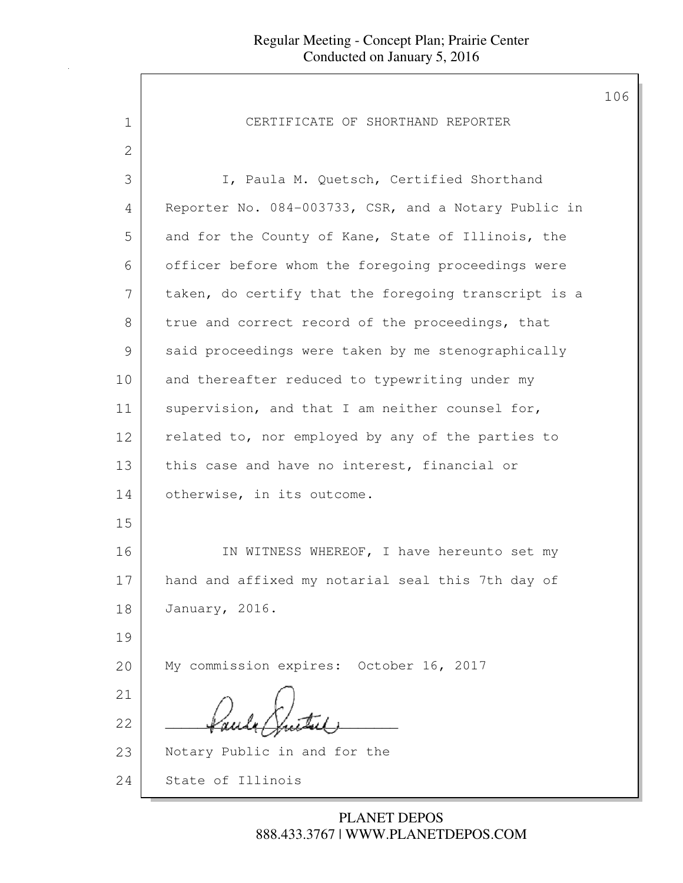# CERTIFICATE OF SHORTHAND REPORTER

I, Paula M. Quetsch, Certified Shorthand Reporter No. 084-003733, CSR, and a Notary Public in and for the County of Kane, State of Illinois, the officer before whom the foregoing proceedings were taken, do certify that the foregoing transcript is a true and correct record of the proceedings, that said proceedings were taken by me stenographically and thereafter reduced to typewriting under my supervision, and that I am neither counsel for, related to, nor employed by any of the parties to this case and have no interest, financial or otherwise, in its outcome.

IN WITNESS WHEREOF, I have hereunto set my hand and affixed my notarial seal this 7th day of January, 2016.

My commission expires: October 16, 2017

Paula Quetsch

Notary Public in and for the

State of Illinois